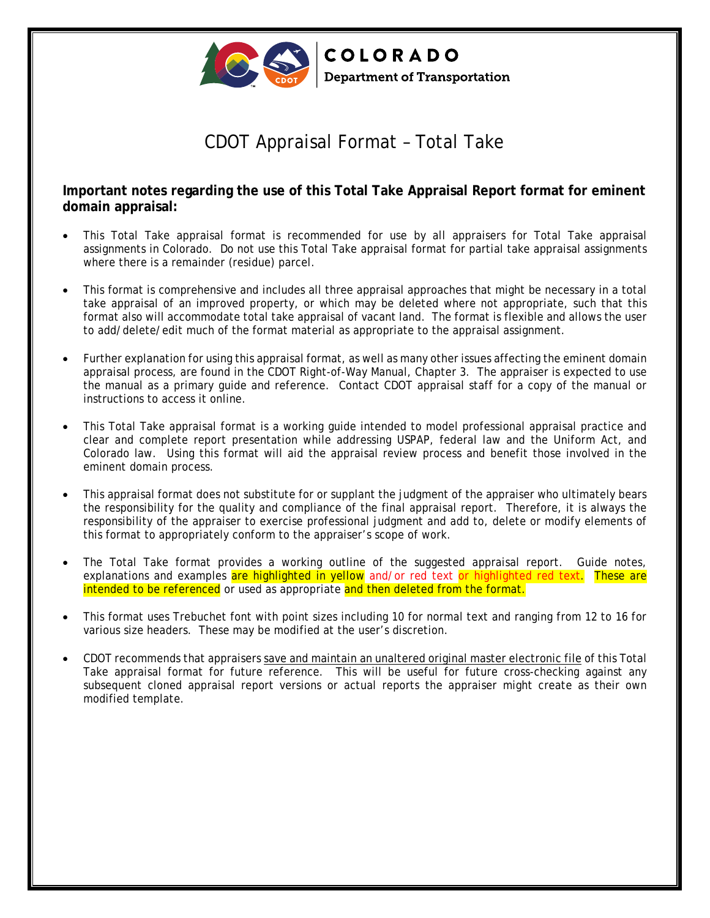COLORADO
Department of Transportation

# CDOT Appraisal Format – Total Take

**Important notes regarding the use of this Total Take Appraisal Report format for eminent domain appraisal:**

- This Total Take appraisal format is recommended for use by all appraisers for Total Take appraisal assignments in Colorado. Do not use this Total Take appraisal format for partial take appraisal assignments where there is a remainder (residue) parcel.

- This format is comprehensive and includes all three appraisal approaches that might be necessary in a total take appraisal of an improved property, or which may be deleted where not appropriate, such that this format also will accommodate total take appraisal of vacant land. The format is flexible and allows the user to add/delete/edit much of the format material as appropriate to the appraisal assignment.

- Further explanation for using this appraisal format, as well as many other issues affecting the eminent domain appraisal process, are found in the CDOT Right-of-Way Manual, Chapter 3. The appraiser is expected to use the manual as a primary guide and reference. Contact CDOT appraisal staff for a copy of the manual or instructions to access it online.

- This Total Take appraisal format is a working guide intended to model professional appraisal practice and clear and complete report presentation while addressing USPAP, federal law and the Uniform Act, and Colorado law. Using this format will aid the appraisal review process and benefit those involved in the eminent domain process.

- This appraisal format does not substitute for or supplant the judgment of the appraiser who ultimately bears the responsibility for the quality and compliance of the final appraisal report. Therefore, it is always the responsibility of the appraiser to exercise professional judgment and add to, delete or modify elements of this format to appropriately conform to the appraiser's scope of work.

- The Total Take format provides a working outline of the suggested appraisal report. Guide notes, explanations and examples are highlighted in yellow and/or red text or highlighted red text. These are intended to be referenced or used as appropriate and then deleted from the format.

- This format uses Trebuchet font with point sizes including 10 for normal text and ranging from 12 to 16 for various size headers. These may be modified at the user's discretion.

- CDOT recommends that appraisers save and maintain an unaltered original master electronic file of this Total Take appraisal format for future reference. This will be useful for future cross-checking against any subsequent cloned appraisal report versions or actual reports the appraiser might create as their own modified template.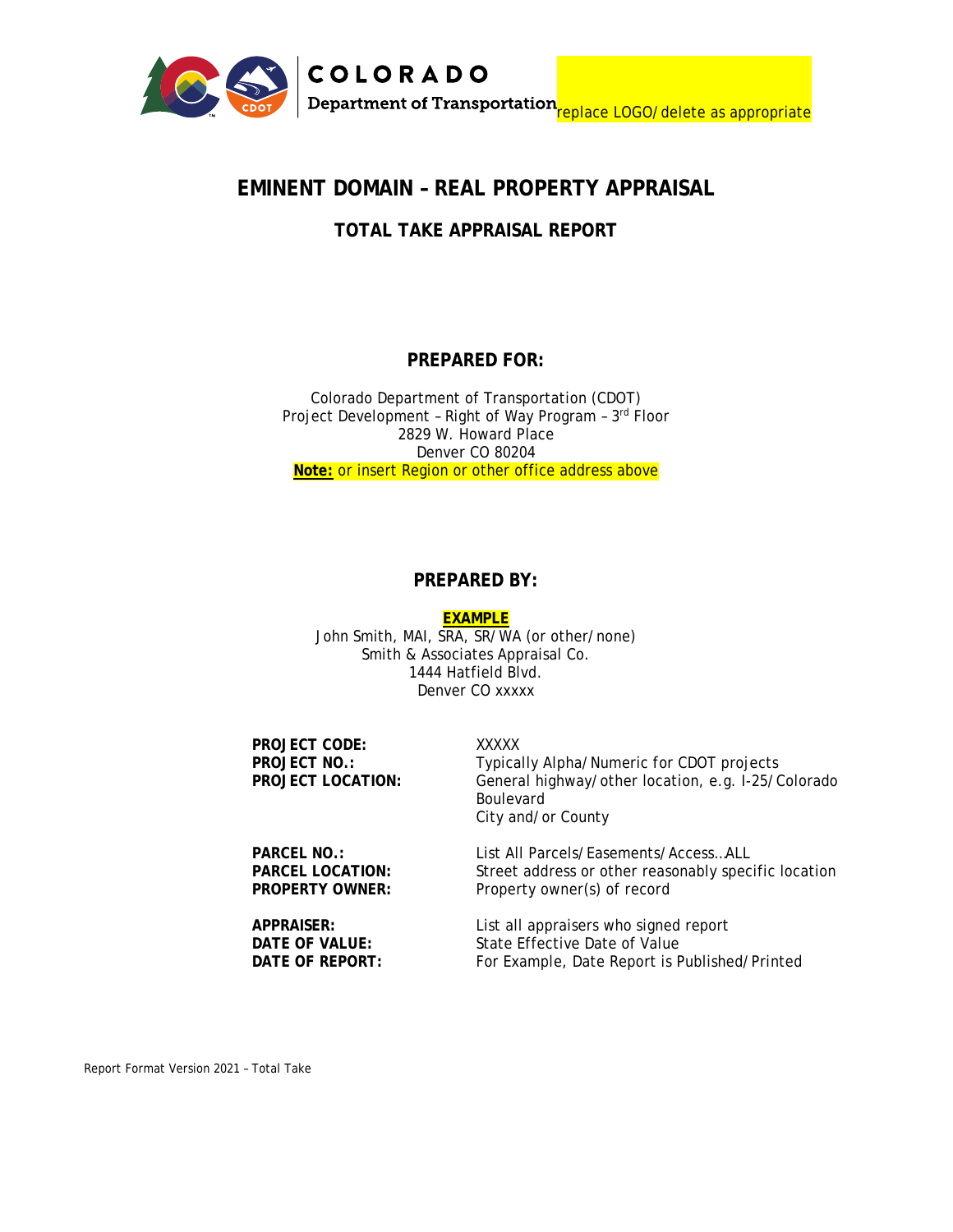COLORADO
Department of Transportation replace LOGO/delete as appropriate

# EMINENT DOMAIN – REAL PROPERTY APPRAISAL

## TOTAL TAKE APPRAISAL REPORT

### PREPARED FOR:

Colorado Department of Transportation (CDOT)
Project Development – Right of Way Program – 3rd Floor
2829 W. Howard Place
Denver CO 80204
**Note:** or insert Region or other office address above

### PREPARED BY:

**EXAMPLE**
John Smith, MAI, SRA, SR/WA (or other/none)
Smith & Associates Appraisal Co.
1444 Hatfield Blvd.
Denver CO xxxxx

**PROJECT CODE:** XXXXX
**PROJECT NO.:** Typically Alpha/Numeric for CDOT projects
**PROJECT LOCATION:** General highway/other location, e.g. I-25/Colorado Boulevard
City and/or County

**PARCEL NO.:** List All Parcels/Easements/Access…ALL
**PARCEL LOCATION:** Street address or other reasonably specific location
**PROPERTY OWNER:** Property owner(s) of record

**APPRAISER:** List all appraisers who signed report
**DATE OF VALUE:** State Effective Date of Value
**DATE OF REPORT:** For Example, Date Report is Published/Printed

Report Format Version 2021 – Total Take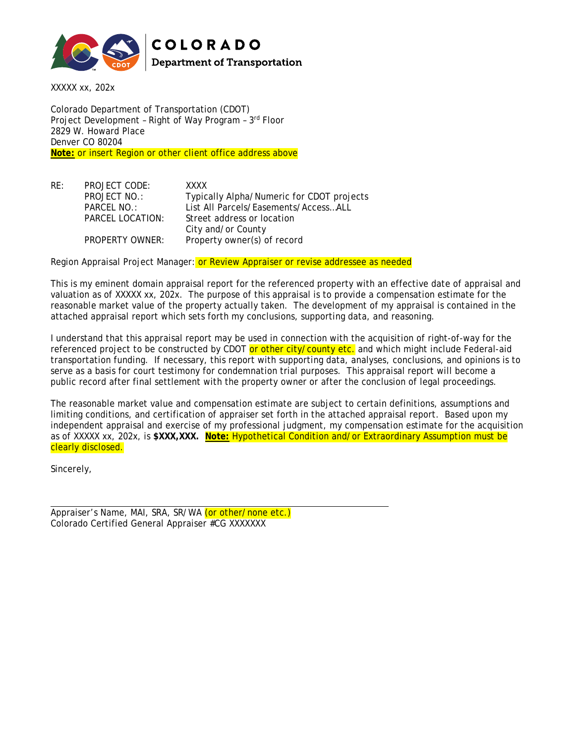**COLORADO**
**Department of Transportation**

XXXXX xx, 202x

Colorado Department of Transportation (CDOT)
Project Development – Right of Way Program – 3rd Floor
2829 W. Howard Place
Denver CO 80204
**Note:** or insert Region or other client office address above

| RE: | PROJECT CODE: | XXXX |
|---|---|---|
| | PROJECT NO.: | Typically Alpha/Numeric for CDOT projects |
| | PARCEL NO.: | List All Parcels/Easements/Access…ALL |
| | PARCEL LOCATION: | Street address or location<br>City and/or County |
| | PROPERTY OWNER: | Property owner(s) of record |

Region Appraisal Project Manager: or Review Appraiser or revise addressee as needed

This is my eminent domain appraisal report for the referenced property with an effective date of appraisal and valuation as of XXXXX xx, 202x. The purpose of this appraisal is to provide a compensation estimate for the reasonable market value of the property actually taken. The development of my appraisal is contained in the attached appraisal report which sets forth my conclusions, supporting data, and reasoning.

I understand that this appraisal report may be used in connection with the acquisition of right-of-way for the referenced project to be constructed by CDOT or other city/county etc. and which might include Federal-aid transportation funding. If necessary, this report with supporting data, analyses, conclusions, and opinions is to serve as a basis for court testimony for condemnation trial purposes. This appraisal report will become a public record after final settlement with the property owner or after the conclusion of legal proceedings.

The reasonable market value and compensation estimate are subject to certain definitions, assumptions and limiting conditions, and certification of appraiser set forth in the attached appraisal report. Based upon my independent appraisal and exercise of my professional judgment, my compensation estimate for the acquisition as of XXXXX xx, 202x, is **$XXX,XXX.** **Note:** Hypothetical Condition and/or Extraordinary Assumption must be clearly disclosed.

Sincerely,

Appraiser's Name, MAI, SRA, SR/WA (or other/none etc.)
Colorado Certified General Appraiser #CG XXXXXXX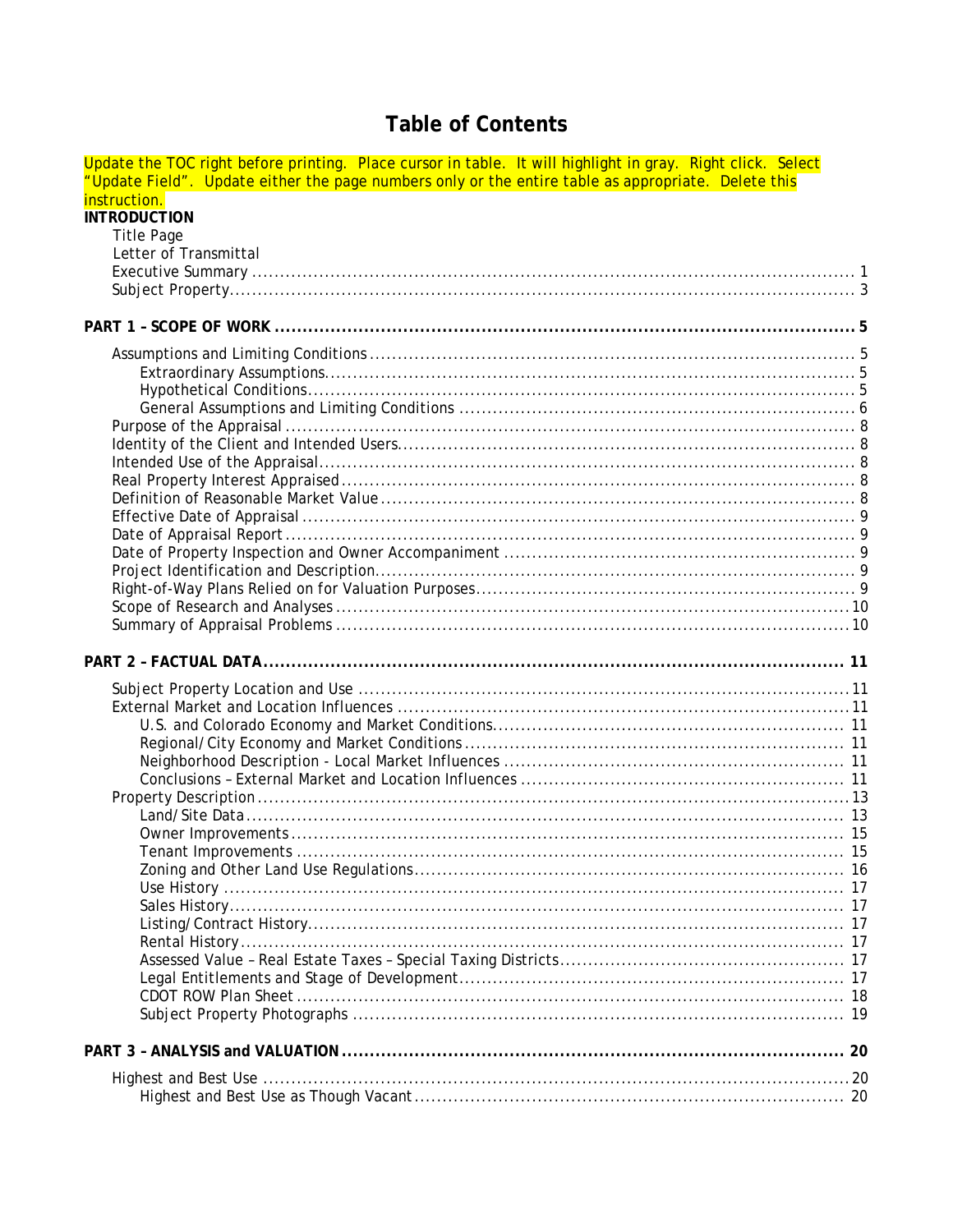# Table of Contents

Update the TOC right before printing. Place cursor in table. It will highlight in gray. Right click. Select "Update Field". Update either the page numbers only or the entire table as appropriate. Delete this instruction.

**INTRODUCTION**

- Title Page
- Letter of Transmittal
- Executive Summary ........ 1
- Subject Property ........ 3

**PART 1 – SCOPE OF WORK ........ 5**

- Assumptions and Limiting Conditions ........ 5
  - Extraordinary Assumptions ........ 5
  - Hypothetical Conditions ........ 5
  - General Assumptions and Limiting Conditions ........ 6
- Purpose of the Appraisal ........ 8
- Identity of the Client and Intended Users ........ 8
- Intended Use of the Appraisal ........ 8
- Real Property Interest Appraised ........ 8
- Definition of Reasonable Market Value ........ 8
- Effective Date of Appraisal ........ 9
- Date of Appraisal Report ........ 9
- Date of Property Inspection and Owner Accompaniment ........ 9
- Project Identification and Description ........ 9
- Right-of-Way Plans Relied on for Valuation Purposes ........ 9
- Scope of Research and Analyses ........ 10
- Summary of Appraisal Problems ........ 10

**PART 2 – FACTUAL DATA ........ 11**

- Subject Property Location and Use ........ 11
- External Market and Location Influences ........ 11
  - U.S. and Colorado Economy and Market Conditions ........ 11
  - Regional/City Economy and Market Conditions ........ 11
  - Neighborhood Description - Local Market Influences ........ 11
  - Conclusions – External Market and Location Influences ........ 11
- Property Description ........ 13
  - Land/Site Data ........ 13
  - Owner Improvements ........ 15
  - Tenant Improvements ........ 15
  - Zoning and Other Land Use Regulations ........ 16
  - Use History ........ 17
  - Sales History ........ 17
  - Listing/Contract History ........ 17
  - Rental History ........ 17
  - Assessed Value – Real Estate Taxes – Special Taxing Districts ........ 17
  - Legal Entitlements and Stage of Development ........ 17
  - CDOT ROW Plan Sheet ........ 18
  - Subject Property Photographs ........ 19

**PART 3 – ANALYSIS and VALUATION ........ 20**

- Highest and Best Use ........ 20
  - Highest and Best Use as Though Vacant ........ 20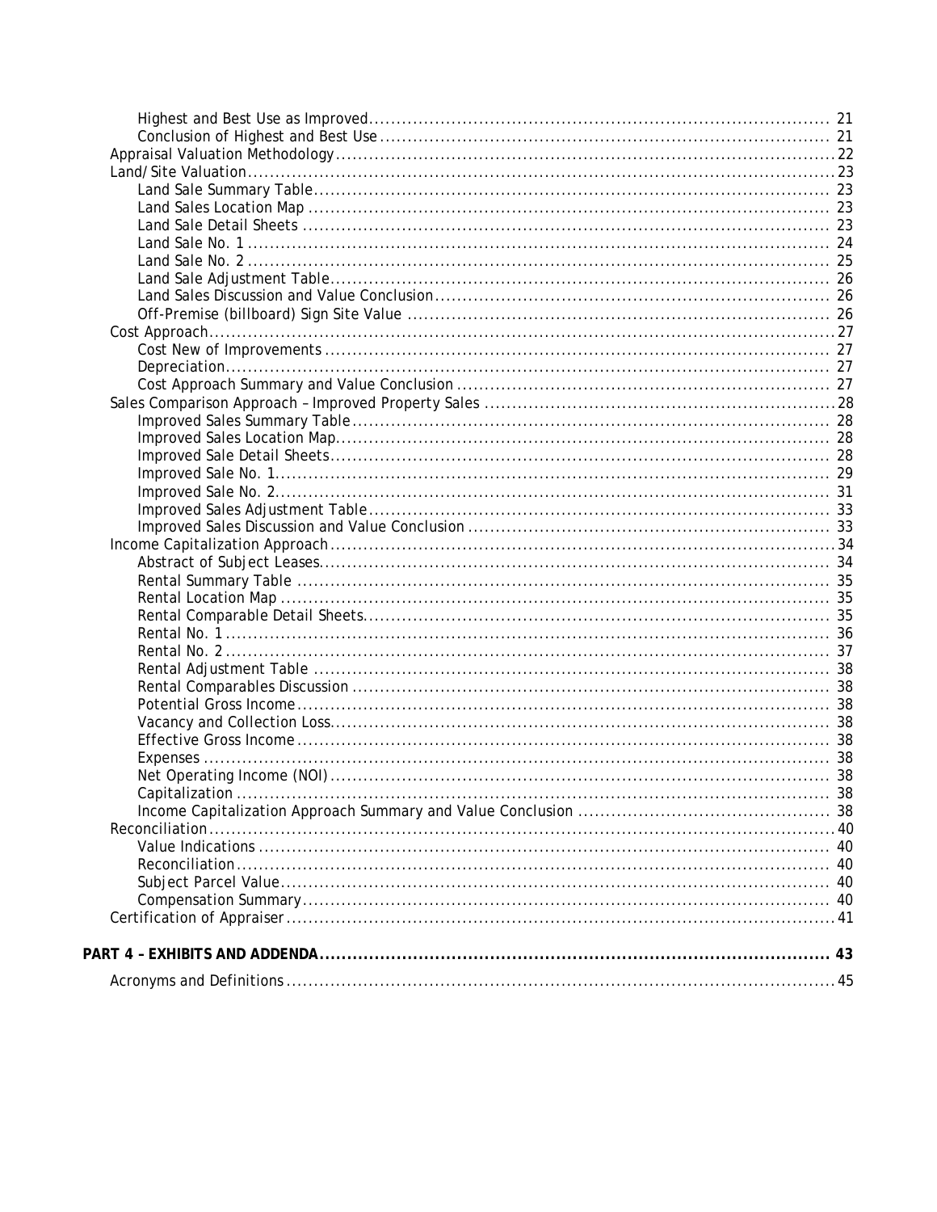- Highest and Best Use as Improved .................................................................................... 21
- Conclusion of Highest and Best Use .................................................................................. 21

Appraisal Valuation Methodology ............................................................................................ 22

Land/Site Valuation .................................................................................................................. 23

- Land Sale Summary Table ................................................................................................. 23
- Land Sales Location Map ................................................................................................... 23
- Land Sale Detail Sheets ..................................................................................................... 23
- Land Sale No. 1 .................................................................................................................. 24
- Land Sale No. 2 .................................................................................................................. 25
- Land Sale Adjustment Table ............................................................................................... 26
- Land Sales Discussion and Value Conclusion ..................................................................... 26
- Off-Premise (billboard) Sign Site Value .............................................................................. 26

Cost Approach ........................................................................................................................... 27

- Cost New of Improvements ................................................................................................ 27
- Depreciation ....................................................................................................................... 27
- Cost Approach Summary and Value Conclusion ................................................................. 27

Sales Comparison Approach – Improved Property Sales ........................................................... 28

- Improved Sales Summary Table .......................................................................................... 28
- Improved Sales Location Map ............................................................................................. 28
- Improved Sale Detail Sheets ............................................................................................... 28
- Improved Sale No. 1 ........................................................................................................... 29
- Improved Sale No. 2 ........................................................................................................... 31
- Improved Sales Adjustment Table ....................................................................................... 33
- Improved Sales Discussion and Value Conclusion .............................................................. 33

Income Capitalization Approach ............................................................................................... 34

- Abstract of Subject Leases .................................................................................................. 34
- Rental Summary Table ........................................................................................................ 35
- Rental Location Map ........................................................................................................... 35
- Rental Comparable Detail Sheets ........................................................................................ 35
- Rental No. 1 ........................................................................................................................ 36
- Rental No. 2 ........................................................................................................................ 37
- Rental Adjustment Table ..................................................................................................... 38
- Rental Comparables Discussion .......................................................................................... 38
- Potential Gross Income ....................................................................................................... 38
- Vacancy and Collection Loss ............................................................................................... 38
- Effective Gross Income ....................................................................................................... 38
- Expenses ............................................................................................................................. 38
- Net Operating Income (NOI) ............................................................................................... 38
- Capitalization ...................................................................................................................... 38
- Income Capitalization Approach Summary and Value Conclusion ...................................... 38

Reconciliation ............................................................................................................................ 40

- Value Indications ................................................................................................................ 40
- Reconciliation ..................................................................................................................... 40
- Subject Parcel Value ........................................................................................................... 40
- Compensation Summary ..................................................................................................... 40

Certification of Appraiser .......................................................................................................... 41

**PART 4 – EXHIBITS AND ADDENDA ......................................................................................... 43**

Acronyms and Definitions .......................................................................................................... 45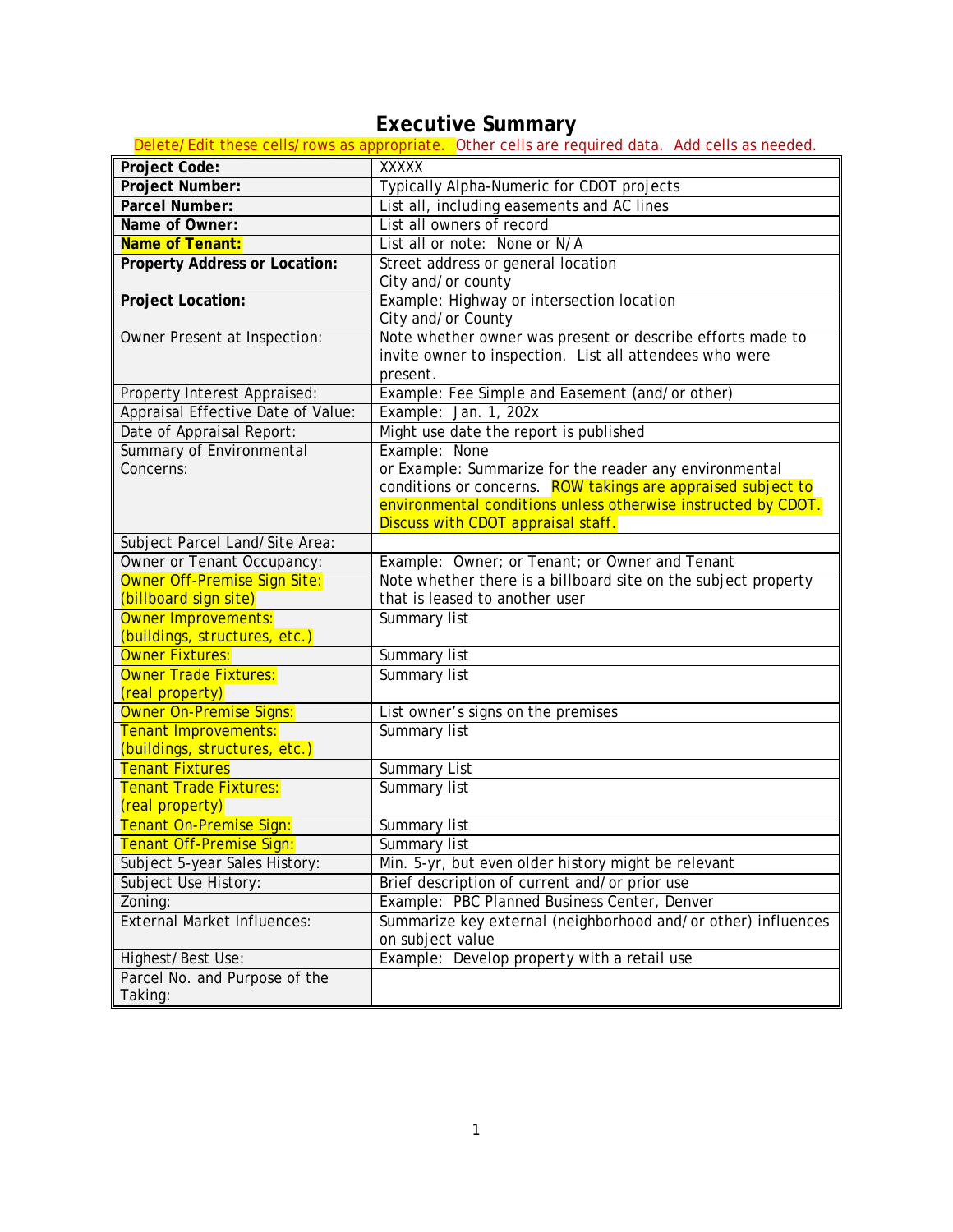# Executive Summary

Delete/Edit these cells/rows as appropriate. Other cells are required data. Add cells as needed.

| **Project Code:** | XXXXX |
|---|---|
| **Project Number:** | Typically Alpha-Numeric for CDOT projects |
| **Parcel Number:** | List all, including easements and AC lines |
| **Name of Owner:** | List all owners of record |
| **Name of Tenant:** | List all or note: None or N/A |
| **Property Address or Location:** | Street address or general location<br>City and/or county |
| **Project Location:** | Example: Highway or intersection location<br>City and/or County |
| Owner Present at Inspection: | Note whether owner was present or describe efforts made to invite owner to inspection. List all attendees who were present. |
| Property Interest Appraised: | Example: Fee Simple and Easement (and/or other) |
| Appraisal Effective Date of Value: | Example: Jan. 1, 202x |
| Date of Appraisal Report: | Might use date the report is published |
| Summary of Environmental Concerns: | Example: None<br>or Example: Summarize for the reader any environmental conditions or concerns. ROW takings are appraised subject to environmental conditions unless otherwise instructed by CDOT. Discuss with CDOT appraisal staff. |
| Subject Parcel Land/Site Area: | |
| Owner or Tenant Occupancy: | Example: Owner; or Tenant; or Owner and Tenant |
| Owner Off-Premise Sign Site: (billboard sign site) | Note whether there is a billboard site on the subject property that is leased to another user |
| Owner Improvements: (buildings, structures, etc.) | Summary list |
| Owner Fixtures: | Summary list |
| Owner Trade Fixtures: (real property) | Summary list |
| Owner On-Premise Signs: | List owner's signs on the premises |
| Tenant Improvements: (buildings, structures, etc.) | Summary list |
| Tenant Fixtures | Summary List |
| Tenant Trade Fixtures: (real property) | Summary list |
| Tenant On-Premise Sign: | Summary list |
| Tenant Off-Premise Sign: | Summary list |
| Subject 5-year Sales History: | Min. 5-yr, but even older history might be relevant |
| Subject Use History: | Brief description of current and/or prior use |
| Zoning: | Example: PBC Planned Business Center, Denver |
| External Market Influences: | Summarize key external (neighborhood and/or other) influences on subject value |
| Highest/Best Use: | Example: Develop property with a retail use |
| Parcel No. and Purpose of the Taking: | |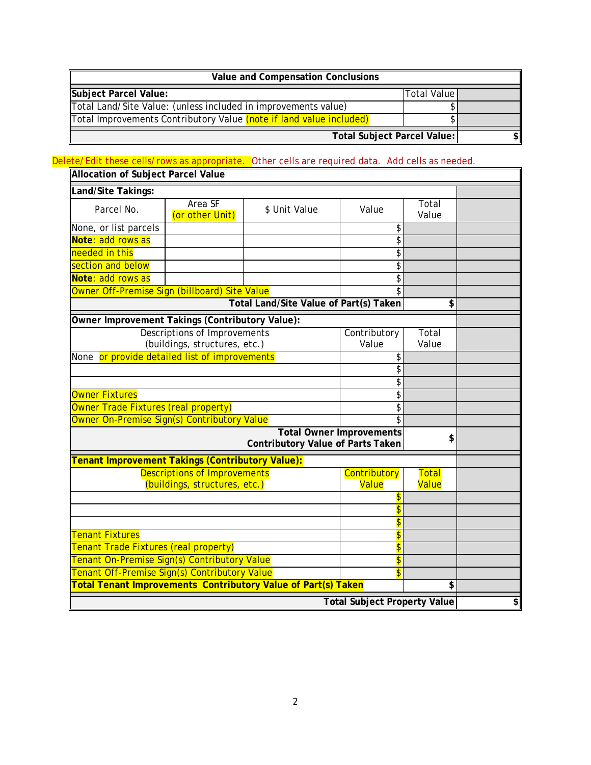| Value and Compensation Conclusions | | |
|---|---|---|
| **Subject Parcel Value:** | Total Value | |
| Total Land/Site Value: (unless included in improvements value) | $ | |
| Total Improvements Contributory Value (note if land value included) | $ | |
| **Total Subject Parcel Value:** | | **$** |

Delete/Edit these cells/rows as appropriate. Other cells are required data. Add cells as needed.

| **Allocation of Subject Parcel Value** | | | | | |
|---|---|---|---|---|---|
| **Land/Site Takings:** | | | | | |
| Parcel No. | Area SF (or other Unit) | $ Unit Value | Value | Total Value | |
| None, or list parcels | | | $ | | |
| **Note**: add rows as | | | $ | | |
| needed in this | | | $ | | |
| section and below | | | $ | | |
| **Note**: add rows as | | | $ | | |
| Owner Off-Premise Sign (billboard) Site Value | | | $ | | |
| **Total Land/Site Value of Part(s) Taken** | | | | **$** | |
| **Owner Improvement Takings (Contributory Value):** | | | | | |
| Descriptions of Improvements (buildings, structures, etc.) | | | Contributory Value | Total Value | |
| None or provide detailed list of improvements | | | $ | | |
| | | | $ | | |
| | | | $ | | |
| Owner Fixtures | | | $ | | |
| Owner Trade Fixtures (real property) | | | $ | | |
| Owner On-Premise Sign(s) Contributory Value | | | $ | | |
| **Total Owner Improvements Contributory Value of Parts Taken** | | | | **$** | |
| **Tenant Improvement Takings (Contributory Value):** | | | | | |
| Descriptions of Improvements (buildings, structures, etc.) | | | Contributory Value | Total Value | |
| | | | $ | | |
| | | | $ | | |
| | | | $ | | |
| Tenant Fixtures | | | $ | | |
| Tenant Trade Fixtures (real property) | | | $ | | |
| Tenant On-Premise Sign(s) Contributory Value | | | $ | | |
| Tenant Off-Premise Sign(s) Contributory Value | | | $ | | |
| **Total Tenant Improvements Contributory Value of Part(s) Taken** | | | | **$** | |
| **Total Subject Property Value** | | | | | **$** |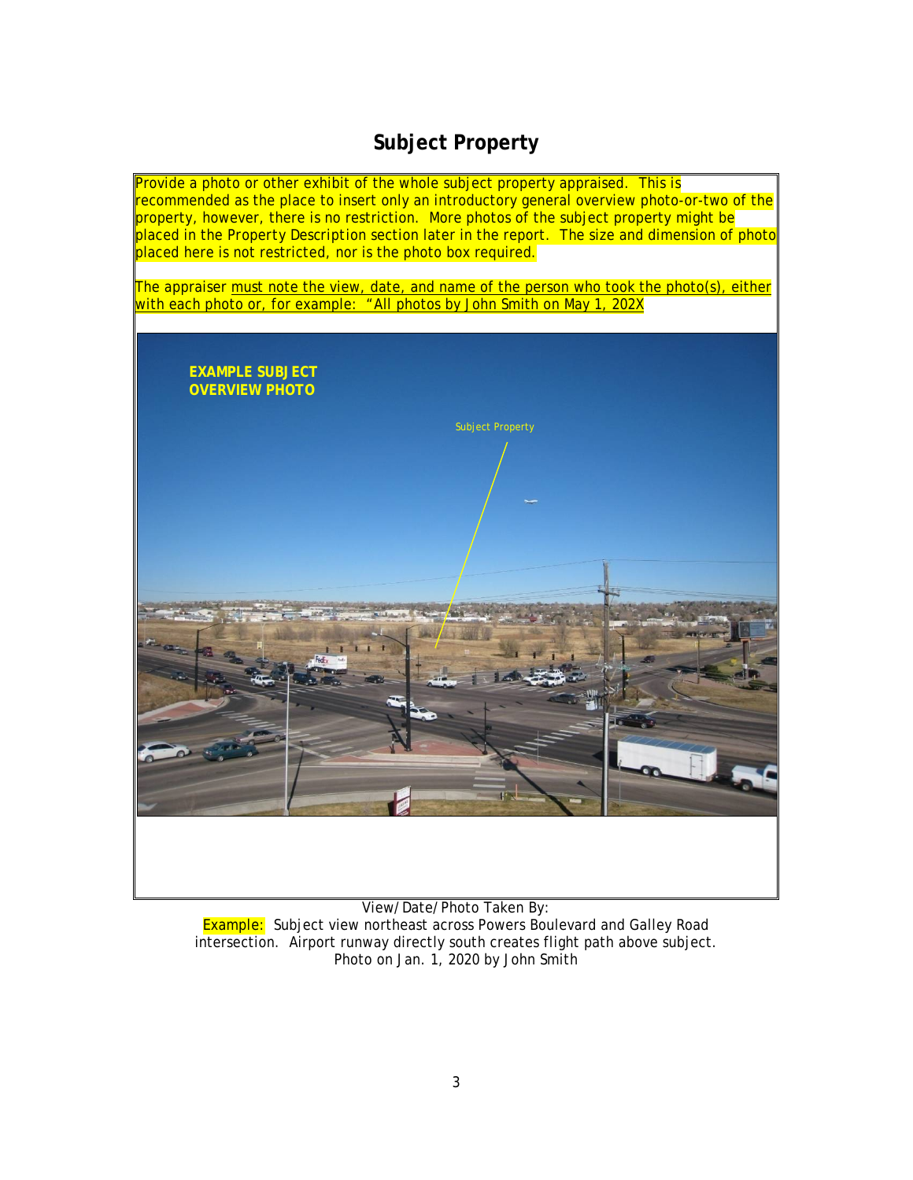# Subject Property

Provide a photo or other exhibit of the whole subject property appraised. This is recommended as the place to insert only an introductory general overview photo-or-two of the property, however, there is no restriction. More photos of the subject property might be placed in the Property Description section later in the report. The size and dimension of photo placed here is not restricted, nor is the photo box required.

The appraiser must note the view, date, and name of the person who took the photo(s), either with each photo or, for example: "All photos by John Smith on May 1, 202X

View/Date/Photo Taken By:
Example: Subject view northeast across Powers Boulevard and Galley Road intersection. Airport runway directly south creates flight path above subject. Photo on Jan. 1, 2020 by John Smith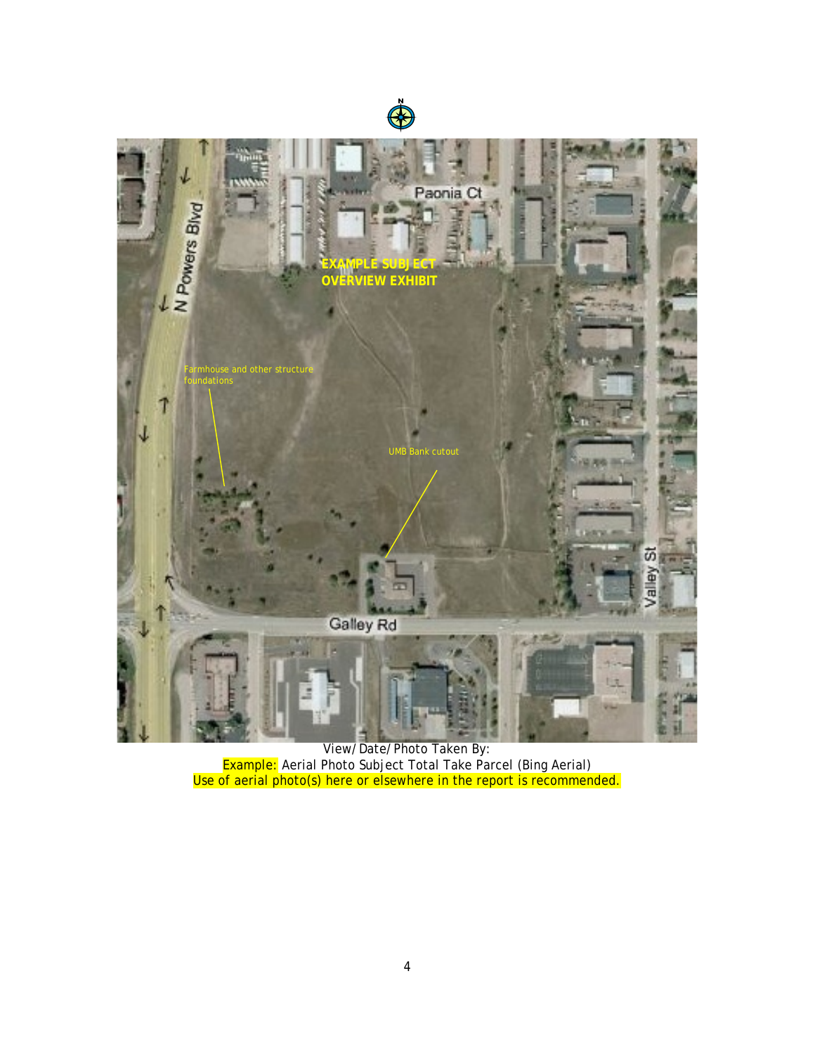EXAMPLE SUBJECT OVERVIEW EXHIBIT

Farmhouse and other structure foundations

UMB Bank cutout

N Powers Blvd

Paonia Ct

Galley Rd

Valley St

View/Date/Photo Taken By:

Example: Aerial Photo Subject Total Take Parcel (Bing Aerial)

Use of aerial photo(s) here or elsewhere in the report is recommended.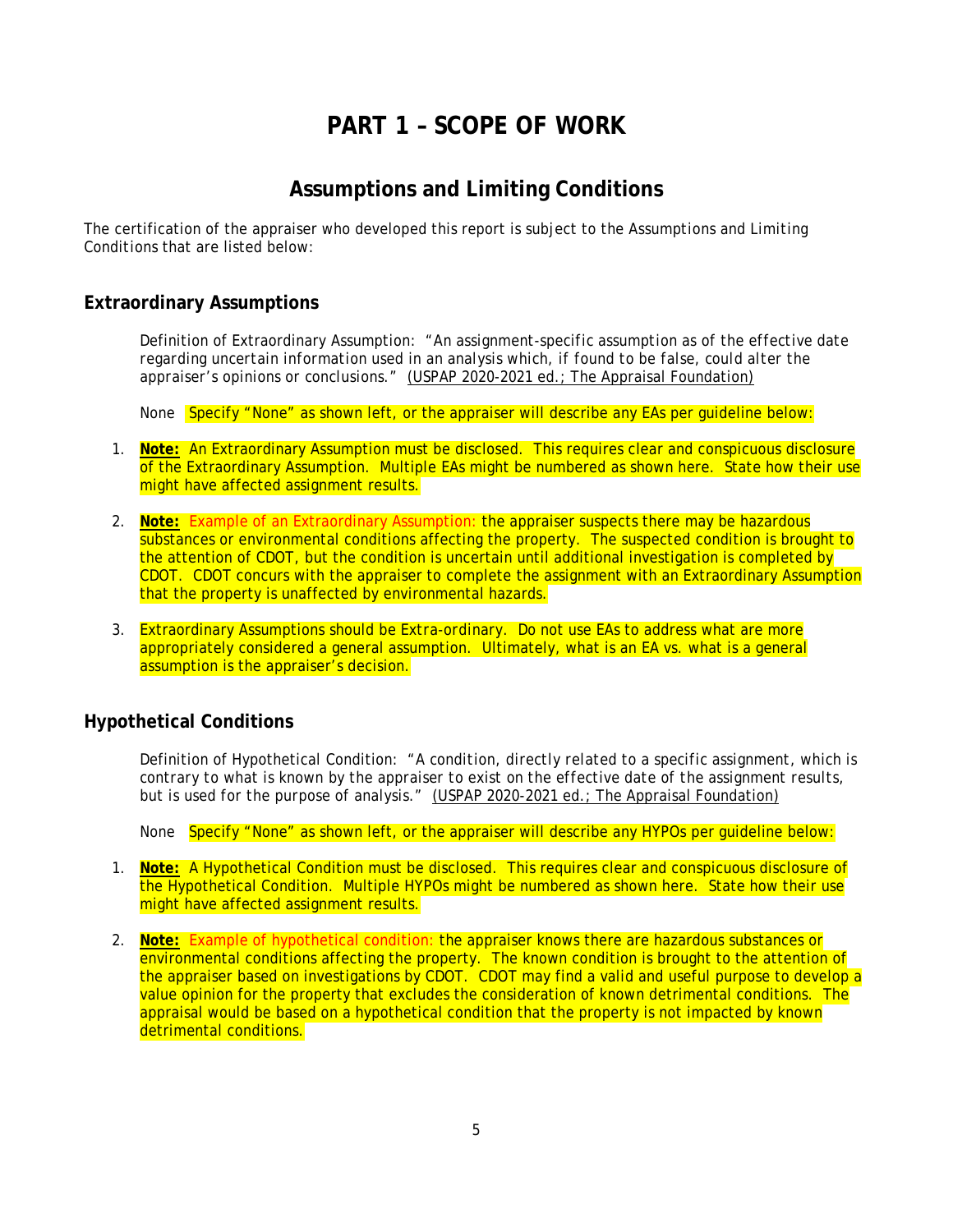# PART 1 – SCOPE OF WORK

## Assumptions and Limiting Conditions

*The certification of the appraiser who developed this report is subject to the Assumptions and Limiting Conditions that are listed below:*

### Extraordinary Assumptions

Definition of Extraordinary Assumption: *"An assignment-specific assumption as of the effective date regarding uncertain information used in an analysis which, if found to be false, could alter the appraiser's opinions or conclusions."* (USPAP 2020-2021 ed.; The Appraisal Foundation)

None Specify "None" as shown left, or the appraiser will describe any EAs per guideline below:

1. **Note:** An Extraordinary Assumption must be disclosed. This requires clear and conspicuous disclosure of the Extraordinary Assumption. Multiple EAs might be numbered as shown here. State how their use might have affected assignment results.

2. **Note:** Example of an Extraordinary Assumption: the appraiser suspects there may be hazardous substances or environmental conditions affecting the property. The suspected condition is brought to the attention of CDOT, but the condition is uncertain until additional investigation is completed by CDOT. CDOT concurs with the appraiser to complete the assignment with an Extraordinary Assumption that the property is unaffected by environmental hazards.

3. Extraordinary Assumptions should be Extra-ordinary. Do not use EAs to address what are more appropriately considered a general assumption. Ultimately, what is an EA vs. what is a general assumption is the appraiser's decision.

### Hypothetical Conditions

Definition of Hypothetical Condition: *"A condition, directly related to a specific assignment, which is contrary to what is known by the appraiser to exist on the effective date of the assignment results, but is used for the purpose of analysis."* (USPAP 2020-2021 ed.; The Appraisal Foundation)

None Specify "None" as shown left, or the appraiser will describe any HYPOs per guideline below:

1. **Note:** A Hypothetical Condition must be disclosed. This requires clear and conspicuous disclosure of the Hypothetical Condition. Multiple HYPOs might be numbered as shown here. State how their use might have affected assignment results.

2. **Note:** Example of hypothetical condition: the appraiser knows there are hazardous substances or environmental conditions affecting the property. The known condition is brought to the attention of the appraiser based on investigations by CDOT. CDOT may find a valid and useful purpose to develop a value opinion for the property that excludes the consideration of known detrimental conditions. The appraisal would be based on a hypothetical condition that the property is not impacted by known detrimental conditions.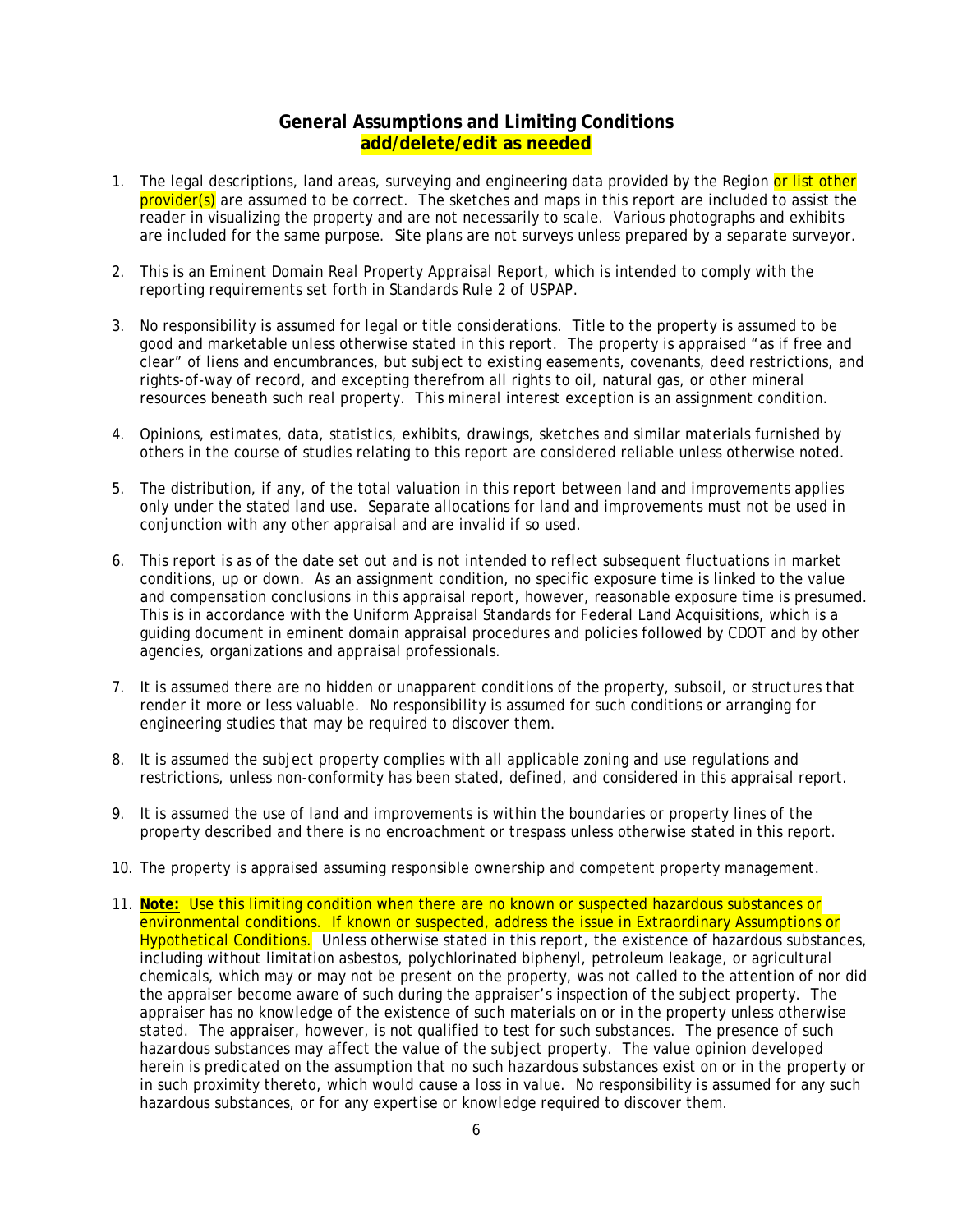## General Assumptions and Limiting Conditions

**add/delete/edit as needed**

1. The legal descriptions, land areas, surveying and engineering data provided by the Region or list other provider(s) are assumed to be correct. The sketches and maps in this report are included to assist the reader in visualizing the property and are not necessarily to scale. Various photographs and exhibits are included for the same purpose. Site plans are not surveys unless prepared by a separate surveyor.

2. This is an Eminent Domain Real Property Appraisal Report, which is intended to comply with the reporting requirements set forth in Standards Rule 2 of USPAP.

3. No responsibility is assumed for legal or title considerations. Title to the property is assumed to be good and marketable unless otherwise stated in this report. The property is appraised "as if free and clear" of liens and encumbrances, but subject to existing easements, covenants, deed restrictions, and rights-of-way of record, and excepting therefrom all rights to oil, natural gas, or other mineral resources beneath such real property. This mineral interest exception is an assignment condition.

4. Opinions, estimates, data, statistics, exhibits, drawings, sketches and similar materials furnished by others in the course of studies relating to this report are considered reliable unless otherwise noted.

5. The distribution, if any, of the total valuation in this report between land and improvements applies only under the stated land use. Separate allocations for land and improvements must not be used in conjunction with any other appraisal and are invalid if so used.

6. This report is as of the date set out and is not intended to reflect subsequent fluctuations in market conditions, up or down. As an assignment condition, no specific exposure time is linked to the value and compensation conclusions in this appraisal report, however, reasonable exposure time is presumed. This is in accordance with the Uniform Appraisal Standards for Federal Land Acquisitions, which is a guiding document in eminent domain appraisal procedures and policies followed by CDOT and by other agencies, organizations and appraisal professionals.

7. It is assumed there are no hidden or unapparent conditions of the property, subsoil, or structures that render it more or less valuable. No responsibility is assumed for such conditions or arranging for engineering studies that may be required to discover them.

8. It is assumed the subject property complies with all applicable zoning and use regulations and restrictions, unless non-conformity has been stated, defined, and considered in this appraisal report.

9. It is assumed the use of land and improvements is within the boundaries or property lines of the property described and there is no encroachment or trespass unless otherwise stated in this report.

10. The property is appraised assuming responsible ownership and competent property management.

11. **Note:** Use this limiting condition when there are no known or suspected hazardous substances or environmental conditions. If known or suspected, address the issue in Extraordinary Assumptions or Hypothetical Conditions. Unless otherwise stated in this report, the existence of hazardous substances, including without limitation asbestos, polychlorinated biphenyl, petroleum leakage, or agricultural chemicals, which may or may not be present on the property, was not called to the attention of nor did the appraiser become aware of such during the appraiser's inspection of the subject property. The appraiser has no knowledge of the existence of such materials on or in the property unless otherwise stated. The appraiser, however, is not qualified to test for such substances. The presence of such hazardous substances may affect the value of the subject property. The value opinion developed herein is predicated on the assumption that no such hazardous substances exist on or in the property or in such proximity thereto, which would cause a loss in value. No responsibility is assumed for any such hazardous substances, or for any expertise or knowledge required to discover them.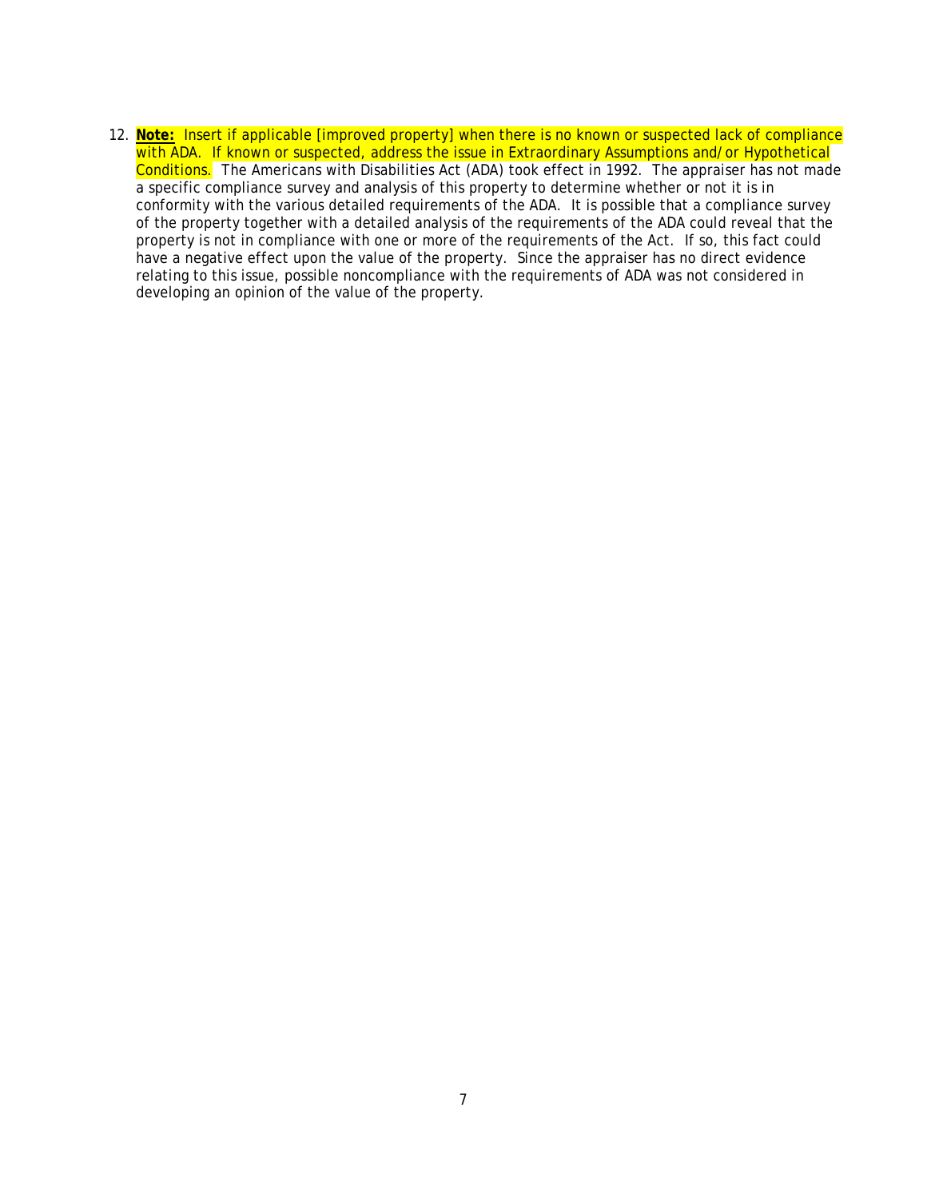12. **Note:** Insert if applicable [improved property] when there is no known or suspected lack of compliance with ADA. If known or suspected, address the issue in Extraordinary Assumptions and/or Hypothetical Conditions. The Americans with Disabilities Act (ADA) took effect in 1992. The appraiser has not made a specific compliance survey and analysis of this property to determine whether or not it is in conformity with the various detailed requirements of the ADA. It is possible that a compliance survey of the property together with a detailed analysis of the requirements of the ADA could reveal that the property is not in compliance with one or more of the requirements of the Act. If so, this fact could have a negative effect upon the value of the property. Since the appraiser has no direct evidence relating to this issue, possible noncompliance with the requirements of ADA was not considered in developing an opinion of the value of the property.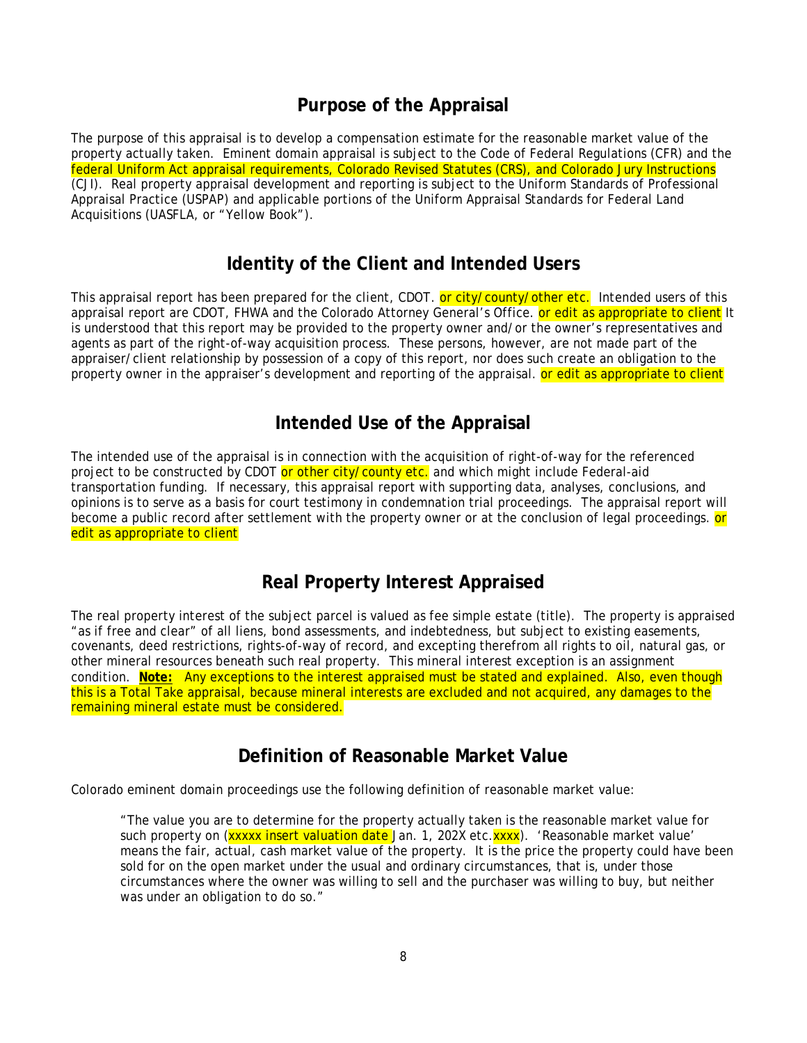## Purpose of the Appraisal

The purpose of this appraisal is to develop a compensation estimate for the reasonable market value of the property actually taken. Eminent domain appraisal is subject to the Code of Federal Regulations (CFR) and the federal Uniform Act appraisal requirements, Colorado Revised Statutes (CRS), and Colorado Jury Instructions (CJI). Real property appraisal development and reporting is subject to the Uniform Standards of Professional Appraisal Practice (USPAP) and applicable portions of the Uniform Appraisal Standards for Federal Land Acquisitions (UASFLA, or "Yellow Book").

## Identity of the Client and Intended Users

This appraisal report has been prepared for the client, CDOT. or city/county/other etc. Intended users of this appraisal report are CDOT, FHWA and the Colorado Attorney General's Office. or edit as appropriate to client It is understood that this report may be provided to the property owner and/or the owner's representatives and agents as part of the right-of-way acquisition process. These persons, however, are not made part of the appraiser/client relationship by possession of a copy of this report, nor does such create an obligation to the property owner in the appraiser's development and reporting of the appraisal. or edit as appropriate to client

## Intended Use of the Appraisal

The intended use of the appraisal is in connection with the acquisition of right-of-way for the referenced project to be constructed by CDOT or other city/county etc. and which might include Federal-aid transportation funding. If necessary, this appraisal report with supporting data, analyses, conclusions, and opinions is to serve as a basis for court testimony in condemnation trial proceedings. The appraisal report will become a public record after settlement with the property owner or at the conclusion of legal proceedings. or edit as appropriate to client

## Real Property Interest Appraised

The real property interest of the subject parcel is valued as fee simple estate (title). The property is appraised "as if free and clear" of all liens, bond assessments, and indebtedness, but subject to existing easements, covenants, deed restrictions, rights-of-way of record, and excepting therefrom all rights to oil, natural gas, or other mineral resources beneath such real property. This mineral interest exception is an assignment condition. **Note:** Any exceptions to the interest appraised must be stated and explained. Also, even though this is a Total Take appraisal, because mineral interests are excluded and not acquired, any damages to the remaining mineral estate must be considered.

## Definition of Reasonable Market Value

Colorado eminent domain proceedings use the following definition of reasonable market value:

> "The value you are to determine for the property actually taken is the reasonable market value for such property on (xxxxx insert valuation date Jan. 1, 202X etc.xxxx). 'Reasonable market value' means the fair, actual, cash market value of the property. It is the price the property could have been sold for on the open market under the usual and ordinary circumstances, that is, under those circumstances where the owner was willing to sell and the purchaser was willing to buy, but neither was under an obligation to do so."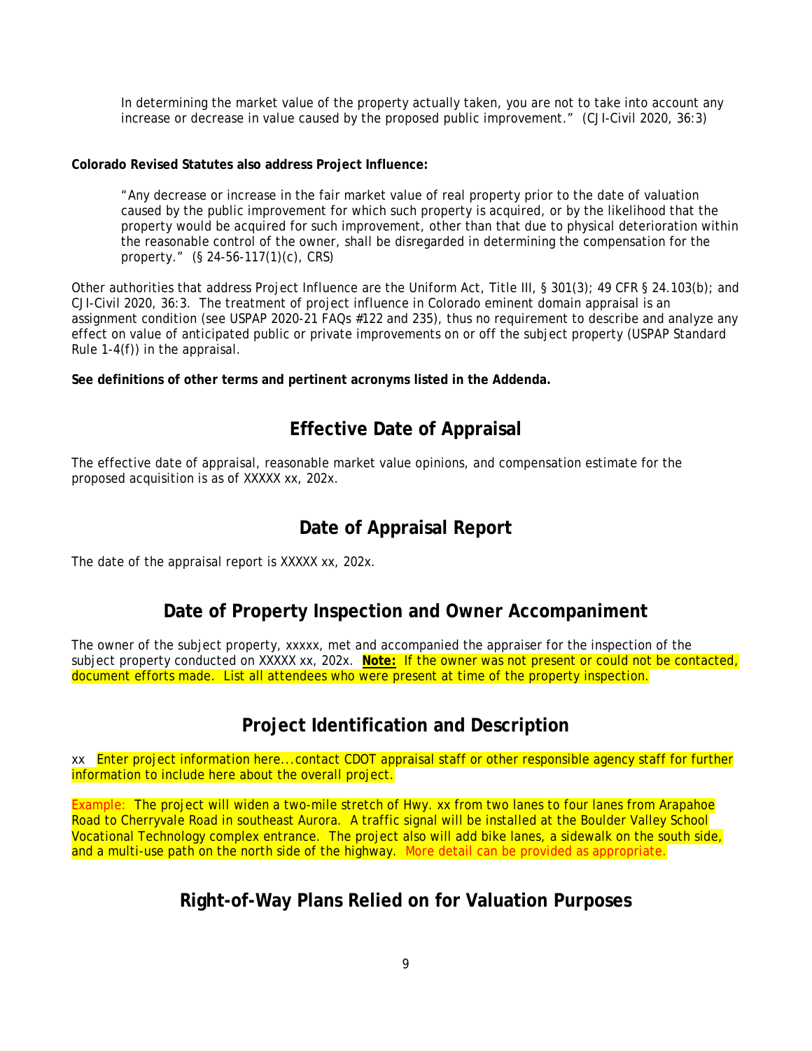> In determining the market value of the property actually taken, you are not to take into account any increase or decrease in value caused by the proposed public improvement." (CJI-Civil 2020, 36:3)

**Colorado Revised Statutes also address Project Influence:**

> "Any decrease or increase in the fair market value of real property prior to the date of valuation caused by the public improvement for which such property is acquired, or by the likelihood that the property would be acquired for such improvement, other than that due to physical deterioration within the reasonable control of the owner, shall be disregarded in determining the compensation for the property." (§ 24-56-117(1)(c), CRS)

Other authorities that address Project Influence are the Uniform Act, Title III, § 301(3); 49 CFR § 24.103(b); and CJI-Civil 2020, 36:3. The treatment of project influence in Colorado eminent domain appraisal is an assignment condition (see USPAP 2020-21 FAQs #122 and 235), thus no requirement to describe and analyze any effect on value of anticipated public or private improvements on or off the subject property (USPAP Standard Rule 1-4(f)) in the appraisal.

**See definitions of other terms and pertinent acronyms listed in the Addenda.**

## Effective Date of Appraisal

The effective date of appraisal, reasonable market value opinions, and compensation estimate for the proposed acquisition is as of XXXXX xx, 202x.

## Date of Appraisal Report

The date of the appraisal report is XXXXX xx, 202x.

## Date of Property Inspection and Owner Accompaniment

The owner of the subject property, xxxxx, met and accompanied the appraiser for the inspection of the subject property conducted on XXXXX xx, 202x. **Note:** If the owner was not present or could not be contacted, document efforts made. List all attendees who were present at time of the property inspection.

## Project Identification and Description

xx Enter project information here...contact CDOT appraisal staff or other responsible agency staff for further information to include here about the overall project.

Example: The project will widen a two-mile stretch of Hwy. xx from two lanes to four lanes from Arapahoe Road to Cherryvale Road in southeast Aurora. A traffic signal will be installed at the Boulder Valley School Vocational Technology complex entrance. The project also will add bike lanes, a sidewalk on the south side, and a multi-use path on the north side of the highway. More detail can be provided as appropriate.

## Right-of-Way Plans Relied on for Valuation Purposes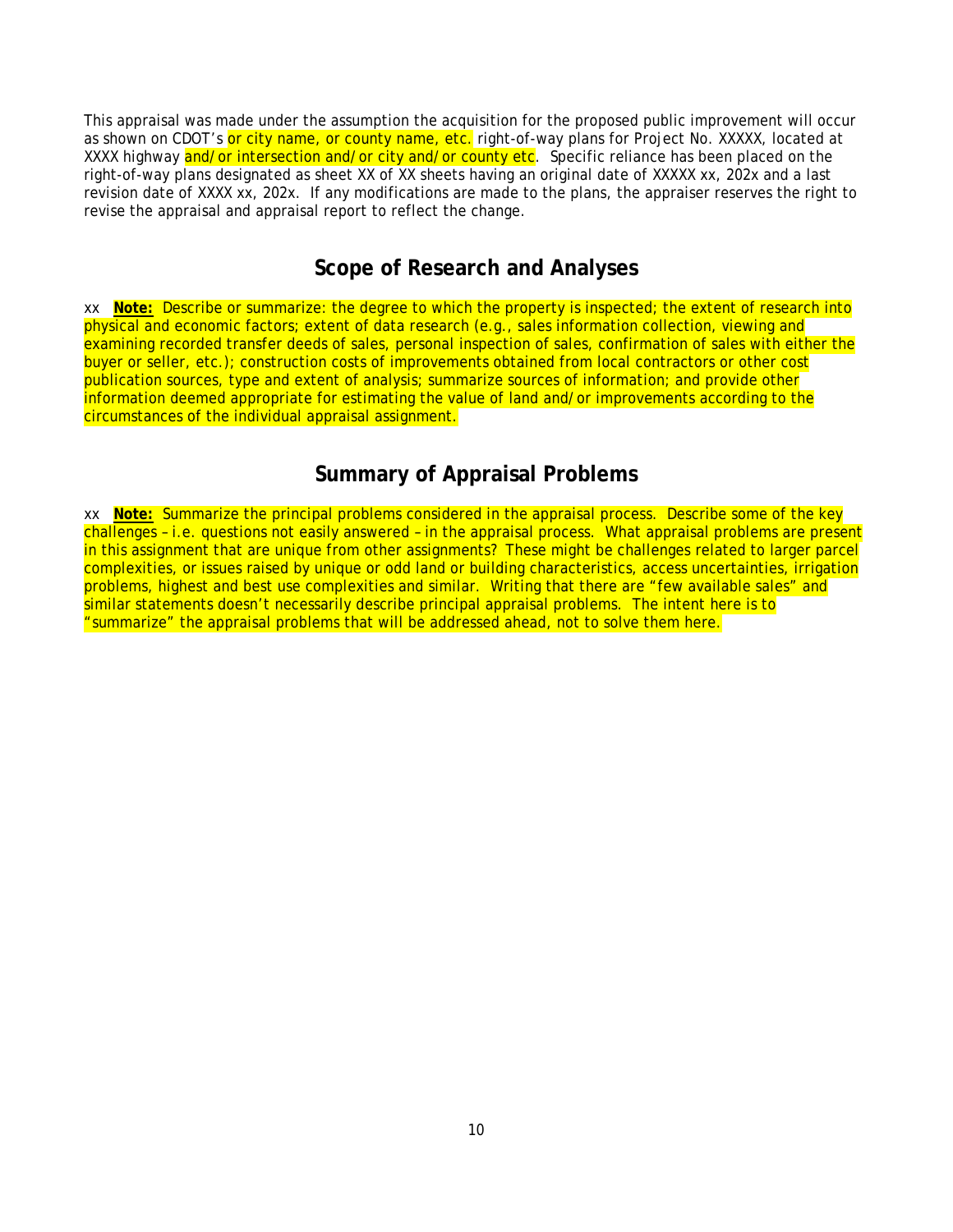This appraisal was made under the assumption the acquisition for the proposed public improvement will occur as shown on CDOT's or city name, or county name, etc. right-of-way plans for Project No. XXXXX, located at XXXX highway and/or intersection and/or city and/or county etc. Specific reliance has been placed on the right-of-way plans designated as sheet XX of XX sheets having an original date of XXXXX xx, 202x and a last revision date of XXXX xx, 202x. If any modifications are made to the plans, the appraiser reserves the right to revise the appraisal and appraisal report to reflect the change.

## Scope of Research and Analyses

xx **Note:** Describe or summarize: the degree to which the property is inspected; the extent of research into physical and economic factors; extent of data research (e.g., sales information collection, viewing and examining recorded transfer deeds of sales, personal inspection of sales, confirmation of sales with either the buyer or seller, etc.); construction costs of improvements obtained from local contractors or other cost publication sources, type and extent of analysis; summarize sources of information; and provide other information deemed appropriate for estimating the value of land and/or improvements according to the circumstances of the individual appraisal assignment.

## Summary of Appraisal Problems

xx **Note:** Summarize the principal problems considered in the appraisal process. Describe some of the key challenges – i.e. questions not easily answered – in the appraisal process. What appraisal problems are present in this assignment that are unique from other assignments? These might be challenges related to larger parcel complexities, or issues raised by unique or odd land or building characteristics, access uncertainties, irrigation problems, highest and best use complexities and similar. Writing that there are "few available sales" and similar statements doesn't necessarily describe principal appraisal problems. The intent here is to "summarize" the appraisal problems that will be addressed ahead, not to solve them here.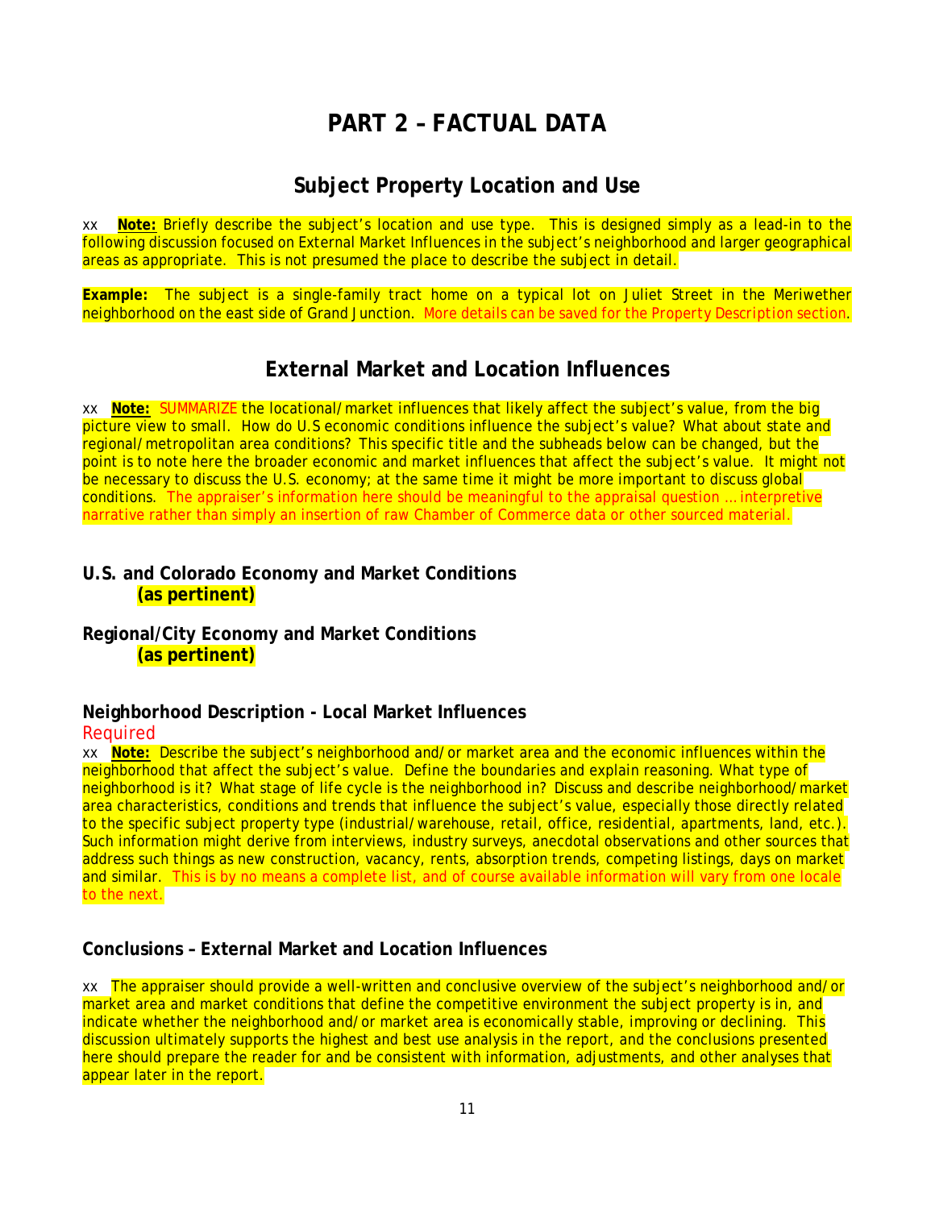# PART 2 – FACTUAL DATA

## Subject Property Location and Use

xx **Note:** Briefly describe the subject's location and use type. This is designed simply as a lead-in to the following discussion focused on External Market Influences in the subject's neighborhood and larger geographical areas as appropriate. This is not presumed the place to describe the subject in detail.

**Example:** The subject is a single-family tract home on a typical lot on Juliet Street in the Meriwether neighborhood on the east side of Grand Junction. More details can be saved for the Property Description section.

## External Market and Location Influences

xx **Note:** SUMMARIZE the locational/market influences that likely affect the subject's value, from the big picture view to small. How do U.S economic conditions influence the subject's value? What about state and regional/metropolitan area conditions? This specific title and the subheads below can be changed, but the point is to note here the broader economic and market influences that affect the subject's value. It might not be necessary to discuss the U.S. economy; at the same time it might be more important to discuss global conditions. The appraiser's information here should be meaningful to the appraisal question … interpretive narrative rather than simply an insertion of raw Chamber of Commerce data or other sourced material.

### U.S. and Colorado Economy and Market Conditions
**(as pertinent)**

### Regional/City Economy and Market Conditions
**(as pertinent)**

### Neighborhood Description - Local Market Influences

Required

xx **Note:** Describe the subject's neighborhood and/or market area and the economic influences within the neighborhood that affect the subject's value. Define the boundaries and explain reasoning. What type of neighborhood is it? What stage of life cycle is the neighborhood in? Discuss and describe neighborhood/market area characteristics, conditions and trends that influence the subject's value, especially those directly related to the specific subject property type (industrial/warehouse, retail, office, residential, apartments, land, etc.). Such information might derive from interviews, industry surveys, anecdotal observations and other sources that address such things as new construction, vacancy, rents, absorption trends, competing listings, days on market and similar. This is by no means a complete list, and of course available information will vary from one locale to the next.

### Conclusions – External Market and Location Influences

xx The appraiser should provide a well-written and conclusive overview of the subject's neighborhood and/or market area and market conditions that define the competitive environment the subject property is in, and indicate whether the neighborhood and/or market area is economically stable, improving or declining. This discussion ultimately supports the highest and best use analysis in the report, and the conclusions presented here should prepare the reader for and be consistent with information, adjustments, and other analyses that appear later in the report.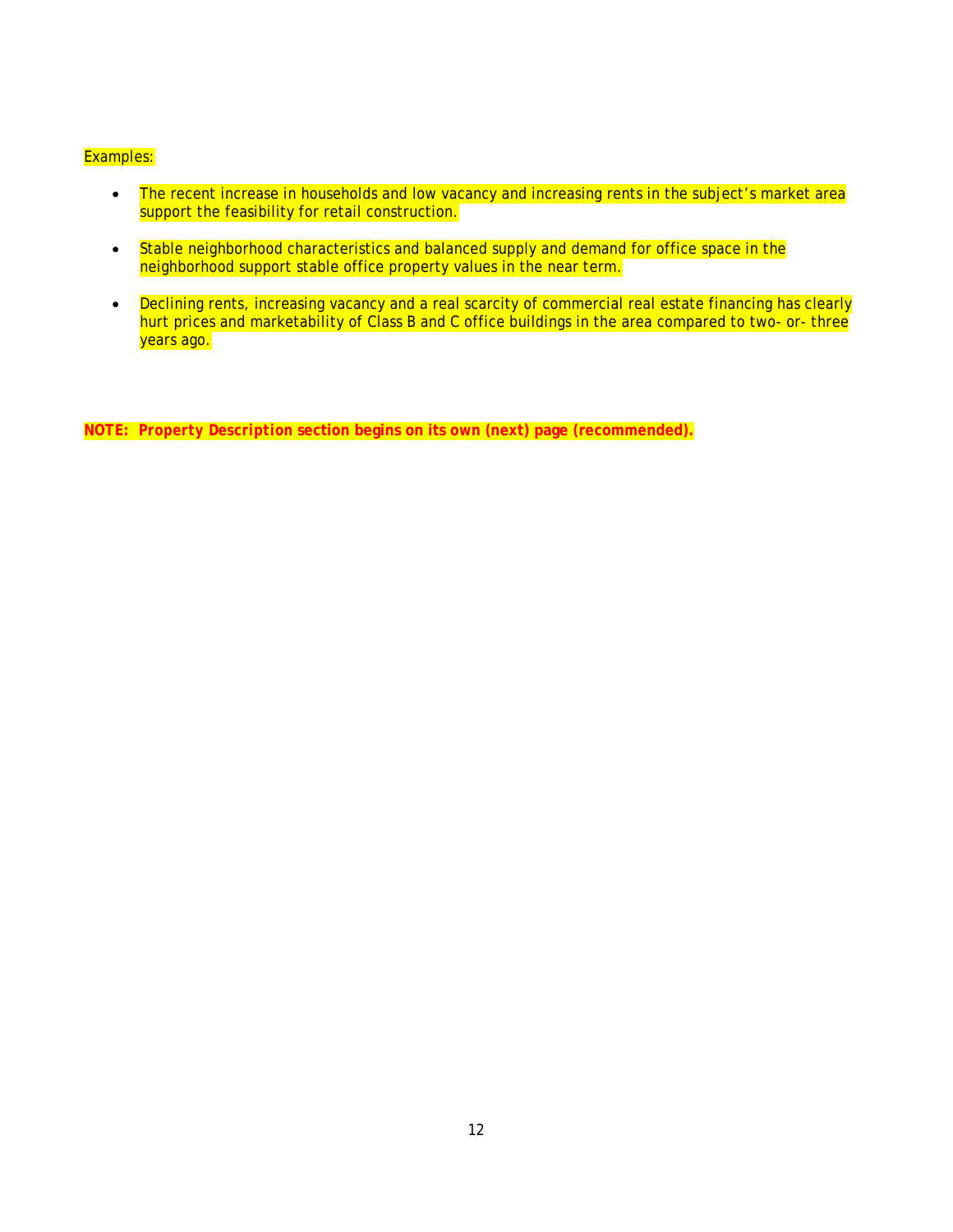Examples:

- The recent increase in households and low vacancy and increasing rents in the subject's market area support the feasibility for retail construction.

- Stable neighborhood characteristics and balanced supply and demand for office space in the neighborhood support stable office property values in the near term.

- Declining rents, increasing vacancy and a real scarcity of commercial real estate financing has clearly hurt prices and marketability of Class B and C office buildings in the area compared to two- or- three years ago.

**NOTE: Property Description section begins on its own (next) page (recommended).**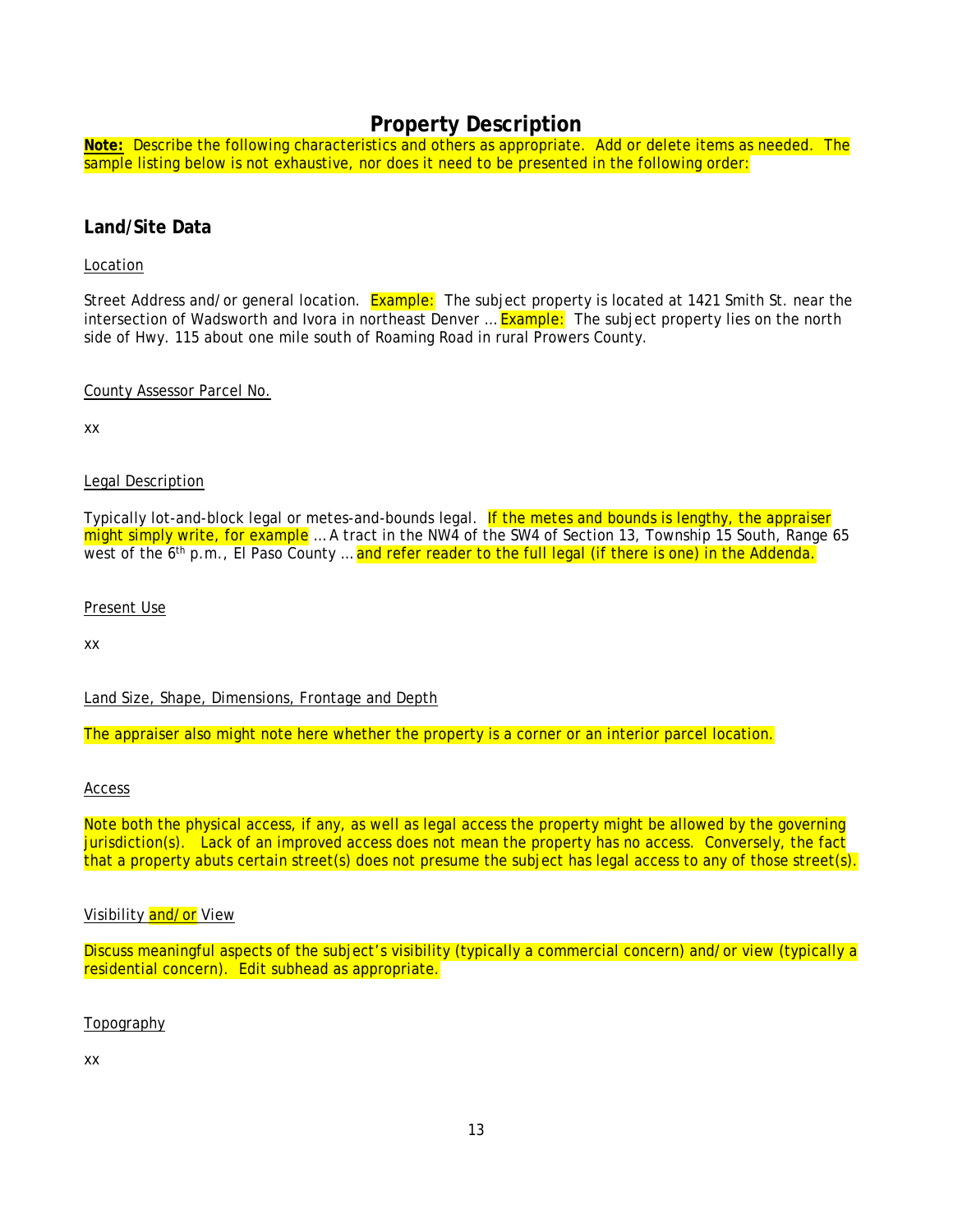# Property Description

**Note:** Describe the following characteristics and others as appropriate. Add or delete items as needed. The sample listing below is not exhaustive, nor does it need to be presented in the following order:

## Land/Site Data

Location

Street Address and/or general location. Example: The subject property is located at 1421 Smith St. near the intersection of Wadsworth and Ivora in northeast Denver … Example: The subject property lies on the north side of Hwy. 115 about one mile south of Roaming Road in rural Prowers County.

County Assessor Parcel No.

xx

Legal Description

Typically lot-and-block legal or metes-and-bounds legal. If the metes and bounds is lengthy, the appraiser might simply write, for example … A tract in the NW4 of the SW4 of Section 13, Township 15 South, Range 65 west of the 6th p.m., El Paso County … and refer reader to the full legal (if there is one) in the Addenda.

Present Use

xx

Land Size, Shape, Dimensions, Frontage and Depth

The appraiser also might note here whether the property is a corner or an interior parcel location.

Access

Note both the physical access, if any, as well as legal access the property might be allowed by the governing jurisdiction(s). Lack of an improved access does not mean the property has no access. Conversely, the fact that a property abuts certain street(s) does not presume the subject has legal access to any of those street(s).

Visibility and/or View

Discuss meaningful aspects of the subject's visibility (typically a commercial concern) and/or view (typically a residential concern). Edit subhead as appropriate.

Topography

xx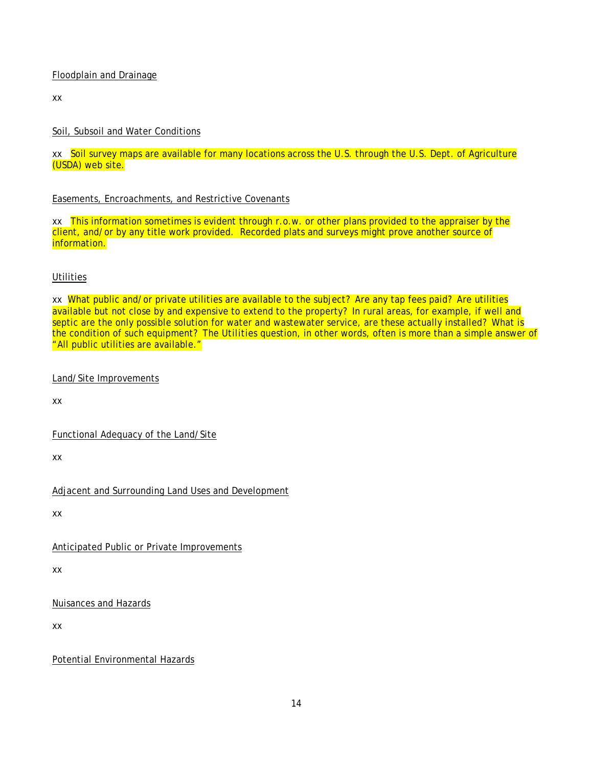Floodplain and Drainage

xx

Soil, Subsoil and Water Conditions

xx Soil survey maps are available for many locations across the U.S. through the U.S. Dept. of Agriculture (USDA) web site.

Easements, Encroachments, and Restrictive Covenants

xx This information sometimes is evident through r.o.w. or other plans provided to the appraiser by the client, and/or by any title work provided. Recorded plats and surveys might prove another source of information.

Utilities

xx What public and/or private utilities are available to the subject? Are any tap fees paid? Are utilities available but not close by and expensive to extend to the property? In rural areas, for example, if well and septic are the only possible solution for water and wastewater service, are these actually installed? What is the condition of such equipment? The Utilities question, in other words, often is more than a simple answer of "All public utilities are available."

Land/Site Improvements

xx

Functional Adequacy of the Land/Site

xx

Adjacent and Surrounding Land Uses and Development

xx

Anticipated Public or Private Improvements

xx

Nuisances and Hazards

xx

Potential Environmental Hazards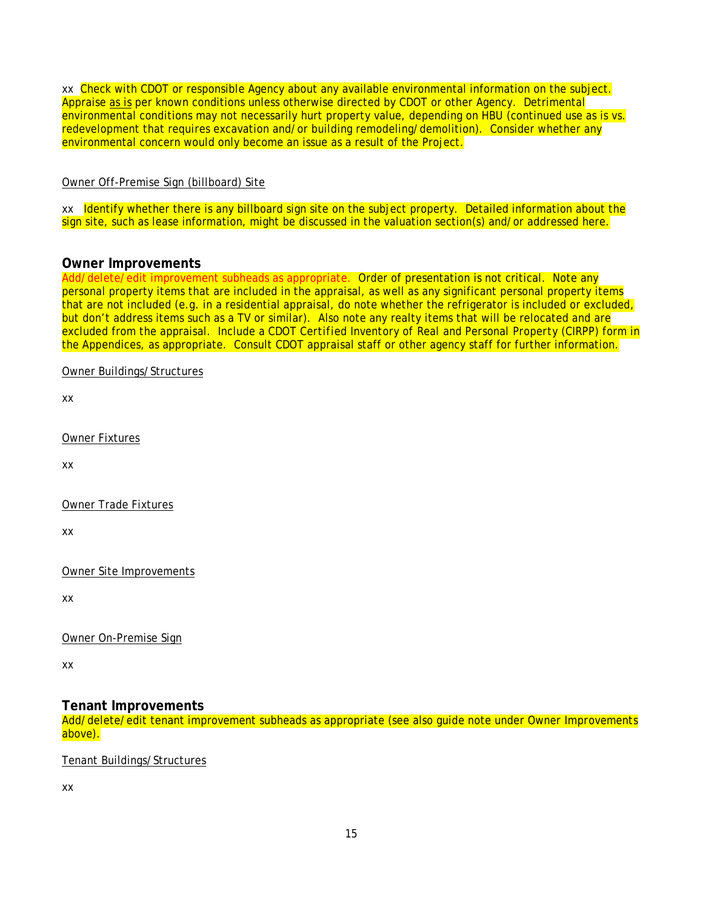xx Check with CDOT or responsible Agency about any available environmental information on the subject. Appraise as is per known conditions unless otherwise directed by CDOT or other Agency. Detrimental environmental conditions may not necessarily hurt property value, depending on HBU (continued use as is vs. redevelopment that requires excavation and/or building remodeling/demolition). Consider whether any environmental concern would only become an issue as a result of the Project.

Owner Off-Premise Sign (billboard) Site

xx Identify whether there is any billboard sign site on the subject property. Detailed information about the sign site, such as lease information, might be discussed in the valuation section(s) and/or addressed here.

## Owner Improvements

Add/delete/edit improvement subheads as appropriate. Order of presentation is not critical. Note any personal property items that are included in the appraisal, as well as any significant personal property items that are not included (e.g. in a residential appraisal, do note whether the refrigerator is included or excluded, but don't address items such as a TV or similar). Also note any realty items that will be relocated and are excluded from the appraisal. Include a CDOT Certified Inventory of Real and Personal Property (CIRPP) form in the Appendices, as appropriate. Consult CDOT appraisal staff or other agency staff for further information.

Owner Buildings/Structures

xx

Owner Fixtures

xx

Owner Trade Fixtures

xx

Owner Site Improvements

xx

Owner On-Premise Sign

xx

## Tenant Improvements

Add/delete/edit tenant improvement subheads as appropriate (see also guide note under Owner Improvements above).

Tenant Buildings/Structures

xx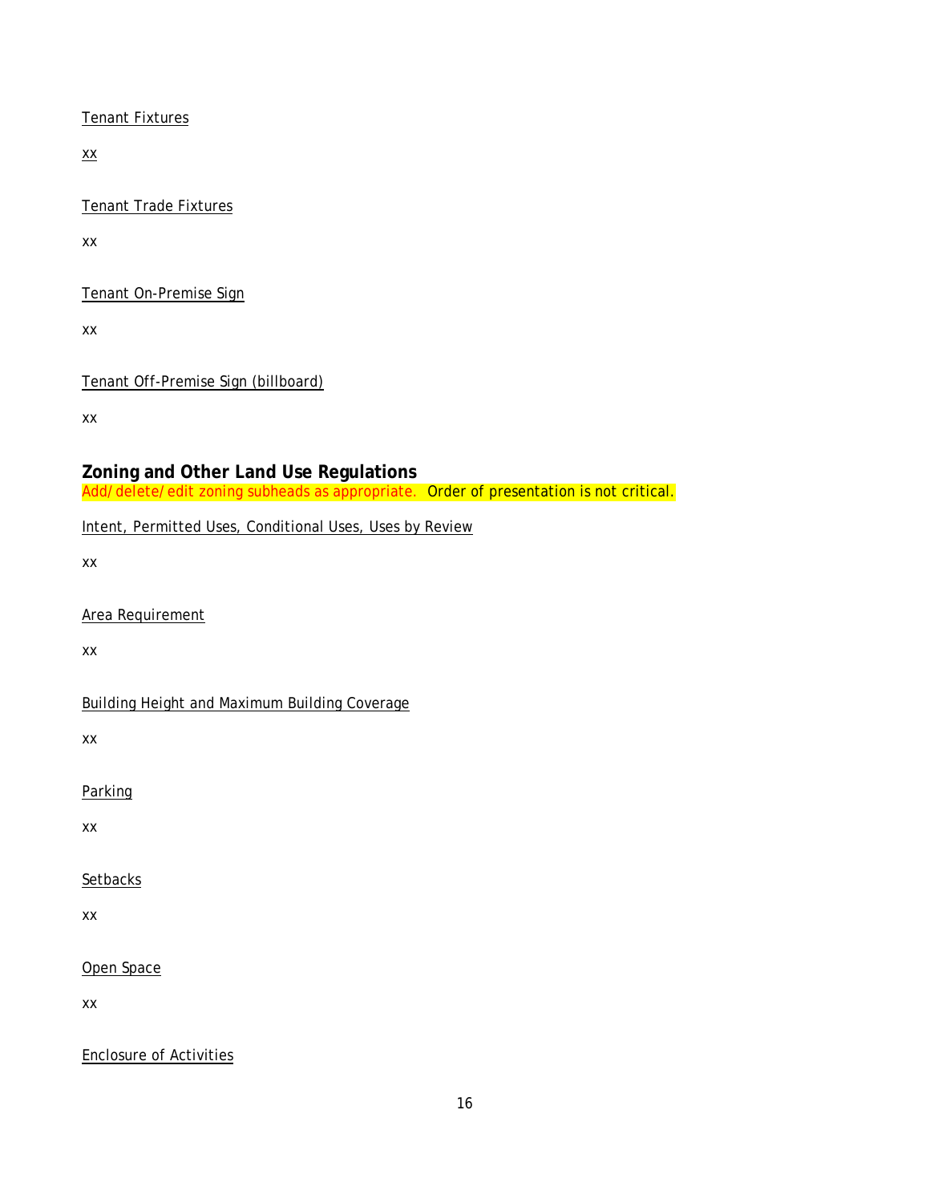Tenant Fixtures

xx

Tenant Trade Fixtures

xx

Tenant On-Premise Sign

xx

Tenant Off-Premise Sign (billboard)

xx

## Zoning and Other Land Use Regulations

Add/delete/edit zoning subheads as appropriate. Order of presentation is not critical.

Intent, Permitted Uses, Conditional Uses, Uses by Review

xx

Area Requirement

xx

Building Height and Maximum Building Coverage

xx

Parking

xx

Setbacks

xx

Open Space

xx

Enclosure of Activities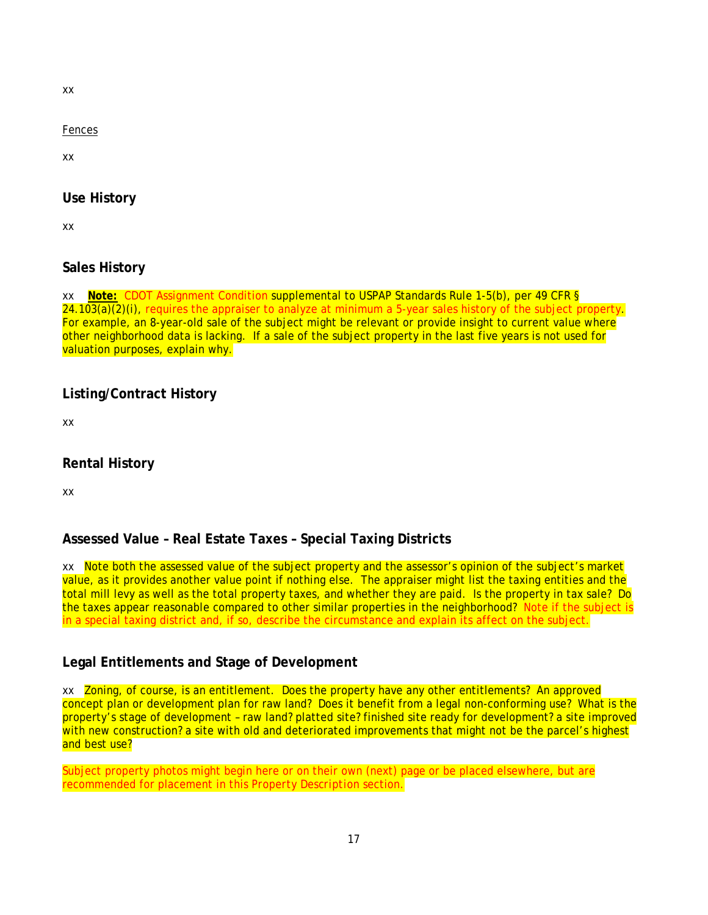xx

Fences

xx

## Use History

xx

## Sales History

xx **Note:** CDOT Assignment Condition supplemental to USPAP Standards Rule 1-5(b), per 49 CFR § 24.103(a)(2)(i), requires the appraiser to analyze at minimum a 5-year sales history of the subject property. For example, an 8-year-old sale of the subject might be relevant or provide insight to current value where other neighborhood data is lacking. If a sale of the subject property in the last five years is not used for valuation purposes, explain why.

## Listing/Contract History

xx

## Rental History

xx

## Assessed Value – Real Estate Taxes – Special Taxing Districts

xx Note both the assessed value of the subject property and the assessor's opinion of the subject's market value, as it provides another value point if nothing else. The appraiser might list the taxing entities and the total mill levy as well as the total property taxes, and whether they are paid. Is the property in tax sale? Do the taxes appear reasonable compared to other similar properties in the neighborhood? Note if the subject is in a special taxing district and, if so, describe the circumstance and explain its affect on the subject.

## Legal Entitlements and Stage of Development

xx Zoning, of course, is an entitlement. Does the property have any other entitlements? An approved concept plan or development plan for raw land? Does it benefit from a legal non-conforming use? What is the property's stage of development – raw land? platted site? finished site ready for development? a site improved with new construction? a site with old and deteriorated improvements that might not be the parcel's highest and best use?

Subject property photos might begin here or on their own (next) page or be placed elsewhere, but are recommended for placement in this Property Description section.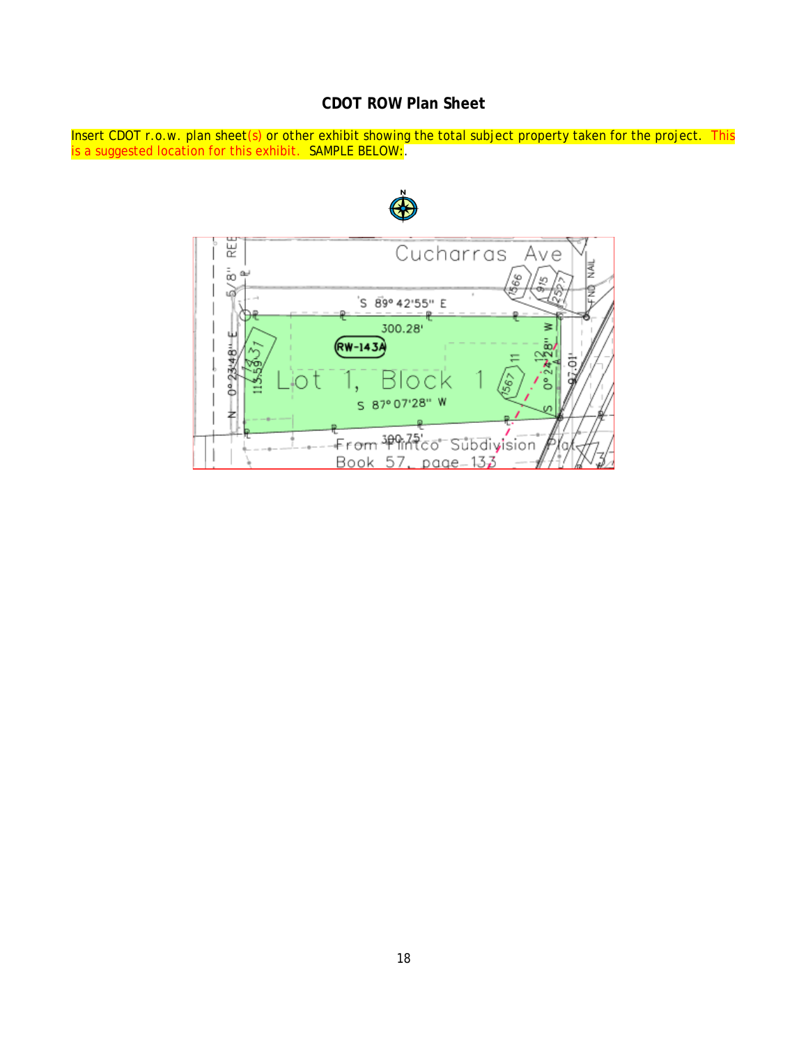## CDOT ROW Plan Sheet

Insert CDOT r.o.w. plan sheet(s) or other exhibit showing the total subject property taken for the project. This is a suggested location for this exhibit. SAMPLE BELOW:.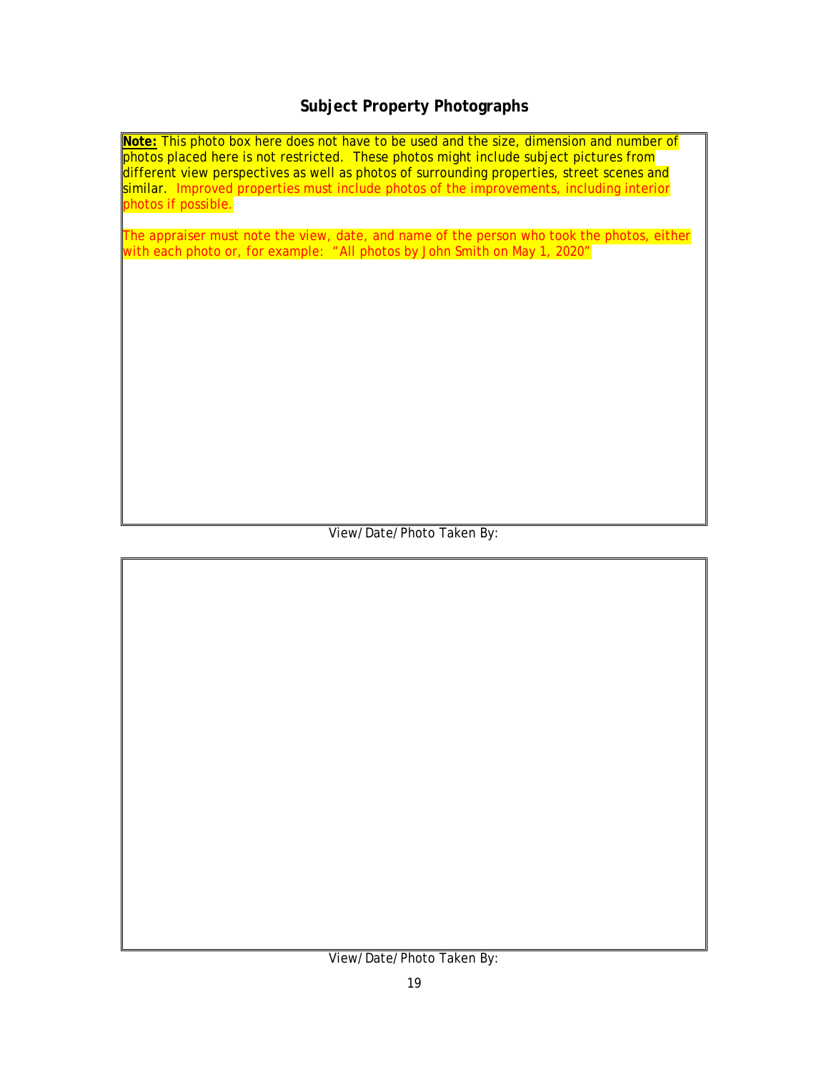## Subject Property Photographs

**Note:** This photo box here does not have to be used and the size, dimension and number of photos placed here is not restricted. These photos might include subject pictures from different view perspectives as well as photos of surrounding properties, street scenes and similar. Improved properties must include photos of the improvements, including interior photos if possible.

The appraiser must note the view, date, and name of the person who took the photos, either with each photo or, for example: "All photos by John Smith on May 1, 2020"

View/Date/Photo Taken By:

View/Date/Photo Taken By: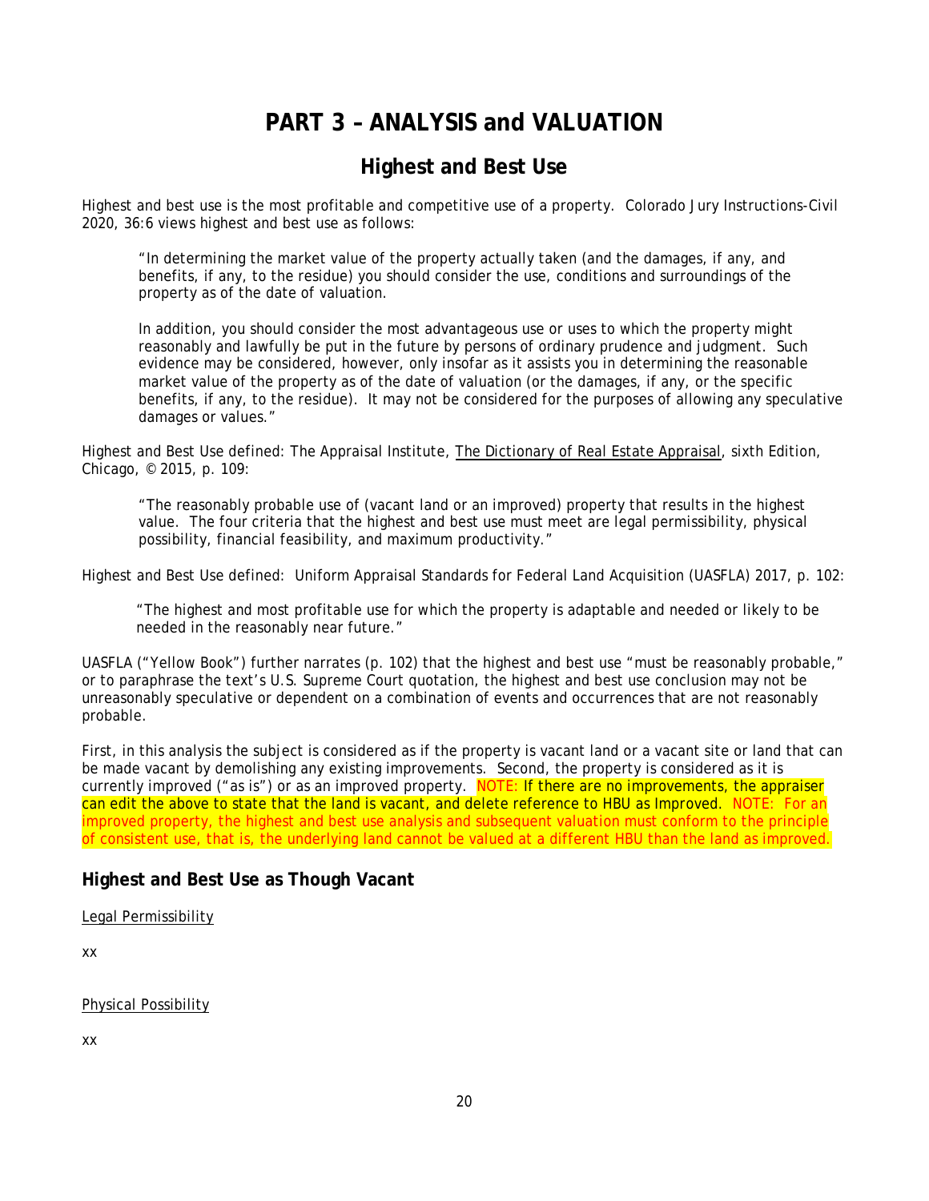# PART 3 – ANALYSIS and VALUATION

## Highest and Best Use

Highest and best use is the most profitable and competitive use of a property. Colorado Jury Instructions-Civil 2020, 36:6 views highest and best use as follows:

> "In determining the market value of the property actually taken (and the damages, if any, and benefits, if any, to the residue) you should consider the use, conditions and surroundings of the property as of the date of valuation.
>
> In addition, you should consider the most advantageous use or uses to which the property might reasonably and lawfully be put in the future by persons of ordinary prudence and judgment. Such evidence may be considered, however, only insofar as it assists you in determining the reasonable market value of the property as of the date of valuation (or the damages, if any, or the specific benefits, if any, to the residue). It may not be considered for the purposes of allowing any speculative damages or values."

Highest and Best Use defined: The Appraisal Institute, The Dictionary of Real Estate Appraisal, sixth Edition, Chicago, © 2015, p. 109:

> "The reasonably probable use of (vacant land or an improved) property that results in the highest value. The four criteria that the highest and best use must meet are legal permissibility, physical possibility, financial feasibility, and maximum productivity."

Highest and Best Use defined: Uniform Appraisal Standards for Federal Land Acquisition (UASFLA) 2017, p. 102:

> "The highest and most profitable use for which the property is adaptable and needed or likely to be needed in the reasonably near future."

UASFLA ("Yellow Book") further narrates (p. 102) that the highest and best use "must be reasonably probable," or to paraphrase the text's U.S. Supreme Court quotation, the highest and best use conclusion may not be unreasonably speculative or dependent on a combination of events and occurrences that are not reasonably probable.

First, in this analysis the subject is considered as if the property is vacant land or a vacant site or land that can be made vacant by demolishing any existing improvements. Second, the property is considered as it is currently improved ("as is") or as an improved property. NOTE: If there are no improvements, the appraiser can edit the above to state that the land is vacant, and delete reference to HBU as Improved. NOTE: For an improved property, the highest and best use analysis and subsequent valuation must conform to the principle of consistent use, that is, the underlying land cannot be valued at a different HBU than the land as improved.

### Highest and Best Use as Though Vacant

Legal Permissibility

xx

Physical Possibility

xx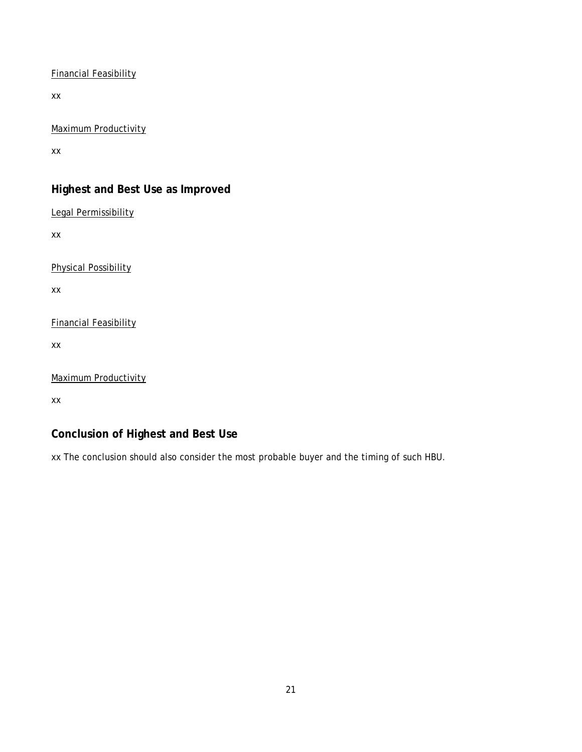Financial Feasibility

xx

Maximum Productivity

xx

## Highest and Best Use as Improved

Legal Permissibility

xx

Physical Possibility

xx

Financial Feasibility

xx

Maximum Productivity

xx

## Conclusion of Highest and Best Use

xx *The conclusion should also consider the most probable buyer and the timing of such HBU.*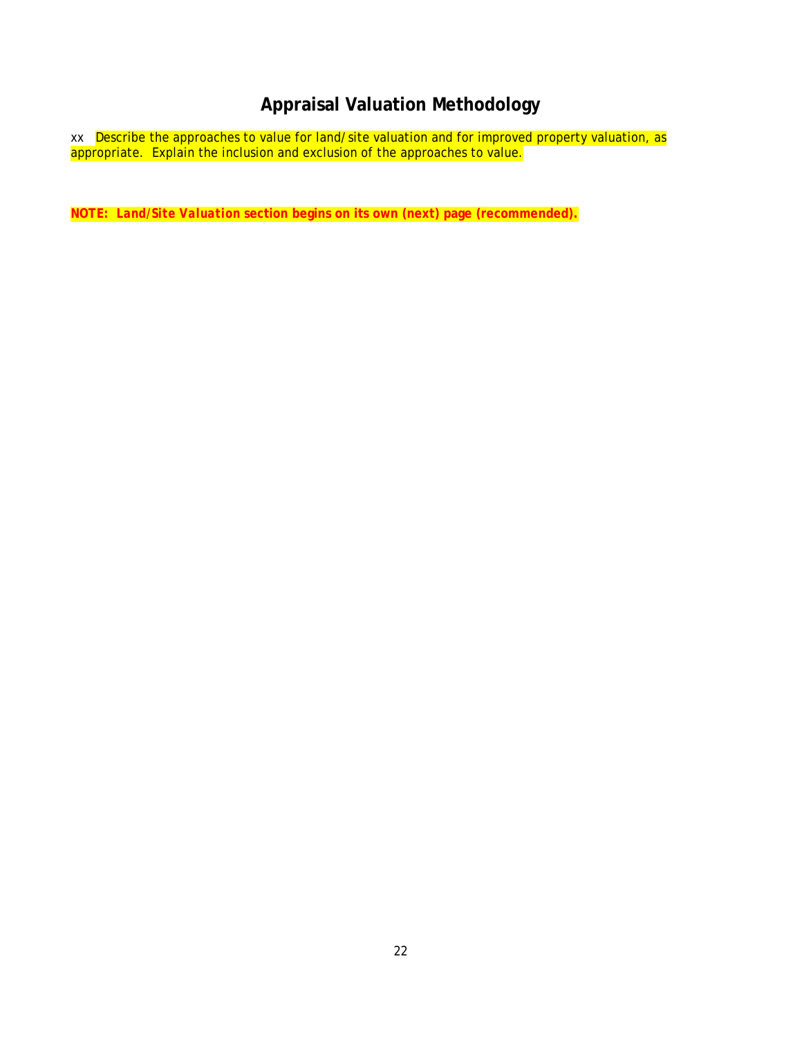# Appraisal Valuation Methodology

xx *Describe the approaches to value for land/site valuation and for improved property valuation, as appropriate. Explain the inclusion and exclusion of the approaches to value.*

***NOTE: Land/Site Valuation section begins on its own (next) page (recommended).***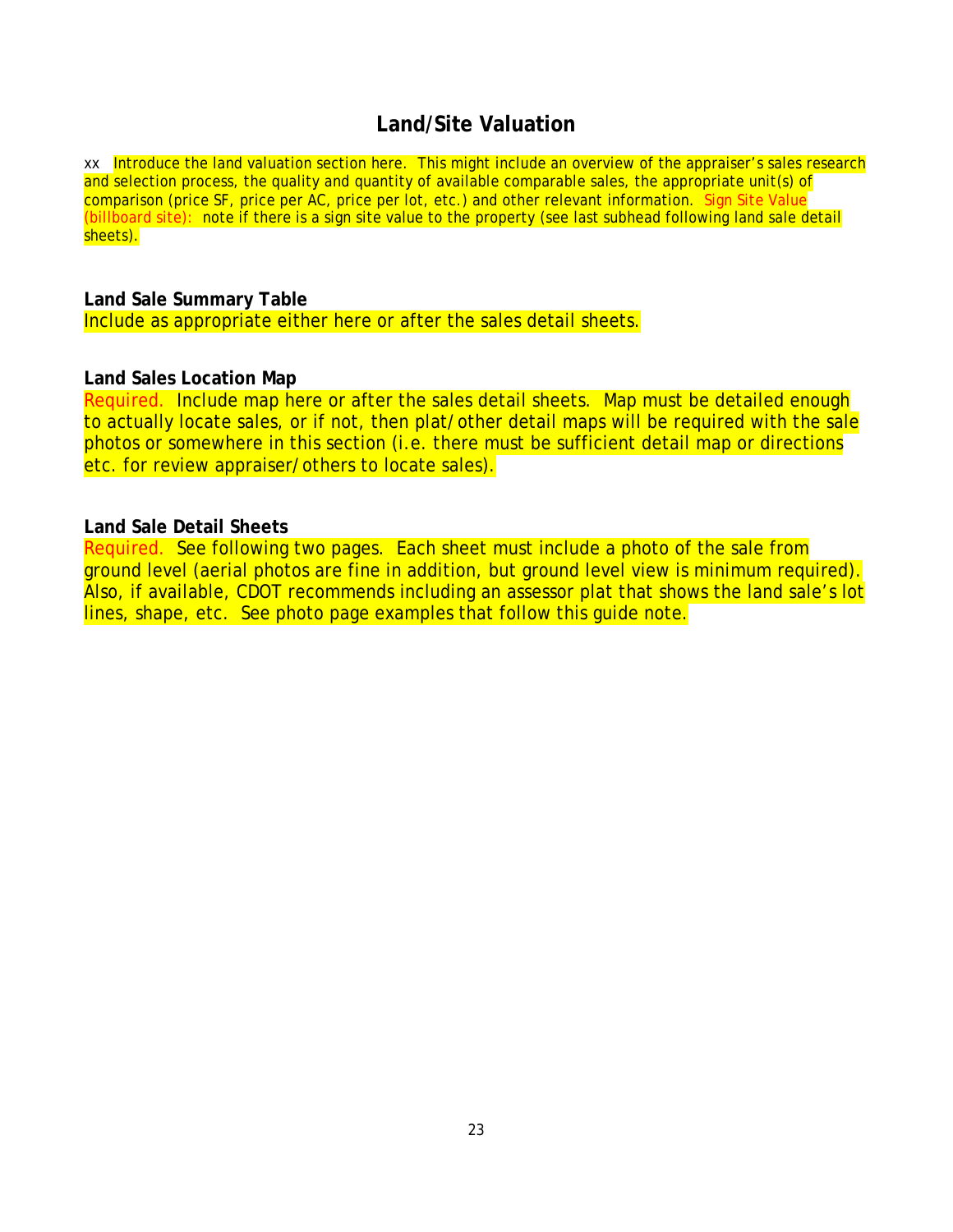# Land/Site Valuation

xx Introduce the land valuation section here. This might include an overview of the appraiser's sales research and selection process, the quality and quantity of available comparable sales, the appropriate unit(s) of comparison (price SF, price per AC, price per lot, etc.) and other relevant information. Sign Site Value (billboard site): note if there is a sign site value to the property (see last subhead following land sale detail sheets).

**Land Sale Summary Table**

Include as appropriate either here or after the sales detail sheets.

**Land Sales Location Map**

Required. Include map here or after the sales detail sheets. Map must be detailed enough to actually locate sales, or if not, then plat/other detail maps will be required with the sale photos or somewhere in this section (i.e. there must be sufficient detail map or directions etc. for review appraiser/others to locate sales).

**Land Sale Detail Sheets**

Required. See following two pages. Each sheet must include a photo of the sale from ground level (aerial photos are fine in addition, but ground level view is minimum required). Also, if available, CDOT recommends including an assessor plat that shows the land sale's lot lines, shape, etc. See photo page examples that follow this guide note.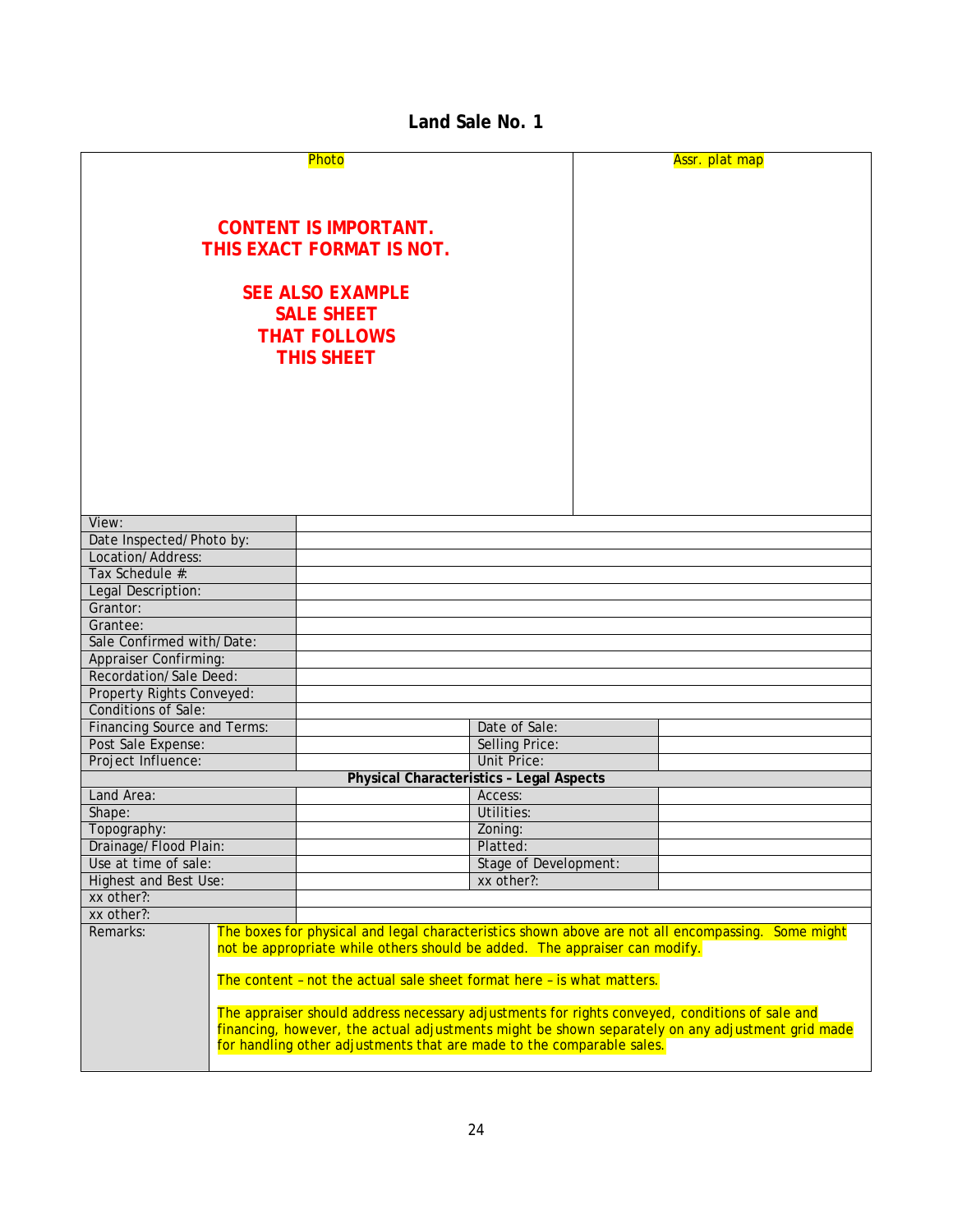## Land Sale No. 1

| Photo | Assr. plat map |
| --- | --- |
| **CONTENT IS IMPORTANT. THIS EXACT FORMAT IS NOT.**<br><br>**SEE ALSO EXAMPLE SALE SHEET THAT FOLLOWS THIS SHEET** | |

| | | | |
| --- | --- | --- | --- |
| View: | | | |
| Date Inspected/Photo by: | | | |
| Location/Address: | | | |
| Tax Schedule #: | | | |
| Legal Description: | | | |
| Grantor: | | | |
| Grantee: | | | |
| Sale Confirmed with/Date: | | | |
| Appraiser Confirming: | | | |
| Recordation/Sale Deed: | | | |
| Property Rights Conveyed: | | | |
| Conditions of Sale: | | | |
| Financing Source and Terms: | | Date of Sale: | |
| Post Sale Expense: | | Selling Price: | |
| Project Influence: | | Unit Price: | |
| **Physical Characteristics – Legal Aspects** | | | |
| Land Area: | | Access: | |
| Shape: | | Utilities: | |
| Topography: | | Zoning: | |
| Drainage/Flood Plain: | | Platted: | |
| Use at time of sale: | | Stage of Development: | |
| Highest and Best Use: | | xx other?: | |
| xx other?: | | | |
| xx other?: | | | |
| Remarks: | The boxes for physical and legal characteristics shown above are not all encompassing. Some might not be appropriate while others should be added. The appraiser can modify.<br><br>The content – not the actual sale sheet format here – is what matters.<br><br>The appraiser should address necessary adjustments for rights conveyed, conditions of sale and financing, however, the actual adjustments might be shown separately on any adjustment grid made for handling other adjustments that are made to the comparable sales. | | |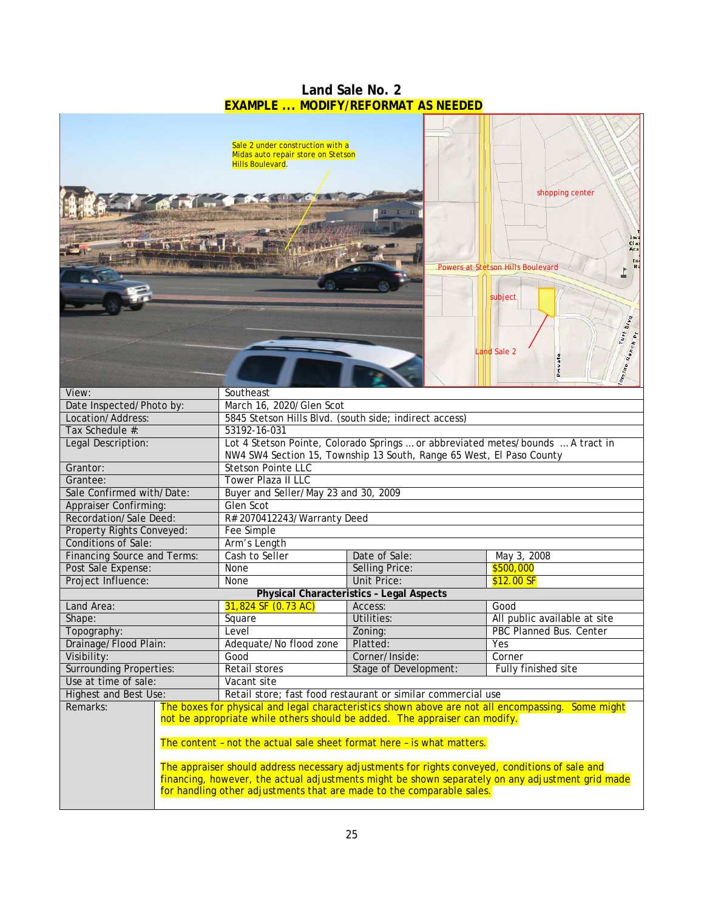# Land Sale No. 2

**EXAMPLE ... MODIFY/REFORMAT AS NEEDED**

Sale 2 under construction with a Midas auto repair store on Stetson Hills Boulevard.

| View: | Southeast | | |
|---|---|---|---|
| Date Inspected/Photo by: | March 16, 2020/Glen Scot | | |
| Location/Address: | 5845 Stetson Hills Blvd. (south side; indirect access) | | |
| Tax Schedule #: | 53192-16-031 | | |
| Legal Description: | Lot 4 Stetson Pointe, Colorado Springs ... or abbreviated metes/bounds ... A tract in NW4 SW4 Section 15, Township 13 South, Range 65 West, El Paso County | | |
| Grantor: | Stetson Pointe LLC | | |
| Grantee: | Tower Plaza II LLC | | |
| Sale Confirmed with/Date: | Buyer and Seller/May 23 and 30, 2009 | | |
| Appraiser Confirming: | Glen Scot | | |
| Recordation/Sale Deed: | R#2070412243/Warranty Deed | | |
| Property Rights Conveyed: | Fee Simple | | |
| Conditions of Sale: | Arm's Length | | |
| Financing Source and Terms: | Cash to Seller | Date of Sale: | May 3, 2008 |
| Post Sale Expense: | None | Selling Price: | $500,000 |
| Project Influence: | None | Unit Price: | $12.00 SF |
| **Physical Characteristics - Legal Aspects** | | | |
| Land Area: | 31,824 SF (0.73 AC) | Access: | Good |
| Shape: | Square | Utilities: | All public available at site |
| Topography: | Level | Zoning: | PBC Planned Bus. Center |
| Drainage/Flood Plain: | Adequate/No flood zone | Platted: | Yes |
| Visibility: | Good | Corner/Inside: | Corner |
| Surrounding Properties: | Retail stores | Stage of Development: | Fully finished site |
| Use at time of sale: | Vacant site | | |
| Highest and Best Use: | Retail store; fast food restaurant or similar commercial use | | |
| Remarks: | The boxes for physical and legal characteristics shown above are not all encompassing. Some might not be appropriate while others should be added. The appraiser can modify.<br><br>The content – not the actual sale sheet format here – is what matters.<br><br>The appraiser should address necessary adjustments for rights conveyed, conditions of sale and financing, however, the actual adjustments might be shown separately on any adjustment grid made for handling other adjustments that are made to the comparable sales. | | |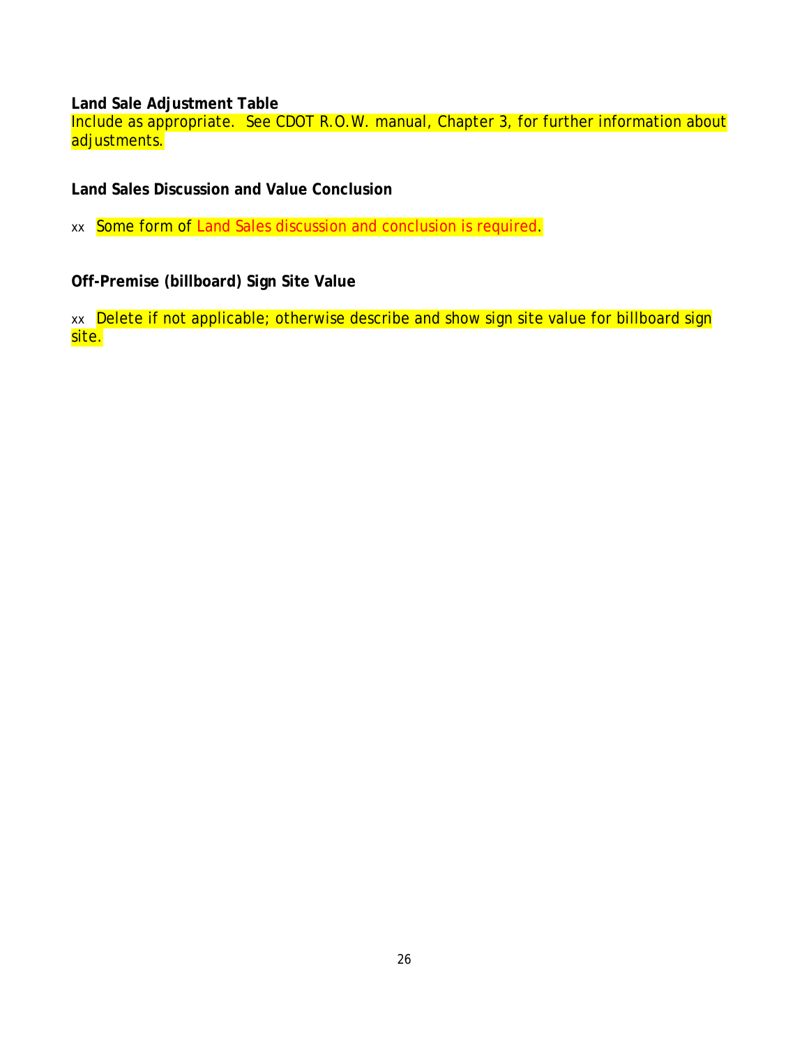**Land Sale Adjustment Table**

Include as appropriate. See CDOT R.O.W. manual, Chapter 3, for further information about adjustments.

**Land Sales Discussion and Value Conclusion**

xx Some form of Land Sales discussion and conclusion is required.

**Off-Premise (billboard) Sign Site Value**

xx Delete if not applicable; otherwise describe and show sign site value for billboard sign site.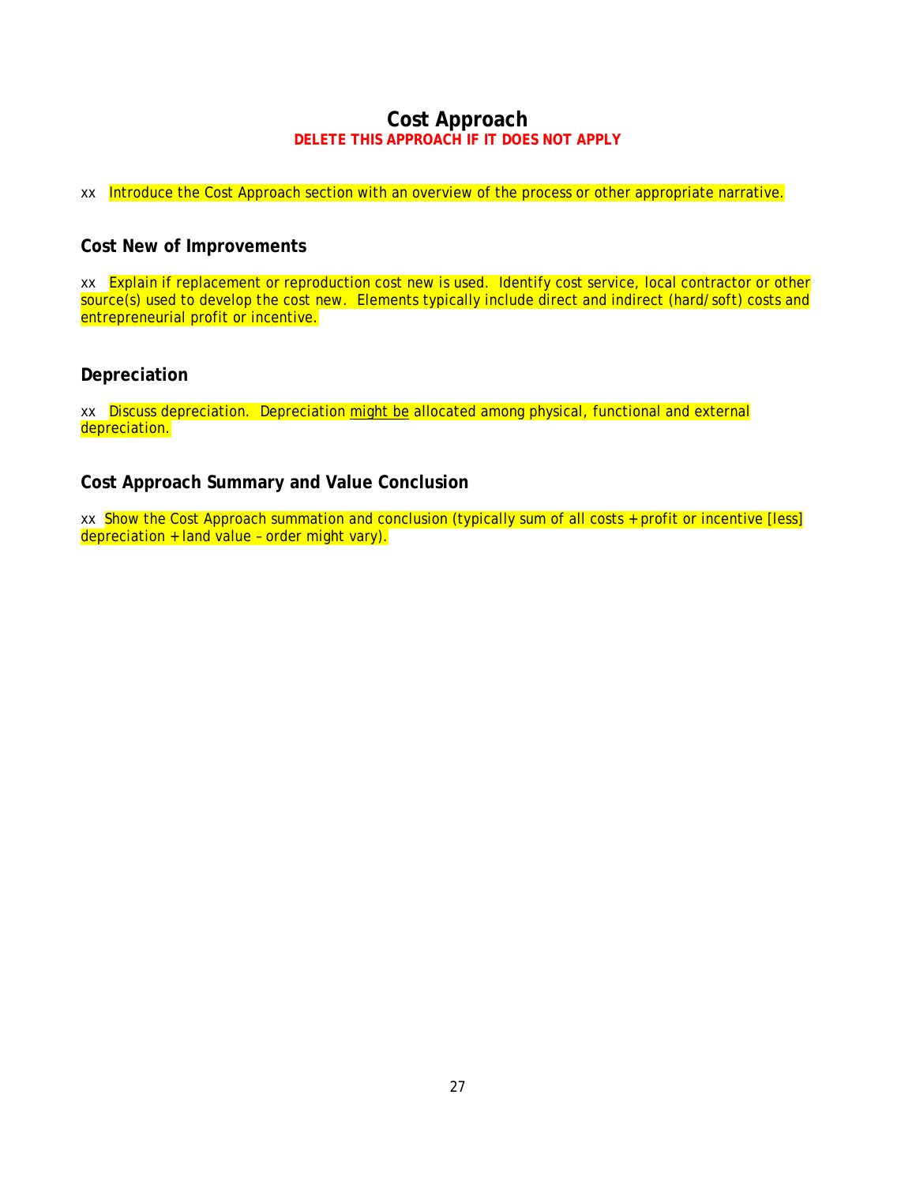# Cost Approach

**DELETE THIS APPROACH IF IT DOES NOT APPLY**

xx Introduce the Cost Approach section with an overview of the process or other appropriate narrative.

## Cost New of Improvements

xx Explain if replacement or reproduction cost new is used. Identify cost service, local contractor or other source(s) used to develop the cost new. Elements typically include direct and indirect (hard/soft) costs and entrepreneurial profit or incentive.

## Depreciation

xx Discuss depreciation. Depreciation <u>might be</u> allocated among physical, functional and external depreciation.

## Cost Approach Summary and Value Conclusion

xx Show the Cost Approach summation and conclusion (typically sum of all costs + profit or incentive [less] depreciation + land value – order might vary).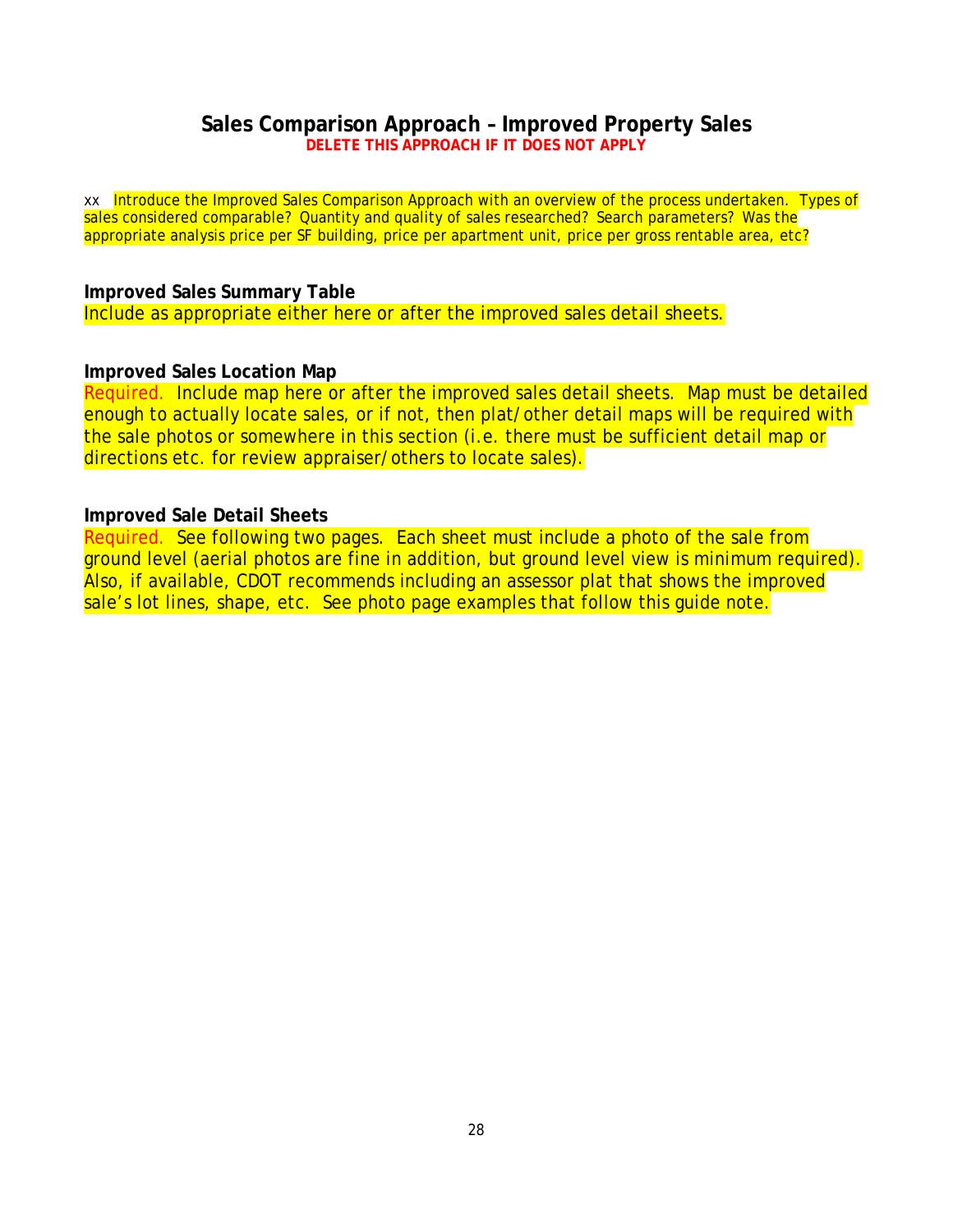## Sales Comparison Approach – Improved Property Sales

**DELETE THIS APPROACH IF IT DOES NOT APPLY**

xx Introduce the Improved Sales Comparison Approach with an overview of the process undertaken. Types of sales considered comparable? Quantity and quality of sales researched? Search parameters? Was the appropriate analysis price per SF building, price per apartment unit, price per gross rentable area, etc?

**Improved Sales Summary Table**

Include as appropriate either here or after the improved sales detail sheets.

**Improved Sales Location Map**

Required. Include map here or after the improved sales detail sheets. Map must be detailed enough to actually locate sales, or if not, then plat/other detail maps will be required with the sale photos or somewhere in this section (i.e. there must be sufficient detail map or directions etc. for review appraiser/others to locate sales).

**Improved Sale Detail Sheets**

Required. See following two pages. Each sheet must include a photo of the sale from ground level (aerial photos are fine in addition, but ground level view is minimum required). Also, if available, CDOT recommends including an assessor plat that shows the improved sale's lot lines, shape, etc. See photo page examples that follow this guide note.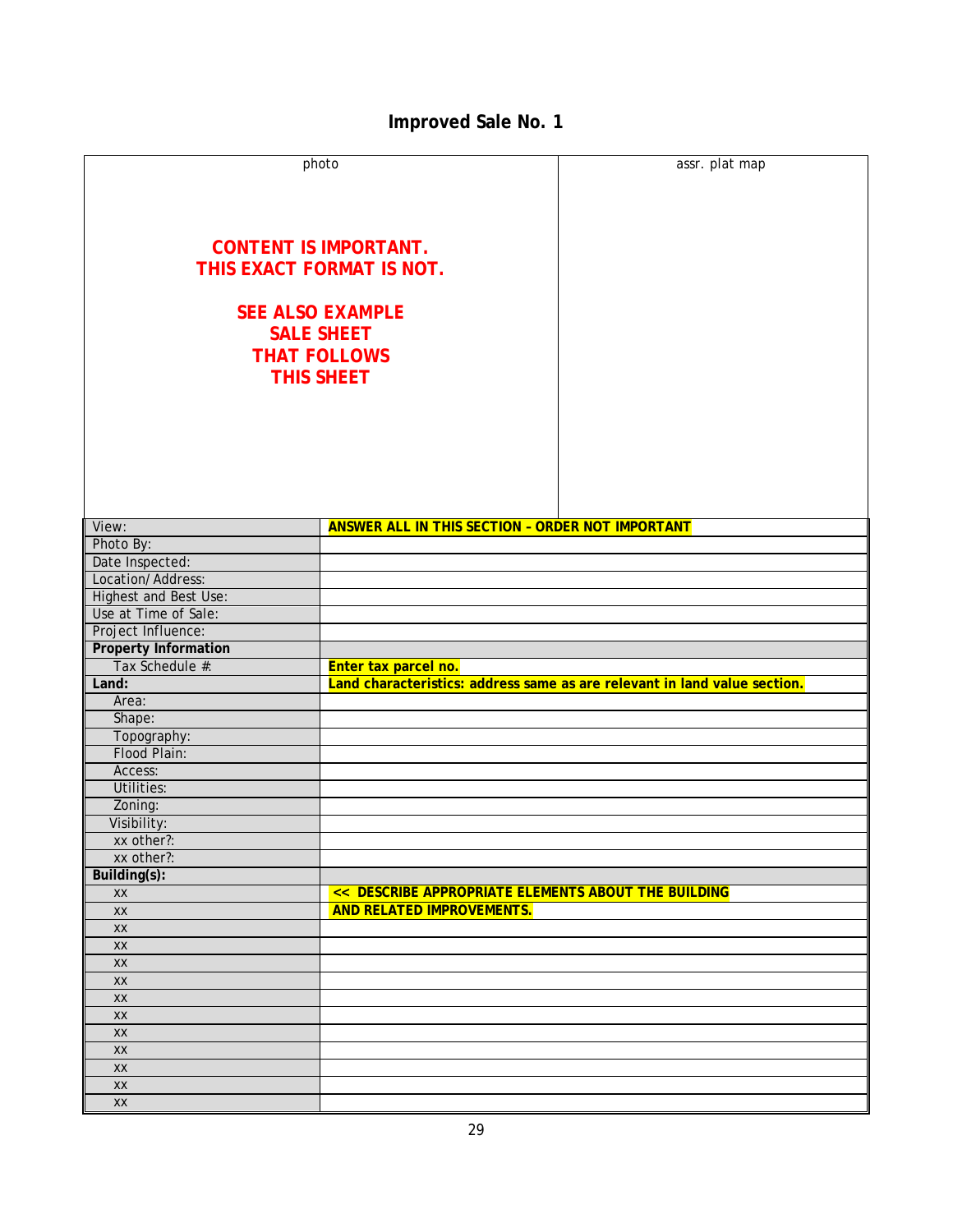## Improved Sale No. 1

| photo | assr. plat map |
|---|---|
| **CONTENT IS IMPORTANT. THIS EXACT FORMAT IS NOT.**<br><br>**SEE ALSO EXAMPLE SALE SHEET THAT FOLLOWS THIS SHEET** | |

| | |
|---|---|
| View: | **ANSWER ALL IN THIS SECTION – ORDER NOT IMPORTANT** |
| Photo By: | |
| Date Inspected: | |
| Location/Address: | |
| Highest and Best Use: | |
| Use at Time of Sale: | |
| Project Influence: | |
| **Property Information** | |
| Tax Schedule #: | **Enter tax parcel no.** |
| **Land:** | **Land characteristics: address same as are relevant in land value section.** |
| Area: | |
| Shape: | |
| Topography: | |
| Flood Plain: | |
| Access: | |
| Utilities: | |
| Zoning: | |
| Visibility: | |
| xx other?: | |
| xx other?: | |
| **Building(s):** | |
| xx | **<< DESCRIBE APPROPRIATE ELEMENTS ABOUT THE BUILDING** |
| xx | **AND RELATED IMPROVEMENTS.** |
| xx | |
| xx | |
| xx | |
| xx | |
| xx | |
| xx | |
| xx | |
| xx | |
| xx | |
| xx | |
| xx | |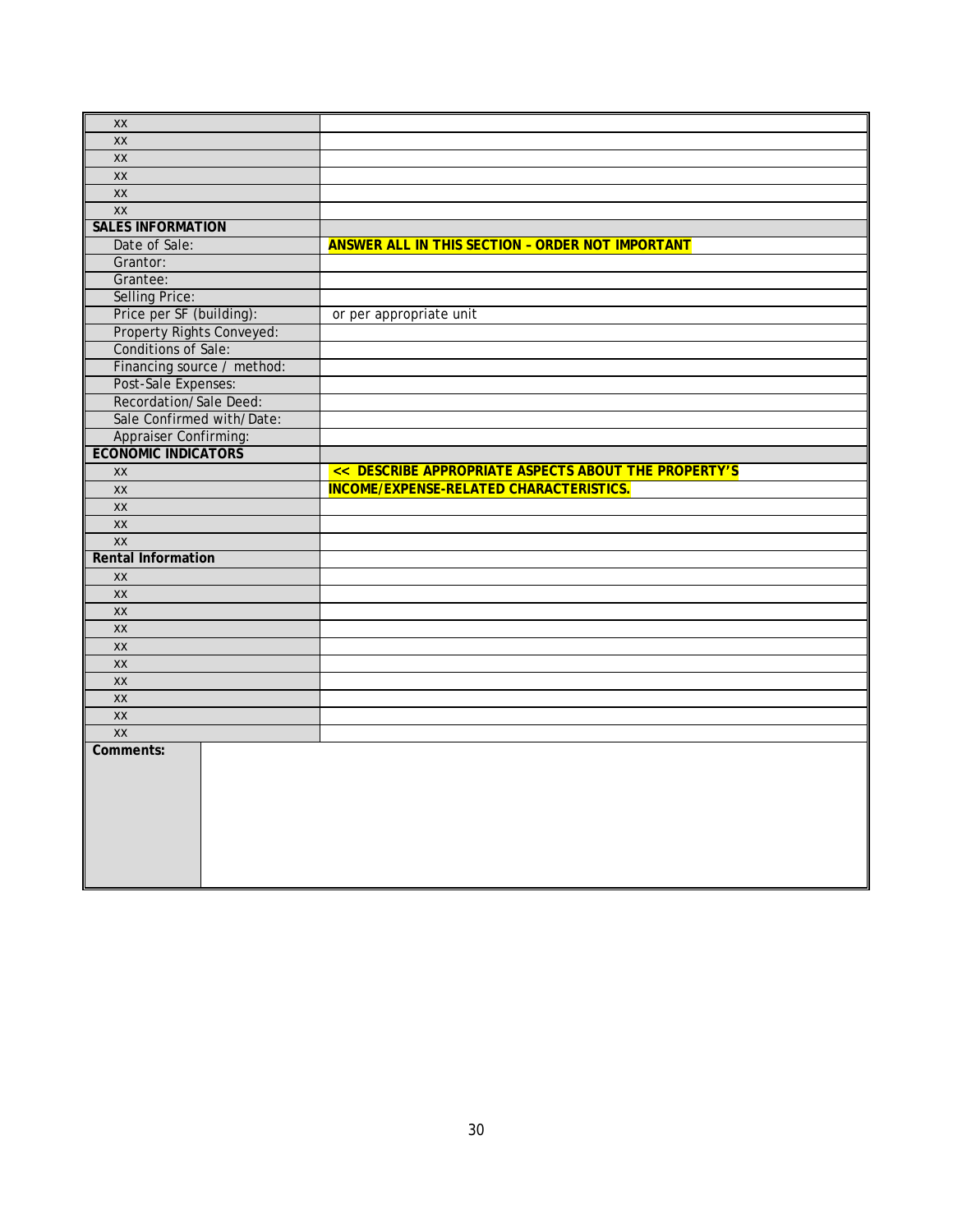| | |
|---|---|
| XX | |
| XX | |
| XX | |
| XX | |
| XX | |
| XX | |
| **SALES INFORMATION** | |
| Date of Sale: | **ANSWER ALL IN THIS SECTION – ORDER NOT IMPORTANT** |
| Grantor: | |
| Grantee: | |
| Selling Price: | |
| Price per SF (building): | or per appropriate unit |
| Property Rights Conveyed: | |
| Conditions of Sale: | |
| Financing source / method: | |
| Post-Sale Expenses: | |
| Recordation/Sale Deed: | |
| Sale Confirmed with/Date: | |
| Appraiser Confirming: | |
| **ECONOMIC INDICATORS** | |
| XX | **<< DESCRIBE APPROPRIATE ASPECTS ABOUT THE PROPERTY'S** |
| XX | **INCOME/EXPENSE-RELATED CHARACTERISTICS.** |
| XX | |
| XX | |
| XX | |
| **Rental Information** | |
| XX | |
| XX | |
| XX | |
| XX | |
| XX | |
| XX | |
| XX | |
| XX | |
| XX | |
| XX | |
| **Comments:** | |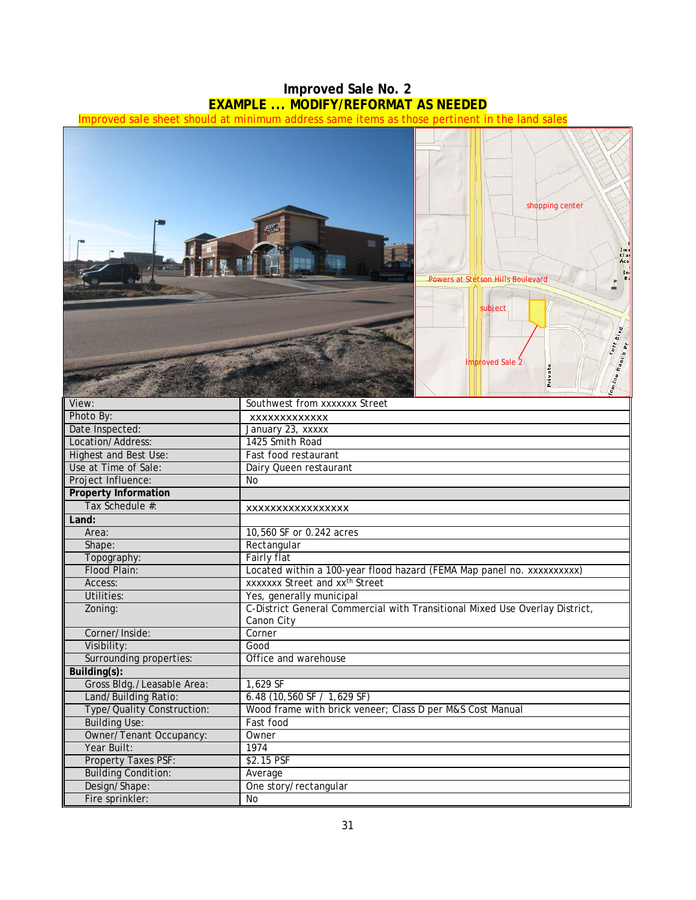# Improved Sale No. 2

**EXAMPLE ... MODIFY/REFORMAT AS NEEDED**

Improved sale sheet should at minimum address same items as those pertinent in the land sales

| | |
|---|---|
| View: | Southwest from xxxxxxx Street |
| Photo By: | xxxxxxxxxxxxx |
| Date Inspected: | January 23, xxxxx |
| Location/Address: | 1425 Smith Road |
| Highest and Best Use: | Fast food restaurant |
| Use at Time of Sale: | Dairy Queen restaurant |
| Project Influence: | No |
| **Property Information** | |
| Tax Schedule #: | xxxxxxxxxxxxxxxxx |
| **Land:** | |
| Area: | 10,560 SF or 0.242 acres |
| Shape: | Rectangular |
| Topography: | Fairly flat |
| Flood Plain: | Located within a 100-year flood hazard (FEMA Map panel no. xxxxxxxxxx) |
| Access: | xxxxxxx Street and xx[th] Street |
| Utilities: | Yes, generally municipal |
| Zoning: | C-District General Commercial with Transitional Mixed Use Overlay District, Canon City |
| Corner/Inside: | Corner |
| Visibility: | Good |
| Surrounding properties: | Office and warehouse |
| **Building(s):** | |
| Gross Bldg./Leasable Area: | 1,629 SF |
| Land/Building Ratio: | 6.48 (10,560 SF / 1,629 SF) |
| Type/Quality Construction: | Wood frame with brick veneer; Class D per M&S Cost Manual |
| Building Use: | Fast food |
| Owner/Tenant Occupancy: | Owner |
| Year Built: | 1974 |
| Property Taxes PSF: | $2.15 PSF |
| Building Condition: | Average |
| Design/Shape: | One story/rectangular |
| Fire sprinkler: | No |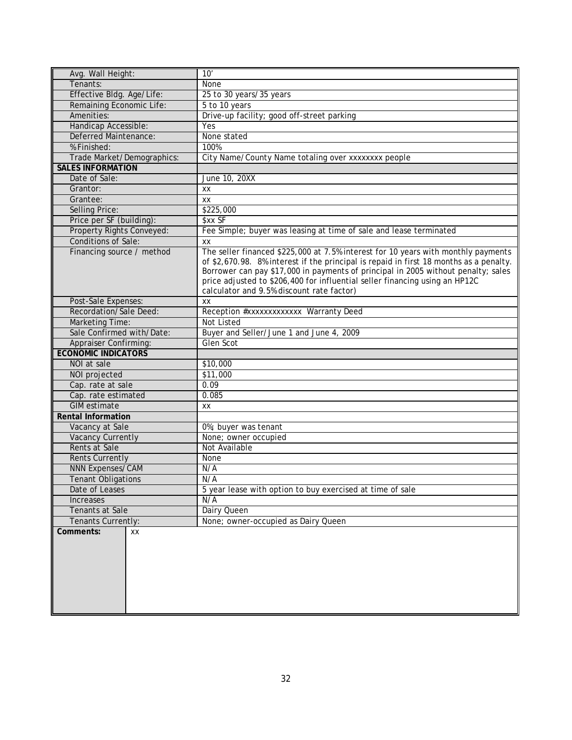| | |
|---|---|
| Avg. Wall Height: | 10' |
| Tenants: | None |
| Effective Bldg. Age/Life: | 25 to 30 years/35 years |
| Remaining Economic Life: | 5 to 10 years |
| Amenities: | Drive-up facility; good off-street parking |
| Handicap Accessible: | Yes |
| Deferred Maintenance: | None stated |
| % Finished: | 100% |
| Trade Market/Demographics: | City Name/County Name totaling over xxxxxxxx people |
| **SALES INFORMATION** | |
| Date of Sale: | June 10, 20XX |
| Grantor: | xx |
| Grantee: | xx |
| Selling Price: | $225,000 |
| Price per SF (building): | $xx SF |
| Property Rights Conveyed: | Fee Simple; buyer was leasing at time of sale and lease terminated |
| Conditions of Sale: | xx |
| Financing source / method | The seller financed $225,000 at 7.5% interest for 10 years with monthly payments of $2,670.98. 8% interest if the principal is repaid in first 18 months as a penalty. Borrower can pay $17,000 in payments of principal in 2005 without penalty; sales price adjusted to $206,400 for influential seller financing using an HP12C calculator and 9.5% discount rate factor) |
| Post-Sale Expenses: | xx |
| Recordation/Sale Deed: | Reception #xxxxxxxxxxxxx Warranty Deed |
| Marketing Time: | Not Listed |
| Sale Confirmed with/Date: | Buyer and Seller/June 1 and June 4, 2009 |
| Appraiser Confirming: | Glen Scot |
| **ECONOMIC INDICATORS** | |
| NOI at sale | $10,000 |
| NOI projected | $11,000 |
| Cap. rate at sale | 0.09 |
| Cap. rate estimated | 0.085 |
| GIM estimate | xx |
| **Rental Information** | |
| Vacancy at Sale | 0%; buyer was tenant |
| Vacancy Currently | None; owner occupied |
| Rents at Sale | Not Available |
| Rents Currently | None |
| NNN Expenses/CAM | N/A |
| Tenant Obligations | N/A |
| Date of Leases | 5 year lease with option to buy exercised at time of sale |
| Increases | N/A |
| Tenants at Sale | Dairy Queen |
| Tenants Currently: | None; owner-occupied as Dairy Queen |
| **Comments:** | xx |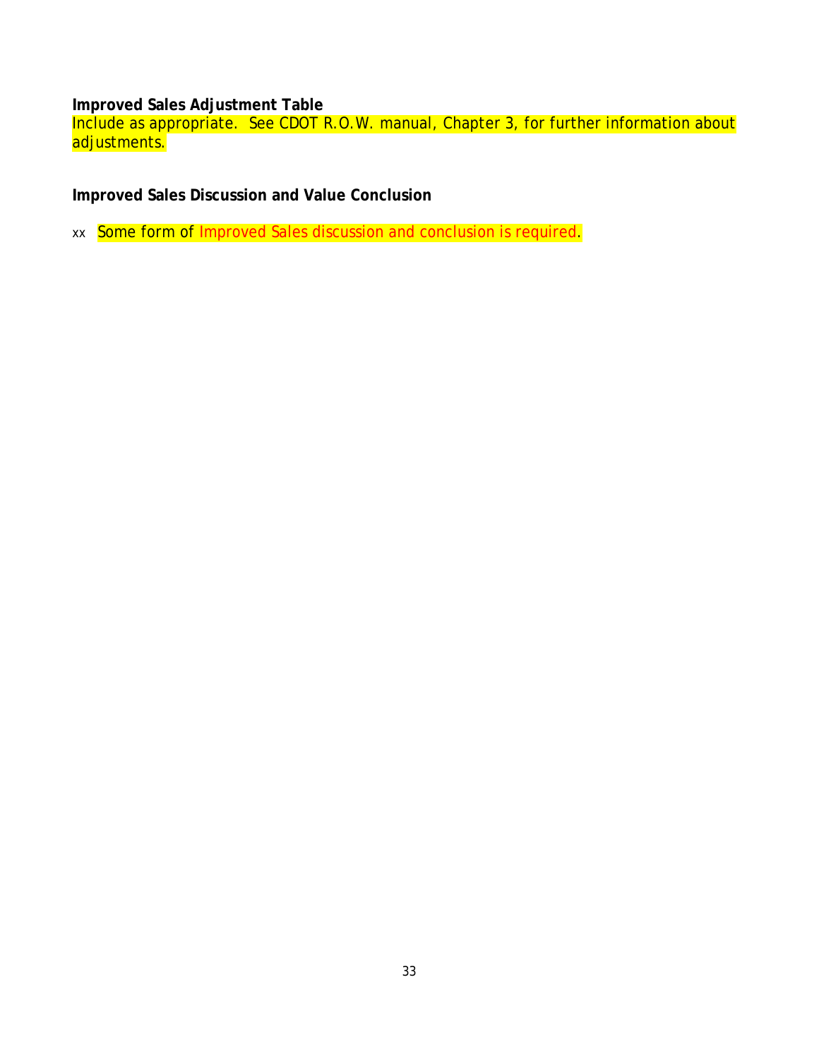**Improved Sales Adjustment Table**

Include as appropriate.  See CDOT R.O.W. manual, Chapter 3, for further information about adjustments.

**Improved Sales Discussion and Value Conclusion**

xx  Some form of Improved Sales discussion and conclusion is required.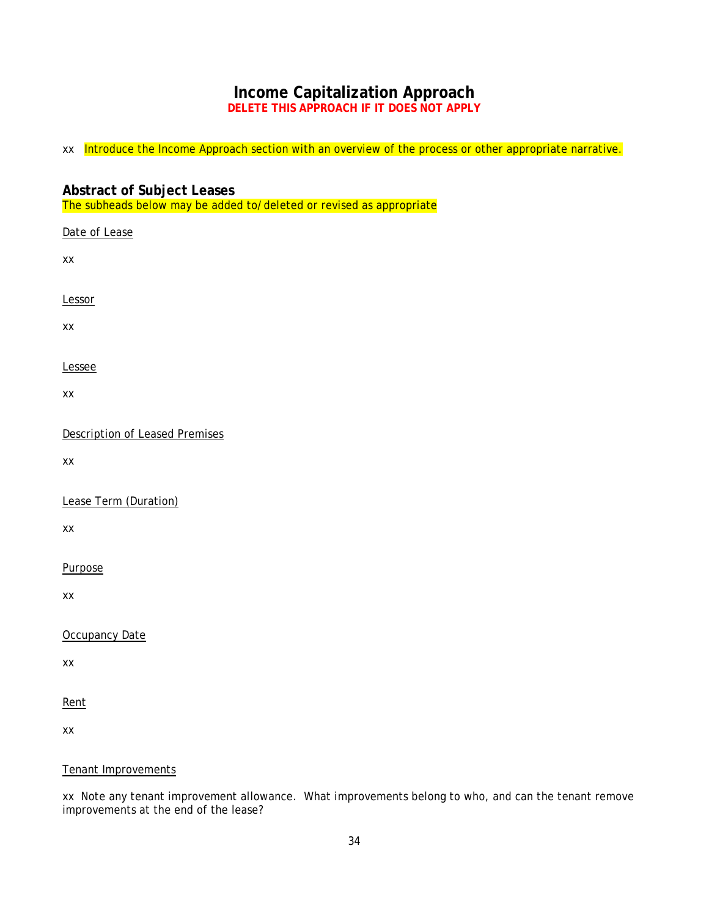# Income Capitalization Approach

**DELETE THIS APPROACH IF IT DOES NOT APPLY**

xx Introduce the Income Approach section with an overview of the process or other appropriate narrative.

## Abstract of Subject Leases

The subheads below may be added to/deleted or revised as appropriate

Date of Lease

xx

Lessor

xx

Lessee

xx

Description of Leased Premises

xx

Lease Term (Duration)

xx

Purpose

xx

Occupancy Date

xx

Rent

xx

Tenant Improvements

xx Note any tenant improvement allowance. What improvements belong to who, and can the tenant remove improvements at the end of the lease?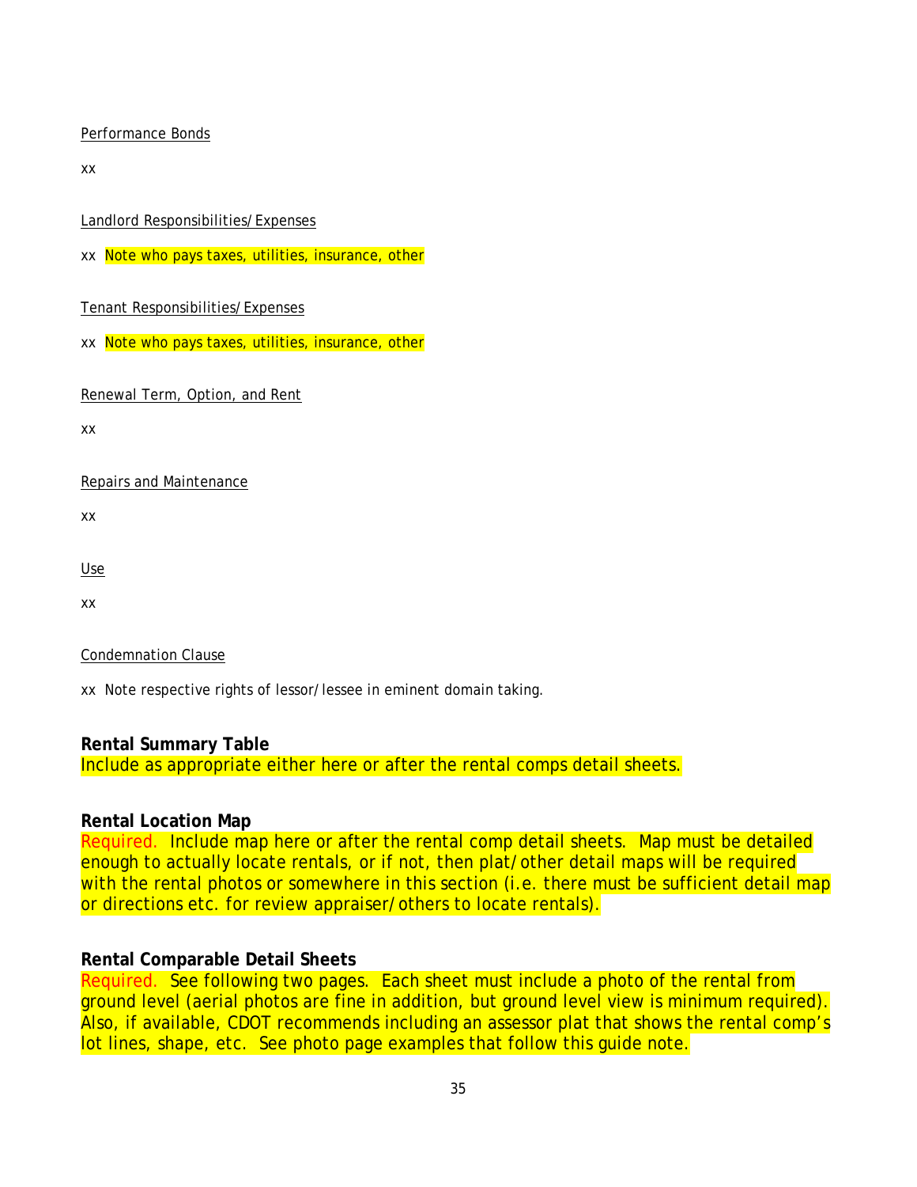Performance Bonds

xx

Landlord Responsibilities/Expenses

xx Note who pays taxes, utilities, insurance, other

Tenant Responsibilities/Expenses

xx Note who pays taxes, utilities, insurance, other

Renewal Term, Option, and Rent

xx

Repairs and Maintenance

xx

Use

xx

Condemnation Clause

xx Note respective rights of lessor/lessee in eminent domain taking.

**Rental Summary Table**

Include as appropriate either here or after the rental comps detail sheets.

**Rental Location Map**

Required. Include map here or after the rental comp detail sheets. Map must be detailed enough to actually locate rentals, or if not, then plat/other detail maps will be required with the rental photos or somewhere in this section (i.e. there must be sufficient detail map or directions etc. for review appraiser/others to locate rentals).

**Rental Comparable Detail Sheets**

Required. See following two pages. Each sheet must include a photo of the rental from ground level (aerial photos are fine in addition, but ground level view is minimum required). Also, if available, CDOT recommends including an assessor plat that shows the rental comp's lot lines, shape, etc. See photo page examples that follow this guide note.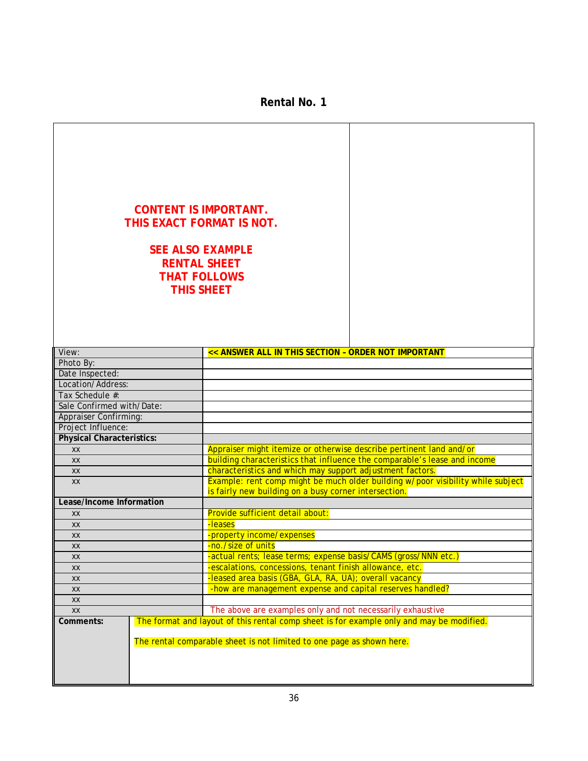## Rental No. 1

**CONTENT IS IMPORTANT.**
**THIS EXACT FORMAT IS NOT.**

**SEE ALSO EXAMPLE RENTAL SHEET THAT FOLLOWS THIS SHEET**

| | |
|---|---|
| View: | **<< ANSWER ALL IN THIS SECTION – ORDER NOT IMPORTANT** |
| Photo By: | |
| Date Inspected: | |
| Location/Address: | |
| Tax Schedule #: | |
| Sale Confirmed with/Date: | |
| Appraiser Confirming: | |
| Project Influence: | |
| **Physical Characteristics:** | |
| xx | Appraiser might itemize or otherwise describe pertinent land and/or |
| xx | building characteristics that influence the comparable's lease and income |
| xx | characteristics and which may support adjustment factors. |
| xx | Example: rent comp might be much older building w/poor visibility while subject is fairly new building on a busy corner intersection. |
| **Lease/Income Information** | |
| xx | Provide sufficient detail about: |
| xx | -leases |
| xx | -property income/expenses |
| xx | -no./size of units |
| xx | -actual rents; lease terms; expense basis/CAMS (gross/NNN etc.) |
| xx | -escalations, concessions, tenant finish allowance, etc. |
| xx | -leased area basis (GBA, GLA, RA, UA); overall vacancy |
| xx | -how are management expense and capital reserves handled? |
| xx | |
| xx | The above are examples only and not necessarily exhaustive |
| **Comments:** | The format and layout of this rental comp sheet is for example only and may be modified.<br><br>The rental comparable sheet is not limited to one page as shown here. |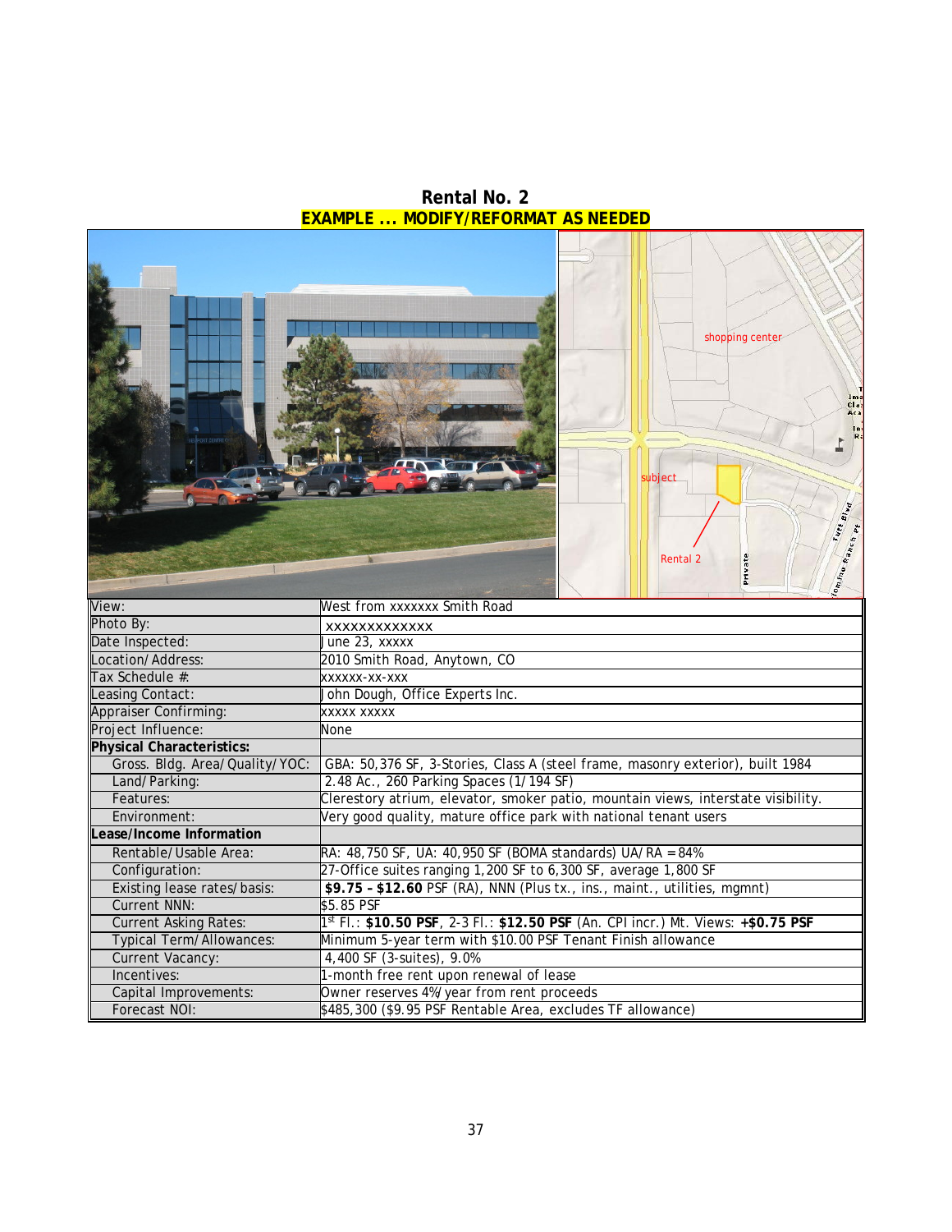# Rental No. 2

**EXAMPLE ... MODIFY/REFORMAT AS NEEDED**

| | |
|---|---|
| View: | West from xxxxxxx Smith Road |
| Photo By: | xxxxxxxxxxxxx |
| Date Inspected: | June 23, xxxxx |
| Location/Address: | 2010 Smith Road, Anytown, CO |
| Tax Schedule #: | xxxxxx-xx-xxx |
| Leasing Contact: | John Dough, Office Experts Inc. |
| Appraiser Confirming: | xxxxx xxxxx |
| Project Influence: | None |
| **Physical Characteristics:** | |
| Gross. Bldg. Area/Quality/YOC: | GBA: 50,376 SF, 3-Stories, Class A (steel frame, masonry exterior), built 1984 |
| Land/Parking: | 2.48 Ac., 260 Parking Spaces (1/194 SF) |
| Features: | Clerestory atrium, elevator, smoker patio, mountain views, interstate visibility. |
| Environment: | Very good quality, mature office park with national tenant users |
| **Lease/Income Information** | |
| Rentable/Usable Area: | RA: 48,750 SF, UA: 40,950 SF (BOMA standards) UA/RA = 84% |
| Configuration: | 27-Office suites ranging 1,200 SF to 6,300 SF, average 1,800 SF |
| Existing lease rates/basis: | **$9.75 – $12.60** PSF (RA), NNN (Plus tx., ins., maint., utilities, mgmnt) |
| Current NNN: | $5.85 PSF |
| Current Asking Rates: | 1st Fl.: **$10.50 PSF**, 2-3 Fl.: **$12.50 PSF** (An. CPI incr.) Mt. Views: **+$0.75 PSF** |
| Typical Term/Allowances: | Minimum 5-year term with $10.00 PSF Tenant Finish allowance |
| Current Vacancy: | 4,400 SF (3-suites), 9.0% |
| Incentives: | 1-month free rent upon renewal of lease |
| Capital Improvements: | Owner reserves 4%/year from rent proceeds |
| Forecast NOI: | $485,300 ($9.95 PSF Rentable Area, excludes TF allowance) |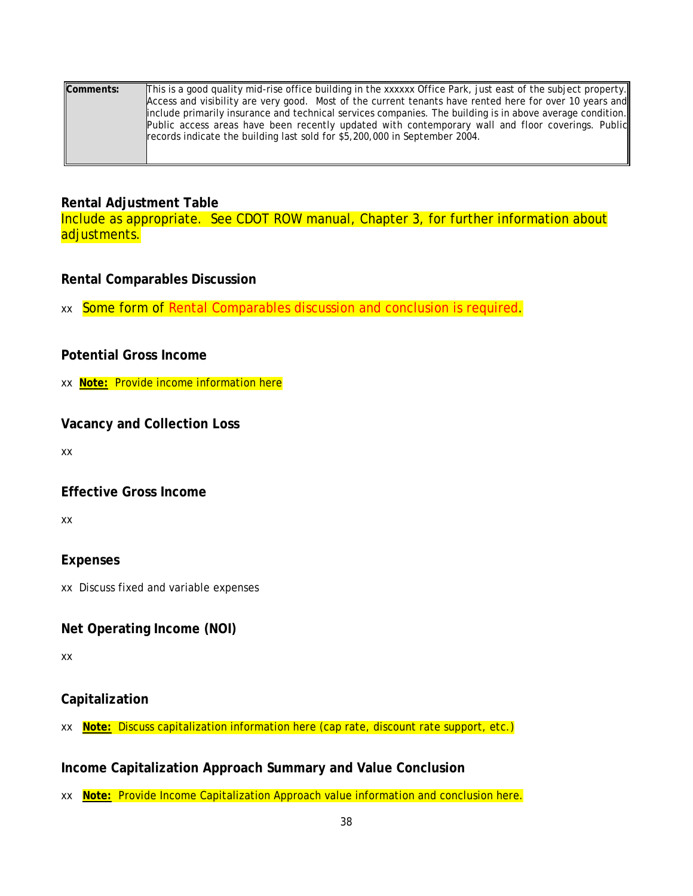| Comments: | This is a good quality mid-rise office building in the xxxxxx Office Park, just east of the subject property. Access and visibility are very good. Most of the current tenants have rented here for over 10 years and include primarily insurance and technical services companies. The building is in above average condition. Public access areas have been recently updated with contemporary wall and floor coverings. Public records indicate the building last sold for $5,200,000 in September 2004. |
|---|---|

**Rental Adjustment Table**

Include as appropriate. See CDOT ROW manual, Chapter 3, for further information about adjustments.

**Rental Comparables Discussion**

xx Some form of Rental Comparables discussion and conclusion is required.

**Potential Gross Income**

xx **Note:** Provide income information here

**Vacancy and Collection Loss**

xx

**Effective Gross Income**

xx

**Expenses**

xx Discuss fixed and variable expenses

**Net Operating Income (NOI)**

xx

**Capitalization**

xx **Note:** Discuss capitalization information here (cap rate, discount rate support, etc.)

**Income Capitalization Approach Summary and Value Conclusion**

xx **Note:** Provide Income Capitalization Approach value information and conclusion here.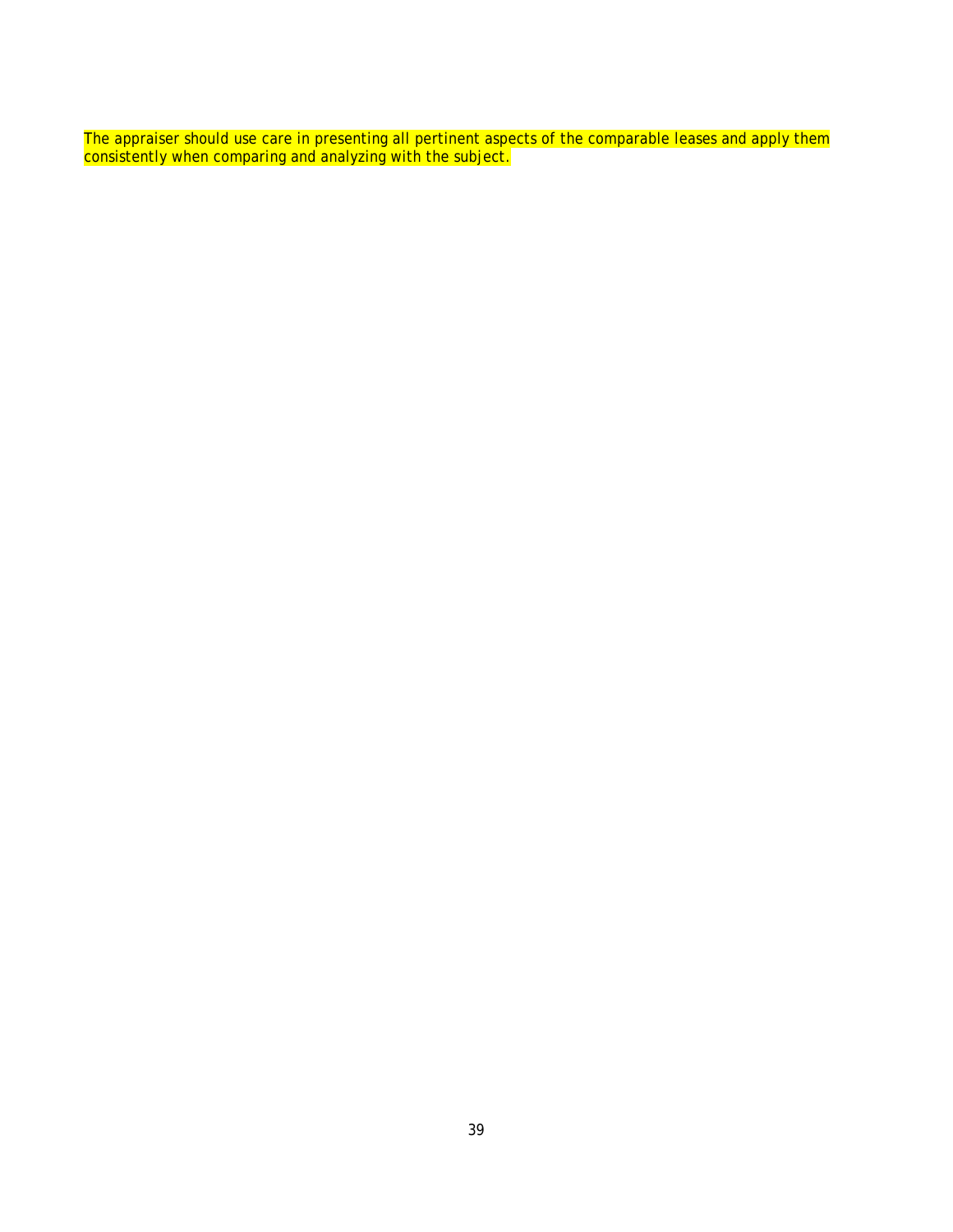*The appraiser should use care in presenting all pertinent aspects of the comparable leases and apply them consistently when comparing and analyzing with the subject.*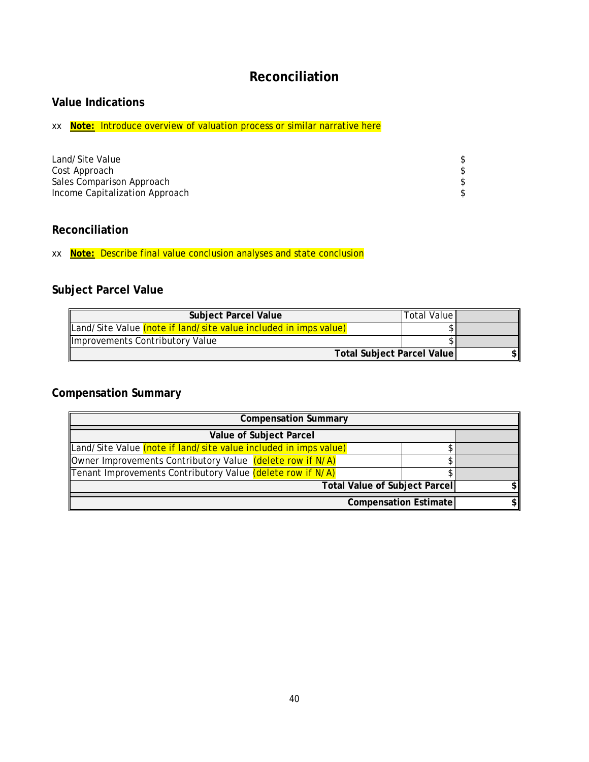# Reconciliation

## Value Indications

xx **Note:** Introduce overview of valuation process or similar narrative here

| | |
|---|---|
| Land/Site Value | $ |
| Cost Approach | $ |
| Sales Comparison Approach | $ |
| Income Capitalization Approach | $ |

## Reconciliation

xx **Note:** Describe final value conclusion analyses and state conclusion

## Subject Parcel Value

| **Subject Parcel Value** | Total Value | |
|---|---|---|
| Land/Site Value (note if land/site value included in imps value) | $ | |
| Improvements Contributory Value | $ | |
| | **Total Subject Parcel Value** | **$** |

## Compensation Summary

| **Compensation Summary** | | |
|---|---|---|
| **Value of Subject Parcel** | | |
| Land/Site Value (note if land/site value included in imps value) | $ | |
| Owner Improvements Contributory Value (delete row if N/A) | $ | |
| Tenant Improvements Contributory Value (delete row if N/A) | $ | |
| | **Total Value of Subject Parcel** | **$** |
| | **Compensation Estimate** | **$** |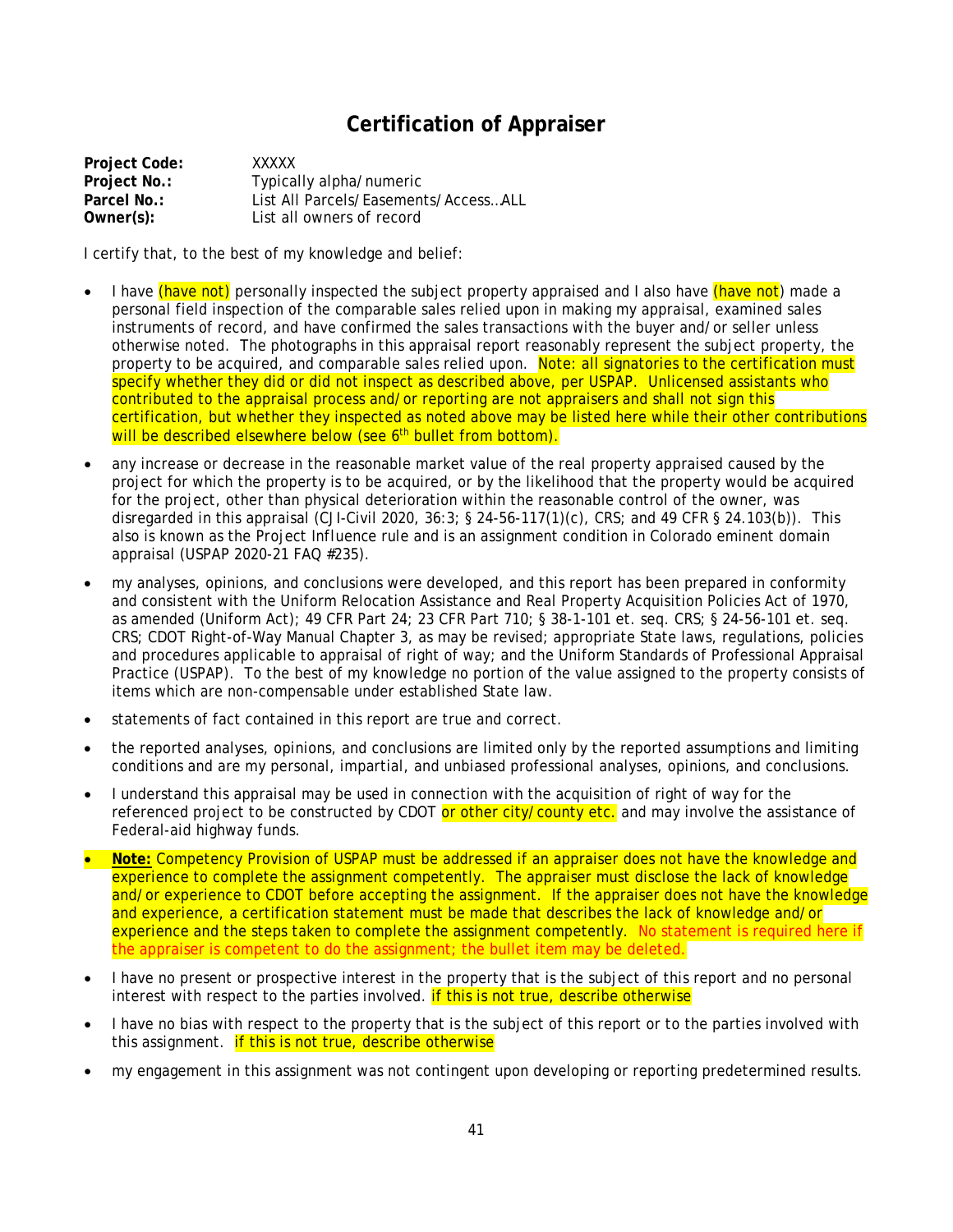# Certification of Appraiser

**Project Code:** XXXXX
**Project No.:** Typically alpha/numeric
**Parcel No.:** List All Parcels/Easements/Access…ALL
**Owner(s):** List all owners of record

I certify that, to the best of my knowledge and belief:

- I have (have not) personally inspected the subject property appraised and I also have (have not) made a personal field inspection of the comparable sales relied upon in making my appraisal, examined sales instruments of record, and have confirmed the sales transactions with the buyer and/or seller unless otherwise noted. The photographs in this appraisal report reasonably represent the subject property, the property to be acquired, and comparable sales relied upon. Note: all signatories to the certification must specify whether they did or did not inspect as described above, per USPAP. Unlicensed assistants who contributed to the appraisal process and/or reporting are not appraisers and shall not sign this certification, but whether they inspected as noted above may be listed here while their other contributions will be described elsewhere below (see 6th bullet from bottom).
- any increase or decrease in the reasonable market value of the real property appraised caused by the project for which the property is to be acquired, or by the likelihood that the property would be acquired for the project, other than physical deterioration within the reasonable control of the owner, was disregarded in this appraisal (CJI-Civil 2020, 36:3; § 24-56-117(1)(c), CRS; and 49 CFR § 24.103(b)). This also is known as the Project Influence rule and is an assignment condition in Colorado eminent domain appraisal (USPAP 2020-21 FAQ #235).
- my analyses, opinions, and conclusions were developed, and this report has been prepared in conformity and consistent with the Uniform Relocation Assistance and Real Property Acquisition Policies Act of 1970, as amended (Uniform Act); 49 CFR Part 24; 23 CFR Part 710; § 38-1-101 et. seq. CRS; § 24-56-101 et. seq. CRS; CDOT Right-of-Way Manual Chapter 3, as may be revised; appropriate State laws, regulations, policies and procedures applicable to appraisal of right of way; and the Uniform Standards of Professional Appraisal Practice (USPAP). To the best of my knowledge no portion of the value assigned to the property consists of items which are non-compensable under established State law.
- statements of fact contained in this report are true and correct.
- the reported analyses, opinions, and conclusions are limited only by the reported assumptions and limiting conditions and are my personal, impartial, and unbiased professional analyses, opinions, and conclusions.
- I understand this appraisal may be used in connection with the acquisition of right of way for the referenced project to be constructed by CDOT or other city/county etc. and may involve the assistance of Federal-aid highway funds.
- **Note:** Competency Provision of USPAP must be addressed if an appraiser does not have the knowledge and experience to complete the assignment competently. The appraiser must disclose the lack of knowledge and/or experience to CDOT before accepting the assignment. If the appraiser does not have the knowledge and experience, a certification statement must be made that describes the lack of knowledge and/or experience and the steps taken to complete the assignment competently. No statement is required here if the appraiser is competent to do the assignment; the bullet item may be deleted.
- I have no present or prospective interest in the property that is the subject of this report and no personal interest with respect to the parties involved. if this is not true, describe otherwise
- I have no bias with respect to the property that is the subject of this report or to the parties involved with this assignment. if this is not true, describe otherwise
- my engagement in this assignment was not contingent upon developing or reporting predetermined results.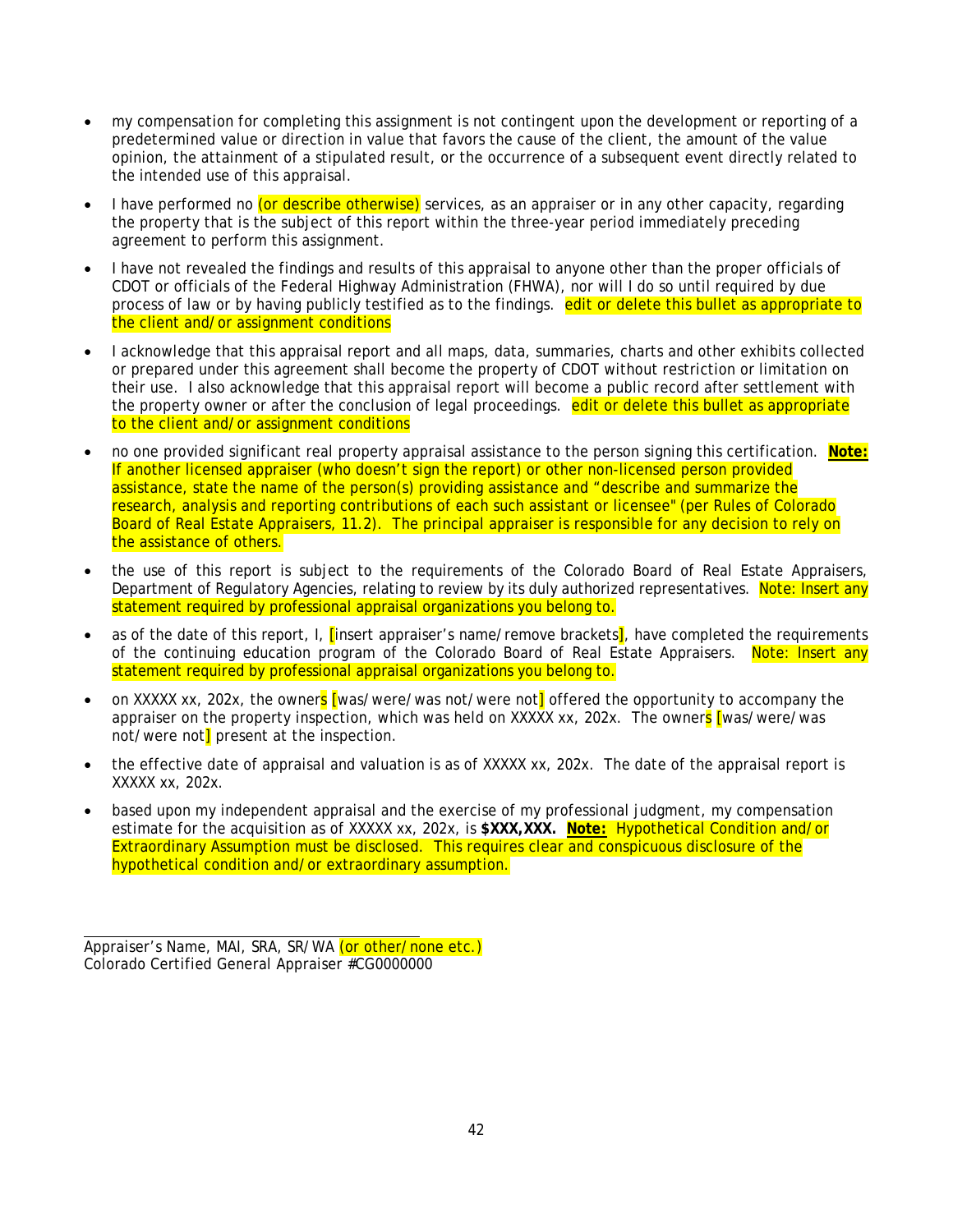- my compensation for completing this assignment is not contingent upon the development or reporting of a predetermined value or direction in value that favors the cause of the client, the amount of the value opinion, the attainment of a stipulated result, or the occurrence of a subsequent event directly related to the intended use of this appraisal.

- I have performed no (or describe otherwise) services, as an appraiser or in any other capacity, regarding the property that is the subject of this report within the three-year period immediately preceding agreement to perform this assignment.

- I have not revealed the findings and results of this appraisal to anyone other than the proper officials of CDOT or officials of the Federal Highway Administration (FHWA), nor will I do so until required by due process of law or by having publicly testified as to the findings. edit or delete this bullet as appropriate to the client and/or assignment conditions

- I acknowledge that this appraisal report and all maps, data, summaries, charts and other exhibits collected or prepared under this agreement shall become the property of CDOT without restriction or limitation on their use. I also acknowledge that this appraisal report will become a public record after settlement with the property owner or after the conclusion of legal proceedings. edit or delete this bullet as appropriate to the client and/or assignment conditions

- no one provided significant real property appraisal assistance to the person signing this certification. **Note:** If another licensed appraiser (who doesn't sign the report) or other non-licensed person provided assistance, state the name of the person(s) providing assistance and "describe and summarize the research, analysis and reporting contributions of each such assistant or licensee" (per Rules of Colorado Board of Real Estate Appraisers, 11.2). The principal appraiser is responsible for any decision to rely on the assistance of others.

- the use of this report is subject to the requirements of the Colorado Board of Real Estate Appraisers, Department of Regulatory Agencies, relating to review by its duly authorized representatives. Note: Insert any statement required by professional appraisal organizations you belong to.

- as of the date of this report, I, [insert appraiser's name/remove brackets], have completed the requirements of the continuing education program of the Colorado Board of Real Estate Appraisers. Note: Insert any statement required by professional appraisal organizations you belong to.

- on XXXXX xx, 202x, the owners [was/were/was not/were not] offered the opportunity to accompany the appraiser on the property inspection, which was held on XXXXX xx, 202x. The owners [was/were/was not/were not] present at the inspection.

- the effective date of appraisal and valuation is as of XXXXX xx, 202x. The date of the appraisal report is XXXXX xx, 202x.

- based upon my independent appraisal and the exercise of my professional judgment, my compensation estimate for the acquisition as of XXXXX xx, 202x, is **$XXX,XXX.** **Note:** Hypothetical Condition and/or Extraordinary Assumption must be disclosed. This requires clear and conspicuous disclosure of the hypothetical condition and/or extraordinary assumption.

\_\_\_\_\_\_\_\_\_\_\_\_\_\_\_\_\_\_\_\_\_\_\_\_\_\_\_\_\_\_\_\_\_\_\_\_\_\_\_\_

Appraiser's Name, MAI, SRA, SR/WA (or other/none etc.)
Colorado Certified General Appraiser #CG0000000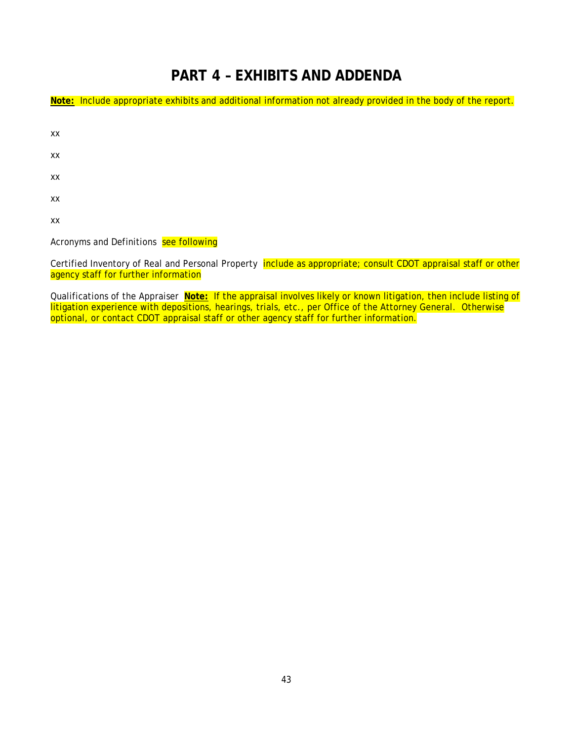# PART 4 – EXHIBITS AND ADDENDA

**Note:** Include appropriate exhibits and additional information not already provided in the body of the report.

xx

xx

xx

xx

xx

Acronyms and Definitions see following

Certified Inventory of Real and Personal Property include as appropriate; consult CDOT appraisal staff or other agency staff for further information

Qualifications of the Appraiser **Note:** If the appraisal involves likely or known litigation, then include listing of litigation experience with depositions, hearings, trials, etc., per Office of the Attorney General. Otherwise optional, or contact CDOT appraisal staff or other agency staff for further information.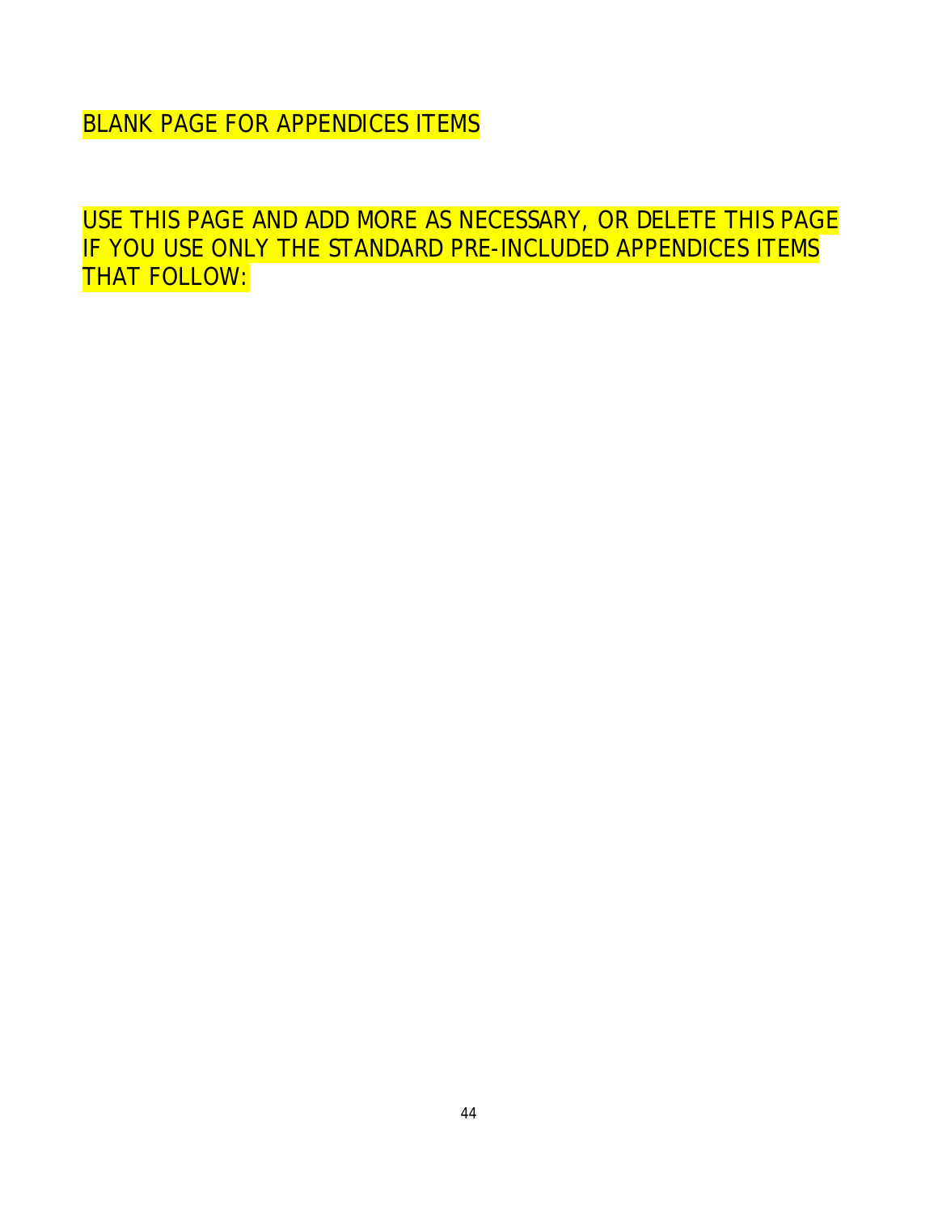BLANK PAGE FOR APPENDICES ITEMS

USE THIS PAGE AND ADD MORE AS NECESSARY, OR DELETE THIS PAGE IF YOU USE ONLY THE STANDARD PRE-INCLUDED APPENDICES ITEMS THAT FOLLOW: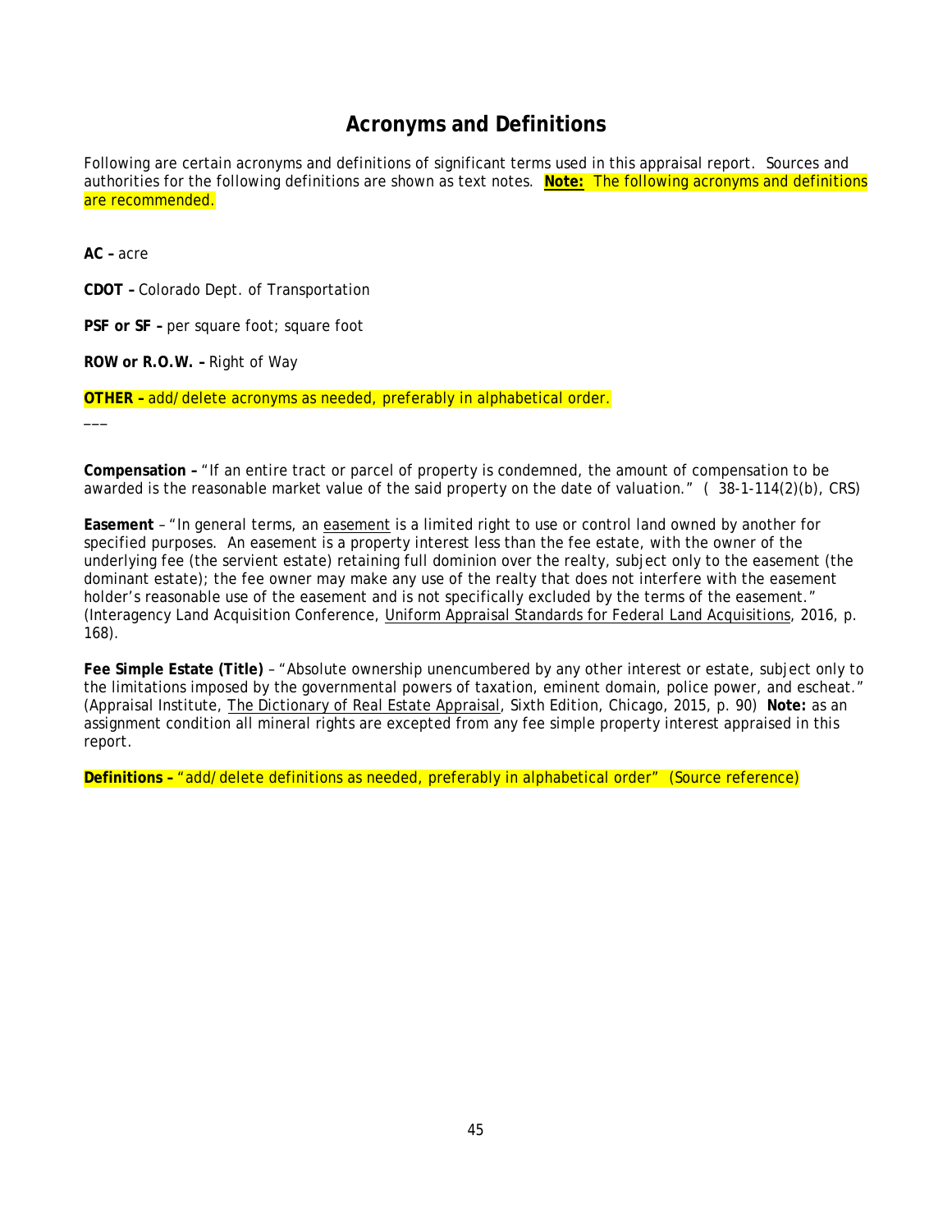# Acronyms and Definitions

Following are certain acronyms and definitions of significant terms used in this appraisal report. Sources and authorities for the following definitions are shown as text notes. **Note:** The following acronyms and definitions are recommended.

**AC –** acre

**CDOT –** Colorado Dept. of Transportation

**PSF or SF –** per square foot; square foot

**ROW or R.O.W. –** Right of Way

**OTHER –** add/delete acronyms as needed, preferably in alphabetical order.

___

**Compensation –** "If an entire tract or parcel of property is condemned, the amount of compensation to be awarded is the reasonable market value of the said property on the date of valuation." ( 38-1-114(2)(b), CRS)

**Easement** – "In general terms, an easement is a limited right to use or control land owned by another for specified purposes. An easement is a property interest less than the fee estate, with the owner of the underlying fee (the servient estate) retaining full dominion over the realty, subject only to the easement (the dominant estate); the fee owner may make any use of the realty that does not interfere with the easement holder's reasonable use of the easement and is not specifically excluded by the terms of the easement." (Interagency Land Acquisition Conference, Uniform Appraisal Standards for Federal Land Acquisitions, 2016, p. 168).

**Fee Simple Estate (Title)** – "Absolute ownership unencumbered by any other interest or estate, subject only to the limitations imposed by the governmental powers of taxation, eminent domain, police power, and escheat." (Appraisal Institute, The Dictionary of Real Estate Appraisal, Sixth Edition, Chicago, 2015, p. 90) **Note:** as an assignment condition all mineral rights are excepted from any fee simple property interest appraised in this report.

**Definitions –** "add/delete definitions as needed, preferably in alphabetical order" (Source reference)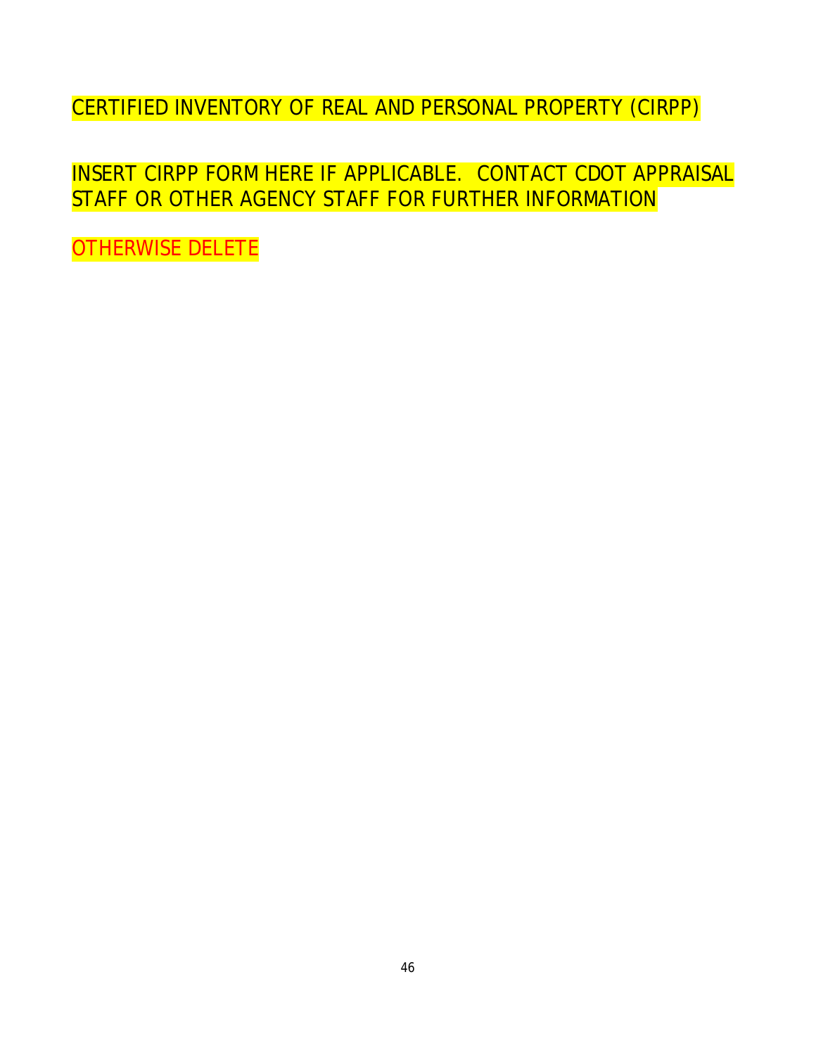# CERTIFIED INVENTORY OF REAL AND PERSONAL PROPERTY (CIRPP)

INSERT CIRPP FORM HERE IF APPLICABLE. CONTACT CDOT APPRAISAL STAFF OR OTHER AGENCY STAFF FOR FURTHER INFORMATION

OTHERWISE DELETE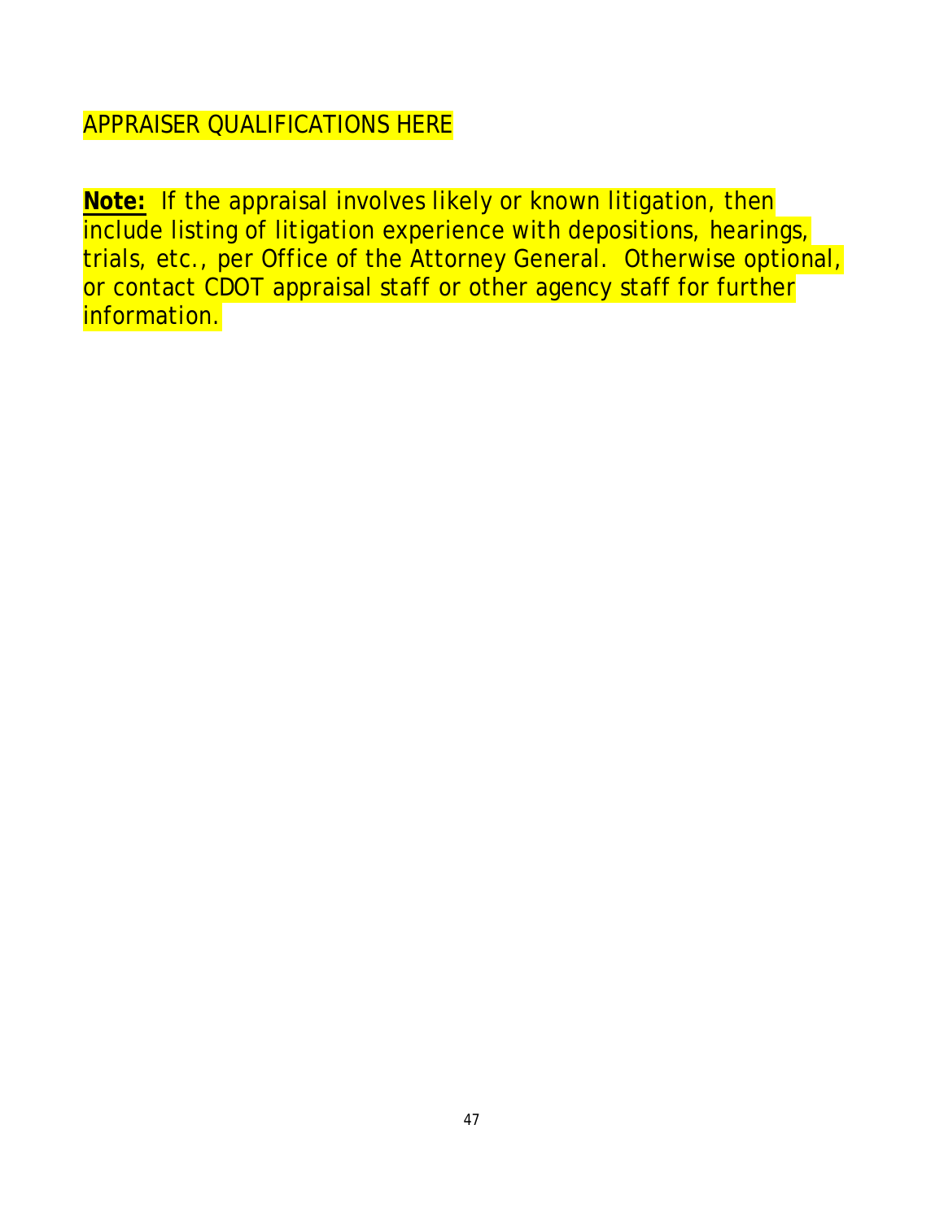APPRAISER QUALIFICATIONS HERE

**Note:** If the appraisal involves likely or known litigation, then include listing of litigation experience with depositions, hearings, trials, etc., per Office of the Attorney General. Otherwise optional, or contact CDOT appraisal staff or other agency staff for further information.